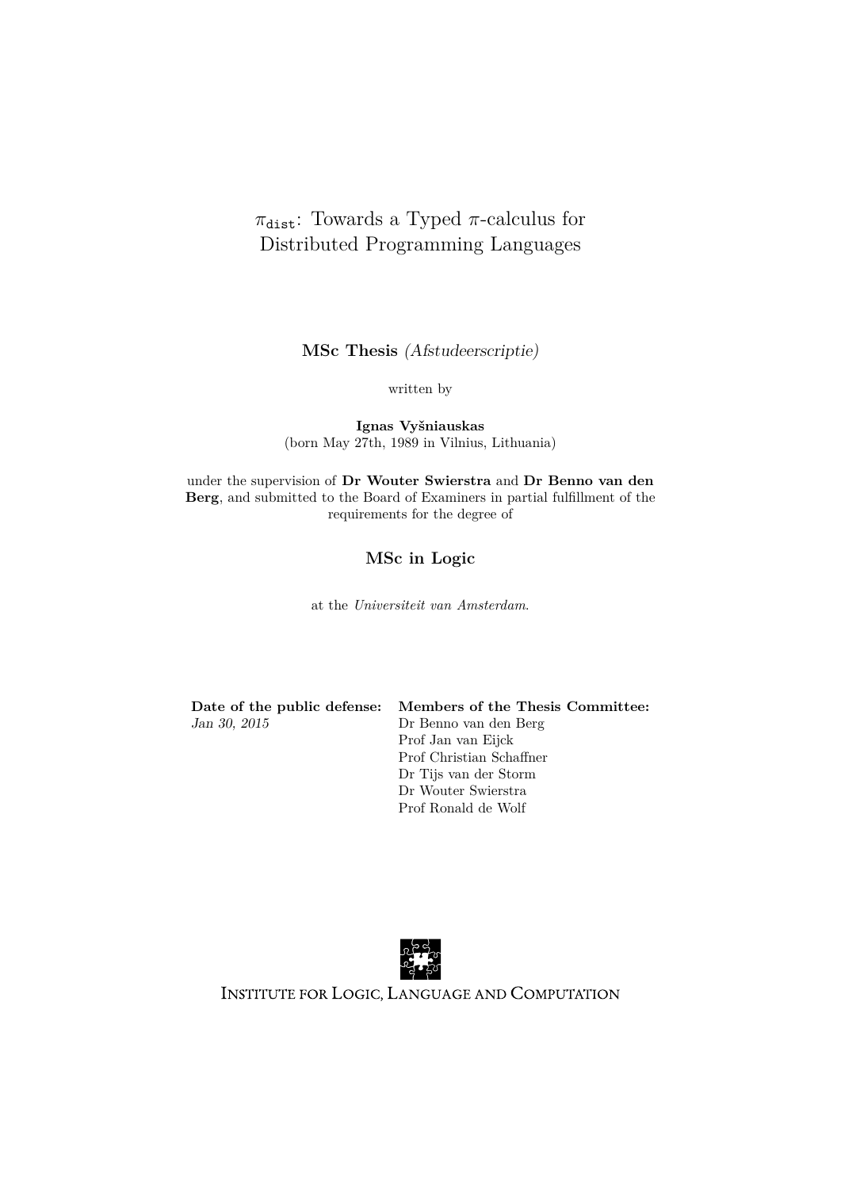# $\pi_{\texttt{dist}}$: Towards a Typed $\pi$-calculus for Distributed Programming Languages

**MSc Thesis** *(Afstudeerscriptie)*

written by

**Ignas Vyšniauskas**
(born May 27th, 1989 in Vilnius, Lithuania)

under the supervision of **Dr Wouter Swierstra** and **Dr Benno van den Berg**, and submitted to the Board of Examiners in partial fulfillment of the requirements for the degree of

**MSc in Logic**

at the *Universiteit van Amsterdam*.

| **Date of the public defense:** | **Members of the Thesis Committee:** |
| --- | --- |
| *Jan 30, 2015* | Dr Benno van den Berg |
| | Prof Jan van Eijck |
| | Prof Christian Schaffner |
| | Dr Tijs van der Storm |
| | Dr Wouter Swierstra |
| | Prof Ronald de Wolf |

Institute for Logic, Language and Computation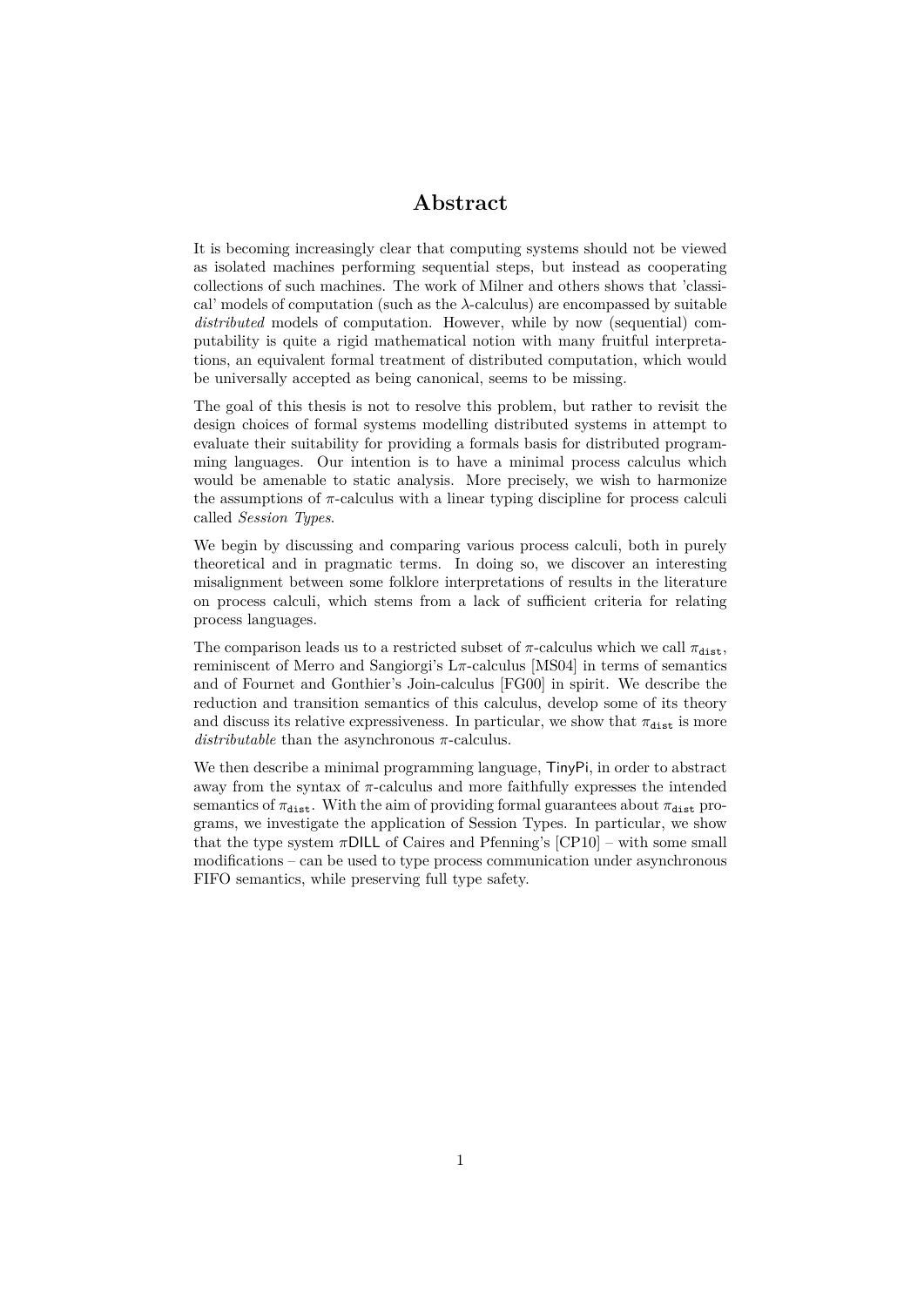# Abstract

It is becoming increasingly clear that computing systems should not be viewed as isolated machines performing sequential steps, but instead as cooperating collections of such machines. The work of Milner and others shows that 'classical' models of computation (such as the $\lambda$-calculus) are encompassed by suitable *distributed* models of computation. However, while by now (sequential) computability is quite a rigid mathematical notion with many fruitful interpretations, an equivalent formal treatment of distributed computation, which would be universally accepted as being canonical, seems to be missing.

The goal of this thesis is not to resolve this problem, but rather to revisit the design choices of formal systems modelling distributed systems in attempt to evaluate their suitability for providing a formals basis for distributed programming languages. Our intention is to have a minimal process calculus which would be amenable to static analysis. More precisely, we wish to harmonize the assumptions of $\pi$-calculus with a linear typing discipline for process calculi called *Session Types*.

We begin by discussing and comparing various process calculi, both in purely theoretical and in pragmatic terms. In doing so, we discover an interesting misalignment between some folklore interpretations of results in the literature on process calculi, which stems from a lack of sufficient criteria for relating process languages.

The comparison leads us to a restricted subset of $\pi$-calculus which we call $\pi_{\texttt{dist}}$, reminiscent of Merro and Sangiorgi's L$\pi$-calculus [MS04] in terms of semantics and of Fournet and Gonthier's Join-calculus [FG00] in spirit. We describe the reduction and transition semantics of this calculus, develop some of its theory and discuss its relative expressiveness. In particular, we show that $\pi_{\texttt{dist}}$ is more *distributable* than the asynchronous $\pi$-calculus.

We then describe a minimal programming language, TinyPi, in order to abstract away from the syntax of $\pi$-calculus and more faithfully expresses the intended semantics of $\pi_{\texttt{dist}}$. With the aim of providing formal guarantees about $\pi_{\texttt{dist}}$ programs, we investigate the application of Session Types. In particular, we show that the type system $\pi$DILL of Caires and Pfenning's [CP10] – with some small modifications – can be used to type process communication under asynchronous FIFO semantics, while preserving full type safety.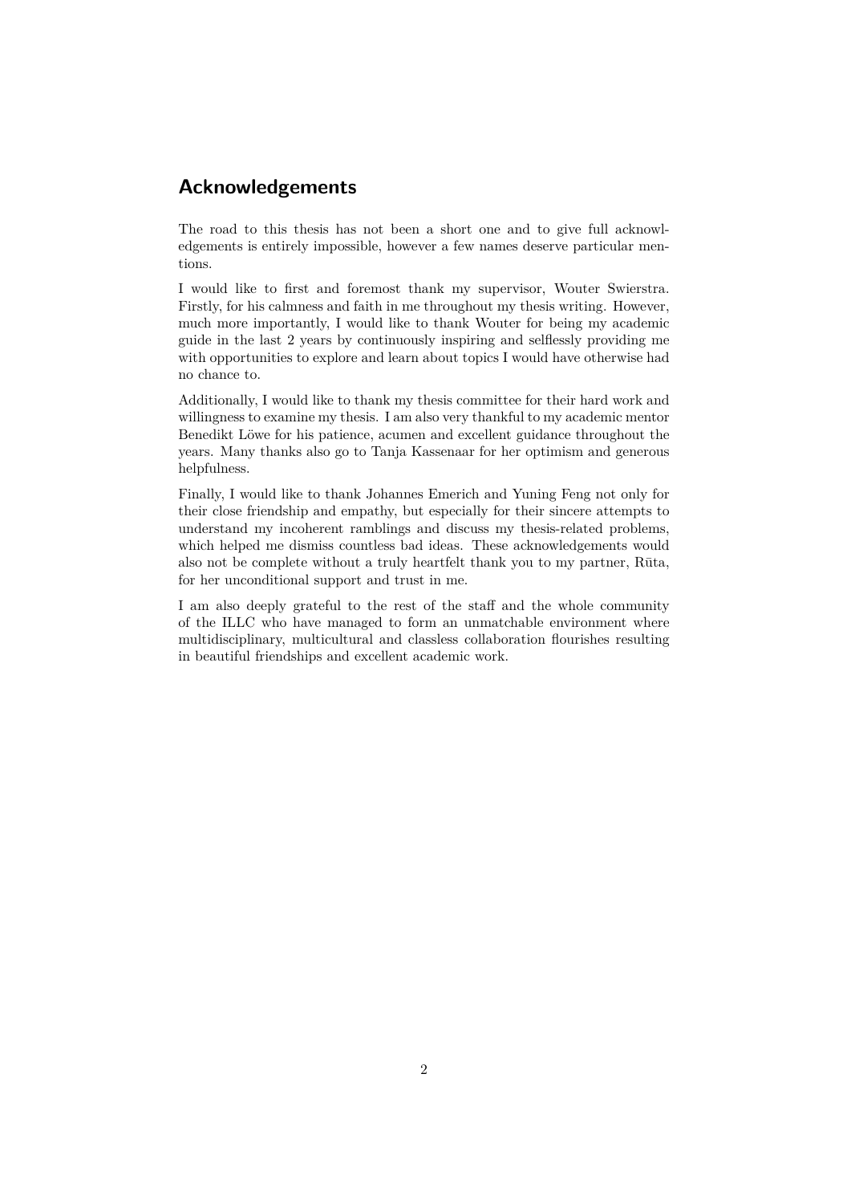## Acknowledgements

The road to this thesis has not been a short one and to give full acknowledgements is entirely impossible, however a few names deserve particular mentions.

I would like to first and foremost thank my supervisor, Wouter Swierstra. Firstly, for his calmness and faith in me throughout my thesis writing. However, much more importantly, I would like to thank Wouter for being my academic guide in the last 2 years by continuously inspiring and selflessly providing me with opportunities to explore and learn about topics I would have otherwise had no chance to.

Additionally, I would like to thank my thesis committee for their hard work and willingness to examine my thesis. I am also very thankful to my academic mentor Benedikt Löwe for his patience, acumen and excellent guidance throughout the years. Many thanks also go to Tanja Kassenaar for her optimism and generous helpfulness.

Finally, I would like to thank Johannes Emerich and Yuning Feng not only for their close friendship and empathy, but especially for their sincere attempts to understand my incoherent ramblings and discuss my thesis-related problems, which helped me dismiss countless bad ideas. These acknowledgements would also not be complete without a truly heartfelt thank you to my partner, Rūta, for her unconditional support and trust in me.

I am also deeply grateful to the rest of the staff and the whole community of the ILLC who have managed to form an unmatchable environment where multidisciplinary, multicultural and classless collaboration flourishes resulting in beautiful friendships and excellent academic work.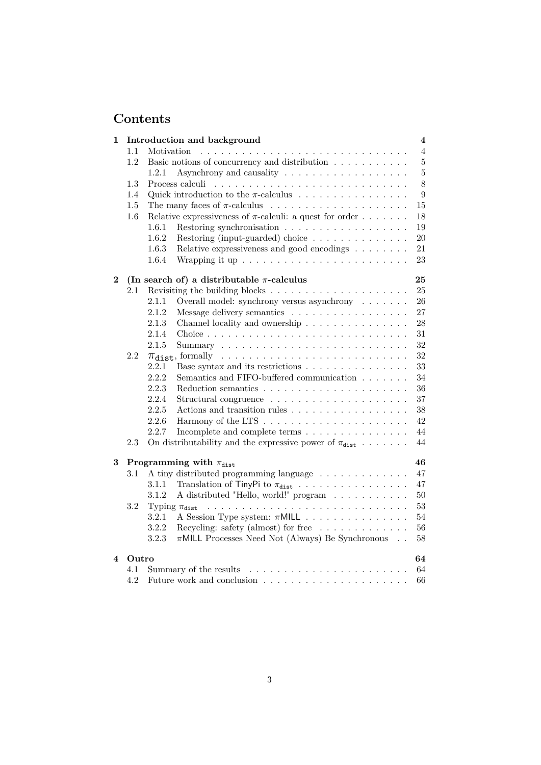# Contents

1 **Introduction and background** 4
- 1.1 Motivation 4
- 1.2 Basic notions of concurrency and distribution 5
  - 1.2.1 Asynchrony and causality 5
- 1.3 Process calculi 8
- 1.4 Quick introduction to the $\pi$-calculus 9
- 1.5 The many faces of $\pi$-calculus 15
- 1.6 Relative expressiveness of $\pi$-calculi: a quest for order 18
  - 1.6.1 Restoring synchronisation 19
  - 1.6.2 Restoring (input-guarded) choice 20
  - 1.6.3 Relative expressiveness and good encodings 21
  - 1.6.4 Wrapping it up 23

2 **(In search of) a distributable $\pi$-calculus** 25
- 2.1 Revisiting the building blocks 25
  - 2.1.1 Overall model: synchrony versus asynchrony 26
  - 2.1.2 Message delivery semantics 27
  - 2.1.3 Channel locality and ownership 28
  - 2.1.4 Choice 31
  - 2.1.5 Summary 32
- 2.2 $\pi_{\texttt{dist}}$, formally 32
  - 2.2.1 Base syntax and its restrictions 33
  - 2.2.2 Semantics and FIFO-buffered communication 34
  - 2.2.3 Reduction semantics 36
  - 2.2.4 Structural congruence 37
  - 2.2.5 Actions and transition rules 38
  - 2.2.6 Harmony of the LTS 42
  - 2.2.7 Incomplete and complete terms 44
- 2.3 On distributability and the expressive power of $\pi_{\texttt{dist}}$ 44

3 **Programming with $\pi_{\texttt{dist}}$** 46
- 3.1 A tiny distributed programming language 47
  - 3.1.1 Translation of TinyPi to $\pi_{\texttt{dist}}$ 47
  - 3.1.2 A distributed "Hello, world!" program 50
- 3.2 Typing $\pi_{\texttt{dist}}$ 53
  - 3.2.1 A Session Type system: $\pi$MILL 54
  - 3.2.2 Recycling: safety (almost) for free 56
  - 3.2.3 $\pi$MILL Processes Need Not (Always) Be Synchronous 58

4 **Outro** 64
- 4.1 Summary of the results 64
- 4.2 Future work and conclusion 66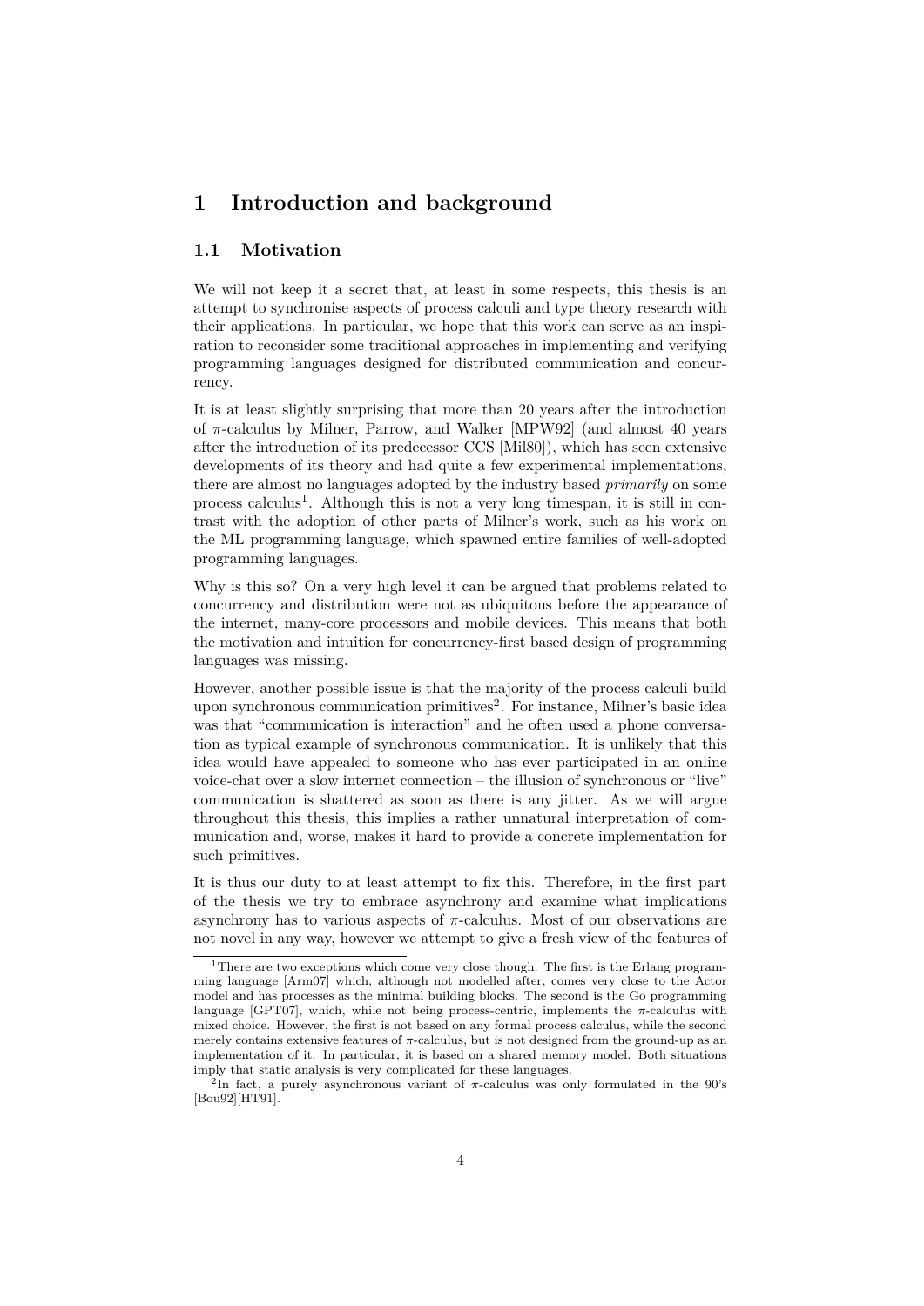# 1 Introduction and background

## 1.1 Motivation

We will not keep it a secret that, at least in some respects, this thesis is an attempt to synchronise aspects of process calculi and type theory research with their applications. In particular, we hope that this work can serve as an inspiration to reconsider some traditional approaches in implementing and verifying programming languages designed for distributed communication and concurrency.

It is at least slightly surprising that more than 20 years after the introduction of $\pi$-calculus by Milner, Parrow, and Walker [MPW92] (and almost 40 years after the introduction of its predecessor CCS [Mil80]), which has seen extensive developments of its theory and had quite a few experimental implementations, there are almost no languages adopted by the industry based *primarily* on some process calculus[1]. Although this is not a very long timespan, it is still in contrast with the adoption of other parts of Milner's work, such as his work on the ML programming language, which spawned entire families of well-adopted programming languages.

Why is this so? On a very high level it can be argued that problems related to concurrency and distribution were not as ubiquitous before the appearance of the internet, many-core processors and mobile devices. This means that both the motivation and intuition for concurrency-first based design of programming languages was missing.

However, another possible issue is that the majority of the process calculi build upon synchronous communication primitives[2]. For instance, Milner's basic idea was that "communication is interaction" and he often used a phone conversation as typical example of synchronous communication. It is unlikely that this idea would have appealed to someone who has ever participated in an online voice-chat over a slow internet connection – the illusion of synchronous or "live" communication is shattered as soon as there is any jitter. As we will argue throughout this thesis, this implies a rather unnatural interpretation of communication and, worse, makes it hard to provide a concrete implementation for such primitives.

It is thus our duty to at least attempt to fix this. Therefore, in the first part of the thesis we try to embrace asynchrony and examine what implications asynchrony has to various aspects of $\pi$-calculus. Most of our observations are not novel in any way, however we attempt to give a fresh view of the features of

---

[1] There are two exceptions which come very close though. The first is the Erlang programming language [Arm07] which, although not modelled after, comes very close to the Actor model and has processes as the minimal building blocks. The second is the Go programming language [GPT07], which, while not being process-centric, implements the $\pi$-calculus with mixed choice. However, the first is not based on any formal process calculus, while the second merely contains extensive features of $\pi$-calculus, but is not designed from the ground-up as an implementation of it. In particular, it is based on a shared memory model. Both situations imply that static analysis is very complicated for these languages.

[2] In fact, a purely asynchronous variant of $\pi$-calculus was only formulated in the 90's [Bou92][HT91].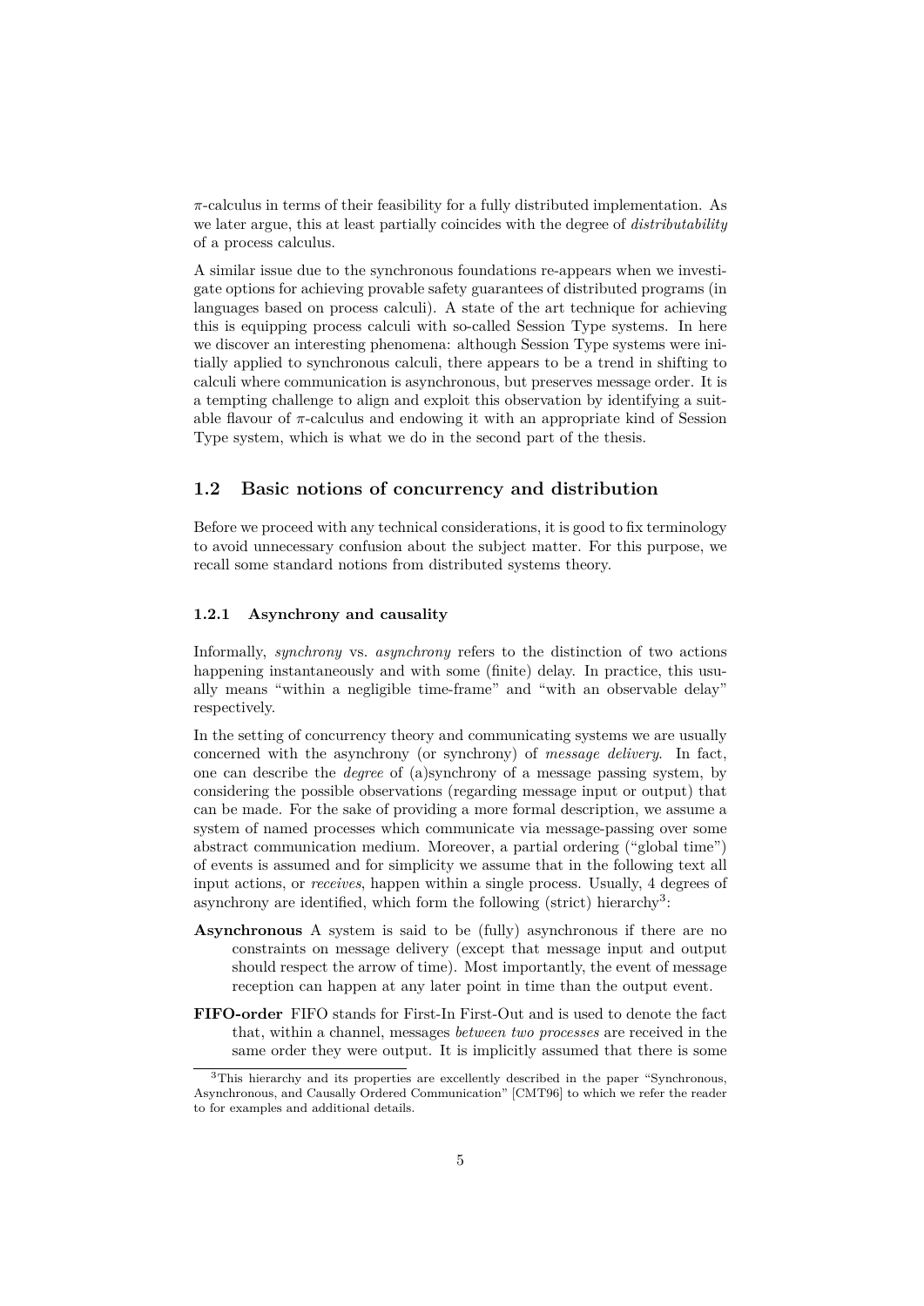$\pi$-calculus in terms of their feasibility for a fully distributed implementation. As we later argue, this at least partially coincides with the degree of *distributability* of a process calculus.

A similar issue due to the synchronous foundations re-appears when we investigate options for achieving provable safety guarantees of distributed programs (in languages based on process calculi). A state of the art technique for achieving this is equipping process calculi with so-called Session Type systems. In here we discover an interesting phenomena: although Session Type systems were initially applied to synchronous calculi, there appears to be a trend in shifting to calculi where communication is asynchronous, but preserves message order. It is a tempting challenge to align and exploit this observation by identifying a suitable flavour of $\pi$-calculus and endowing it with an appropriate kind of Session Type system, which is what we do in the second part of the thesis.

## 1.2 Basic notions of concurrency and distribution

Before we proceed with any technical considerations, it is good to fix terminology to avoid unnecessary confusion about the subject matter. For this purpose, we recall some standard notions from distributed systems theory.

### 1.2.1 Asynchrony and causality

Informally, *synchrony* vs. *asynchrony* refers to the distinction of two actions happening instantaneously and with some (finite) delay. In practice, this usually means "within a negligible time-frame" and "with an observable delay" respectively.

In the setting of concurrency theory and communicating systems we are usually concerned with the asynchrony (or synchrony) of *message delivery*. In fact, one can describe the *degree* of (a)synchrony of a message passing system, by considering the possible observations (regarding message input or output) that can be made. For the sake of providing a more formal description, we assume a system of named processes which communicate via message-passing over some abstract communication medium. Moreover, a partial ordering ("global time") of events is assumed and for simplicity we assume that in the following text all input actions, or *receives*, happen within a single process. Usually, 4 degrees of asynchrony are identified, which form the following (strict) hierarchy[3]:

**Asynchronous** A system is said to be (fully) asynchronous if there are no constraints on message delivery (except that message input and output should respect the arrow of time). Most importantly, the event of message reception can happen at any later point in time than the output event.

**FIFO-order** FIFO stands for First-In First-Out and is used to denote the fact that, within a channel, messages *between two processes* are received in the same order they were output. It is implicitly assumed that there is some

[3] This hierarchy and its properties are excellently described in the paper "Synchronous, Asynchronous, and Causally Ordered Communication" [CMT96] to which we refer the reader to for examples and additional details.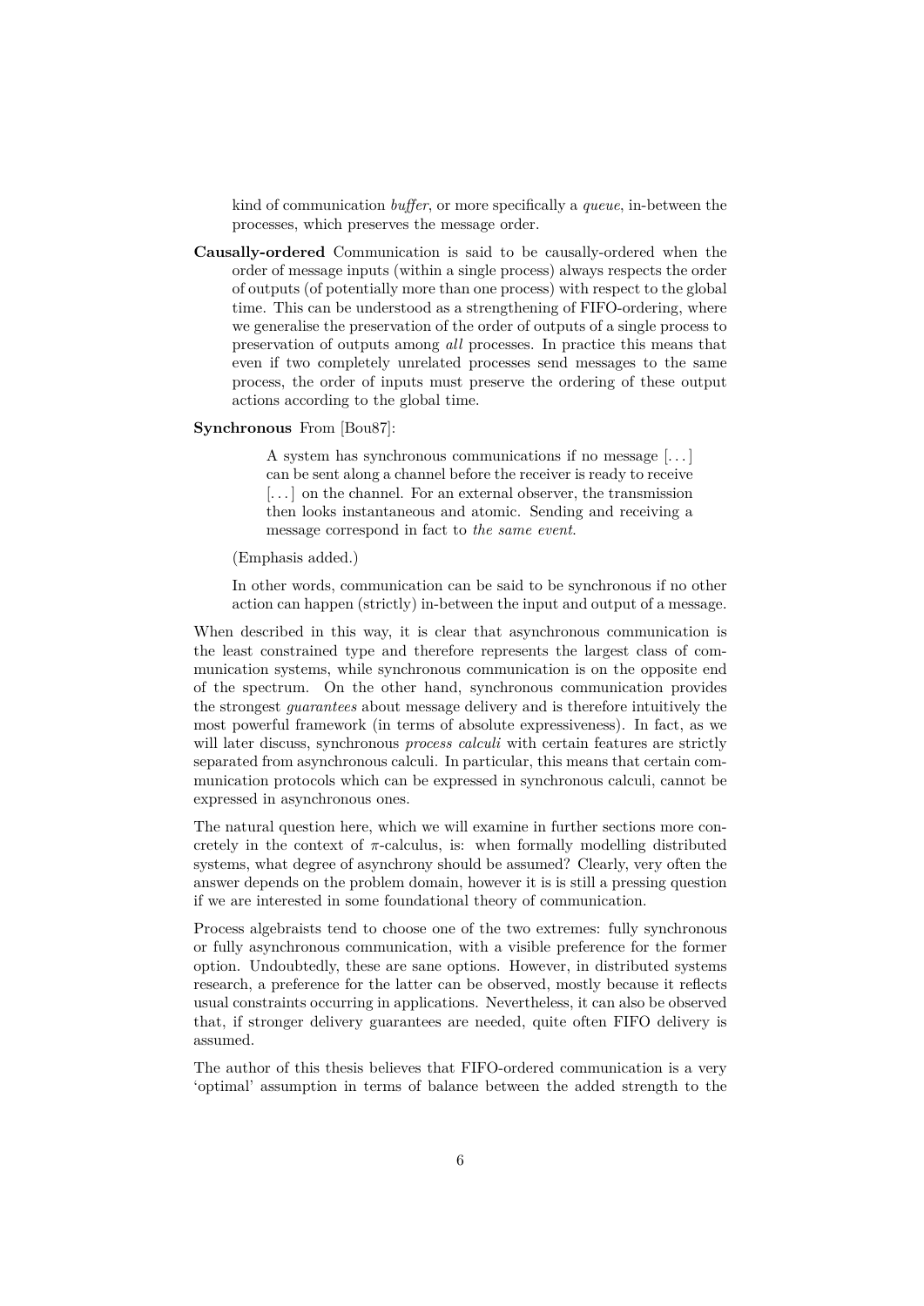kind of communication *buffer*, or more specifically a *queue*, in-between the processes, which preserves the message order.

**Causally-ordered** Communication is said to be causally-ordered when the order of message inputs (within a single process) always respects the order of outputs (of potentially more than one process) with respect to the global time. This can be understood as a strengthening of FIFO-ordering, where we generalise the preservation of the order of outputs of a single process to preservation of outputs among *all* processes. In practice this means that even if two completely unrelated processes send messages to the same process, the order of inputs must preserve the ordering of these output actions according to the global time.

**Synchronous** From [Bou87]:

> A system has synchronous communications if no message [...] can be sent along a channel before the receiver is ready to receive [...] on the channel. For an external observer, the transmission then looks instantaneous and atomic. Sending and receiving a message correspond in fact to *the same event*.

(Emphasis added.)

In other words, communication can be said to be synchronous if no other action can happen (strictly) in-between the input and output of a message.

When described in this way, it is clear that asynchronous communication is the least constrained type and therefore represents the largest class of communication systems, while synchronous communication is on the opposite end of the spectrum. On the other hand, synchronous communication provides the strongest *guarantees* about message delivery and is therefore intuitively the most powerful framework (in terms of absolute expressiveness). In fact, as we will later discuss, synchronous *process calculi* with certain features are strictly separated from asynchronous calculi. In particular, this means that certain communication protocols which can be expressed in synchronous calculi, cannot be expressed in asynchronous ones.

The natural question here, which we will examine in further sections more concretely in the context of $\pi$-calculus, is: when formally modelling distributed systems, what degree of asynchrony should be assumed? Clearly, very often the answer depends on the problem domain, however it is is still a pressing question if we are interested in some foundational theory of communication.

Process algebraists tend to choose one of the two extremes: fully synchronous or fully asynchronous communication, with a visible preference for the former option. Undoubtedly, these are sane options. However, in distributed systems research, a preference for the latter can be observed, mostly because it reflects usual constraints occurring in applications. Nevertheless, it can also be observed that, if stronger delivery guarantees are needed, quite often FIFO delivery is assumed.

The author of this thesis believes that FIFO-ordered communication is a very 'optimal' assumption in terms of balance between the added strength to the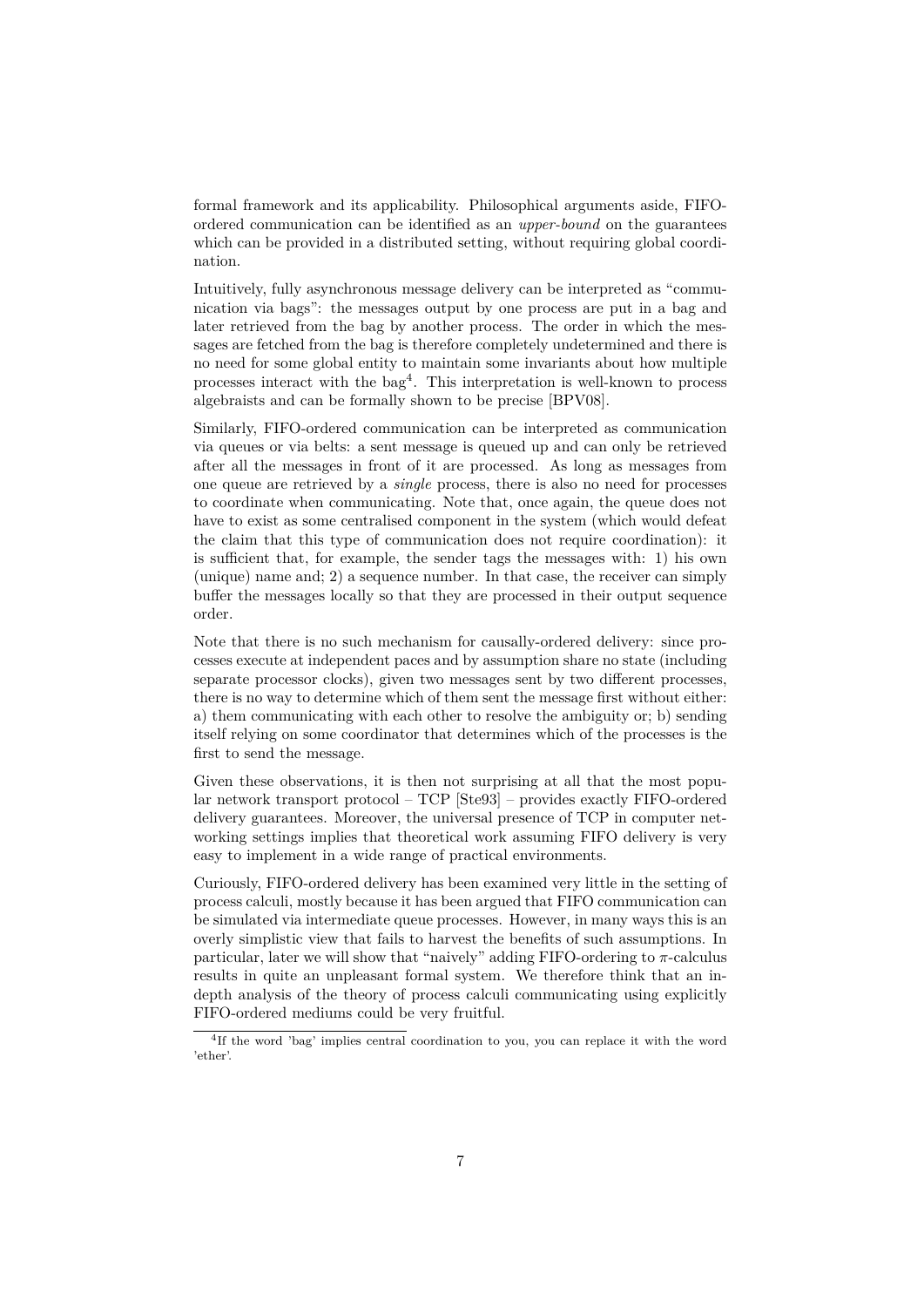formal framework and its applicability. Philosophical arguments aside, FIFO-ordered communication can be identified as an *upper-bound* on the guarantees which can be provided in a distributed setting, without requiring global coordination.

Intuitively, fully asynchronous message delivery can be interpreted as "communication via bags": the messages output by one process are put in a bag and later retrieved from the bag by another process. The order in which the messages are fetched from the bag is therefore completely undetermined and there is no need for some global entity to maintain some invariants about how multiple processes interact with the bag[4]. This interpretation is well-known to process algebraists and can be formally shown to be precise [BPV08].

Similarly, FIFO-ordered communication can be interpreted as communication via queues or via belts: a sent message is queued up and can only be retrieved after all the messages in front of it are processed. As long as messages from one queue are retrieved by a *single* process, there is also no need for processes to coordinate when communicating. Note that, once again, the queue does not have to exist as some centralised component in the system (which would defeat the claim that this type of communication does not require coordination): it is sufficient that, for example, the sender tags the messages with: 1) his own (unique) name and; 2) a sequence number. In that case, the receiver can simply buffer the messages locally so that they are processed in their output sequence order.

Note that there is no such mechanism for causally-ordered delivery: since processes execute at independent paces and by assumption share no state (including separate processor clocks), given two messages sent by two different processes, there is no way to determine which of them sent the message first without either: a) them communicating with each other to resolve the ambiguity or; b) sending itself relying on some coordinator that determines which of the processes is the first to send the message.

Given these observations, it is then not surprising at all that the most popular network transport protocol – TCP [Ste93] – provides exactly FIFO-ordered delivery guarantees. Moreover, the universal presence of TCP in computer networking settings implies that theoretical work assuming FIFO delivery is very easy to implement in a wide range of practical environments.

Curiously, FIFO-ordered delivery has been examined very little in the setting of process calculi, mostly because it has been argued that FIFO communication can be simulated via intermediate queue processes. However, in many ways this is an overly simplistic view that fails to harvest the benefits of such assumptions. In particular, later we will show that "naively" adding FIFO-ordering to $\pi$-calculus results in quite an unpleasant formal system. We therefore think that an in-depth analysis of the theory of process calculi communicating using explicitly FIFO-ordered mediums could be very fruitful.

[4] If the word 'bag' implies central coordination to you, you can replace it with the word 'ether'.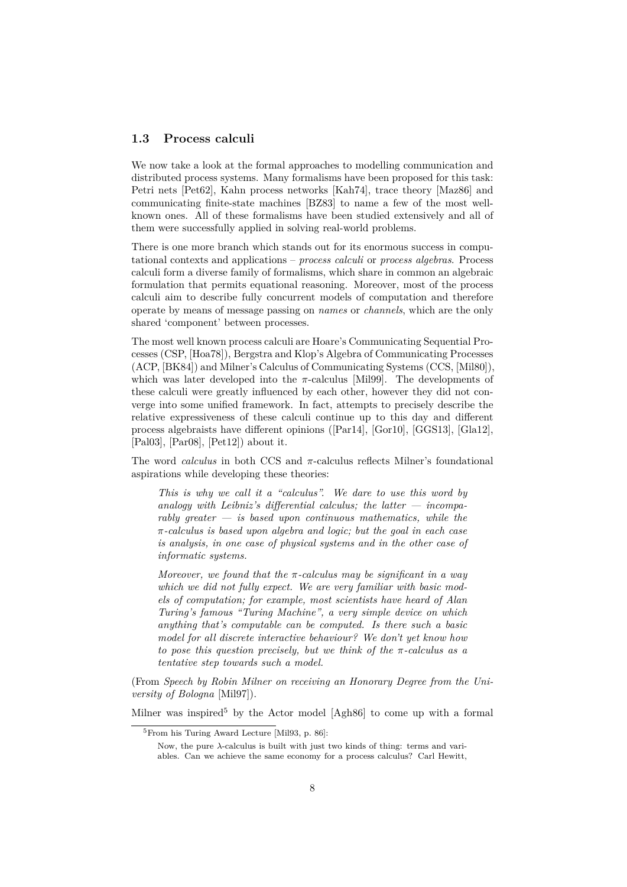## 1.3 Process calculi

We now take a look at the formal approaches to modelling communication and distributed process systems. Many formalisms have been proposed for this task: Petri nets [Pet62], Kahn process networks [Kah74], trace theory [Maz86] and communicating finite-state machines [BZ83] to name a few of the most well-known ones. All of these formalisms have been studied extensively and all of them were successfully applied in solving real-world problems.

There is one more branch which stands out for its enormous success in computational contexts and applications – *process calculi* or *process algebras*. Process calculi form a diverse family of formalisms, which share in common an algebraic formulation that permits equational reasoning. Moreover, most of the process calculi aim to describe fully concurrent models of computation and therefore operate by means of message passing on *names* or *channels*, which are the only shared 'component' between processes.

The most well known process calculi are Hoare's Communicating Sequential Processes (CSP, [Hoa78]), Bergstra and Klop's Algebra of Communicating Processes (ACP, [BK84]) and Milner's Calculus of Communicating Systems (CCS, [Mil80]), which was later developed into the $\pi$-calculus [Mil99]. The developments of these calculi were greatly influenced by each other, however they did not converge into some unified framework. In fact, attempts to precisely describe the relative expressiveness of these calculi continue up to this day and different process algebraists have different opinions ([Par14], [Gor10], [GGS13], [Gla12], [Pal03], [Par08], [Pet12]) about it.

The word *calculus* in both CCS and $\pi$-calculus reflects Milner's foundational aspirations while developing these theories:

> *This is why we call it a "calculus". We dare to use this word by analogy with Leibniz's differential calculus; the latter — incomparably greater — is based upon continuous mathematics, while the $\pi$-calculus is based upon algebra and logic; but the goal in each case is analysis, in one case of physical systems and in the other case of informatic systems.*
>
> *Moreover, we found that the $\pi$-calculus may be significant in a way which we did not fully expect. We are very familiar with basic models of computation; for example, most scientists have heard of Alan Turing's famous "Turing Machine", a very simple device on which anything that's computable can be computed. Is there such a basic model for all discrete interactive behaviour? We don't yet know how to pose this question precisely, but we think of the $\pi$-calculus as a tentative step towards such a model.*

(From *Speech by Robin Milner on receiving an Honorary Degree from the University of Bologna* [Mil97]).

Milner was inspired[5] by the Actor model [Agh86] to come up with a formal

---

[5] From his Turing Award Lecture [Mil93, p. 86]:

> Now, the pure $\lambda$-calculus is built with just two kinds of thing: terms and variables. Can we achieve the same economy for a process calculus? Carl Hewitt,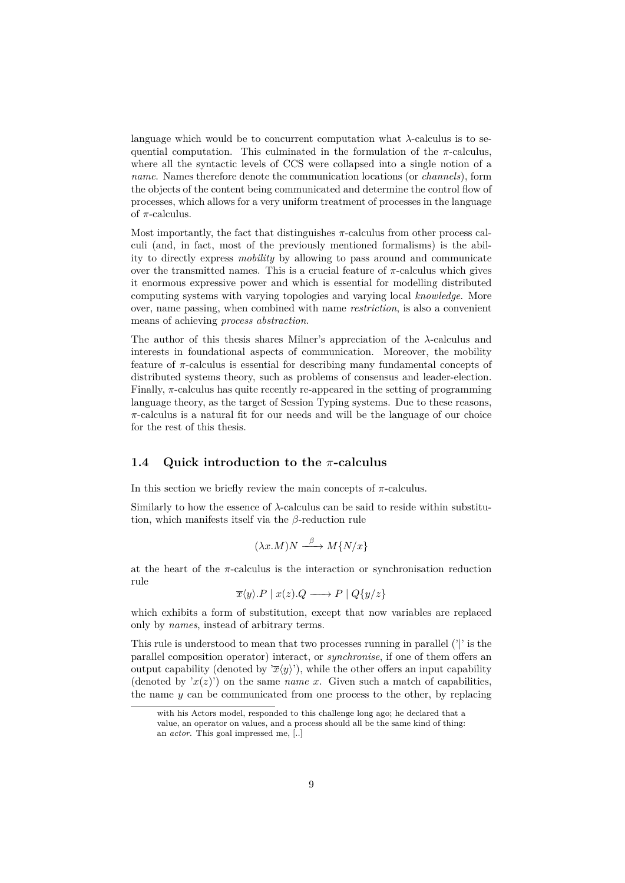language which would be to concurrent computation what $\lambda$-calculus is to sequential computation. This culminated in the formulation of the $\pi$-calculus, where all the syntactic levels of CCS were collapsed into a single notion of a *name*. Names therefore denote the communication locations (or *channels*), form the objects of the content being communicated and determine the control flow of processes, which allows for a very uniform treatment of processes in the language of $\pi$-calculus.

Most importantly, the fact that distinguishes $\pi$-calculus from other process calculi (and, in fact, most of the previously mentioned formalisms) is the ability to directly express *mobility* by allowing to pass around and communicate over the transmitted names. This is a crucial feature of $\pi$-calculus which gives it enormous expressive power and which is essential for modelling distributed computing systems with varying topologies and varying local *knowledge*. More over, name passing, when combined with name *restriction*, is also a convenient means of achieving *process abstraction*.

The author of this thesis shares Milner's appreciation of the $\lambda$-calculus and interests in foundational aspects of communication. Moreover, the mobility feature of $\pi$-calculus is essential for describing many fundamental concepts of distributed systems theory, such as problems of consensus and leader-election. Finally, $\pi$-calculus has quite recently re-appeared in the setting of programming language theory, as the target of Session Typing systems. Due to these reasons, $\pi$-calculus is a natural fit for our needs and will be the language of our choice for the rest of this thesis.

## 1.4 Quick introduction to the $\pi$-calculus

In this section we briefly review the main concepts of $\pi$-calculus.

Similarly to how the essence of $\lambda$-calculus can be said to reside within substitution, which manifests itself via the $\beta$-reduction rule

$$(\lambda x.M)N \xrightarrow{\beta} M\{N/x\}$$

at the heart of the $\pi$-calculus is the interaction or synchronisation reduction rule

$$\overline{x}\langle y\rangle.P \mid x(z).Q \longrightarrow P \mid Q\{y/z\}$$

which exhibits a form of substitution, except that now variables are replaced only by *names*, instead of arbitrary terms.

This rule is understood to mean that two processes running in parallel ('|' is the parallel composition operator) interact, or *synchronise*, if one of them offers an output capability (denoted by '$\overline{x}\langle y\rangle$'), while the other offers an input capability (denoted by '$x(z)$') on the same *name* $x$. Given such a match of capabilities, the name $y$ can be communicated from one process to the other, by replacing

with his Actors model, responded to this challenge long ago; he declared that a value, an operator on values, and a process should all be the same kind of thing: an *actor*. This goal impressed me, [..]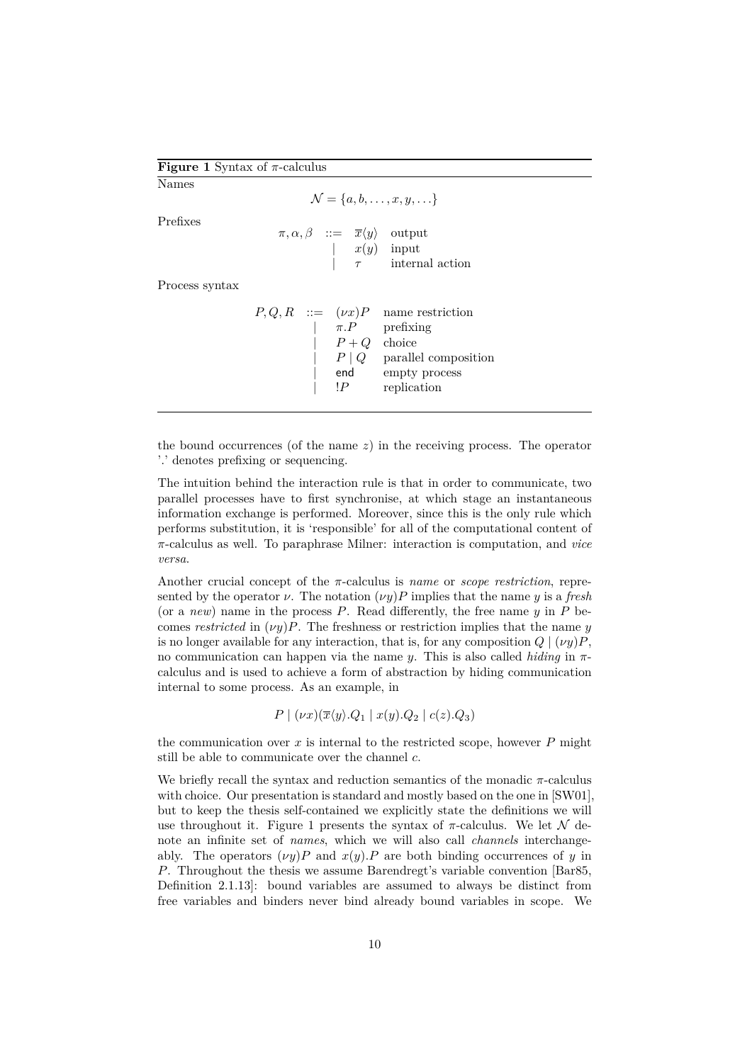**Figure 1** Syntax of $\pi$-calculus

Names

$$\mathcal{N} = \{a, b, \ldots, x, y, \ldots\}$$

Prefixes

$$
\begin{array}{rcll}
\pi, \alpha, \beta & ::= & \overline{x}\langle y \rangle & \text{output} \\
& | & x(y) & \text{input} \\
& | & \tau & \text{internal action}
\end{array}
$$

Process syntax

$$
\begin{array}{rcll}
P, Q, R & ::= & (\nu x)P & \text{name restriction} \\
& | & \pi.P & \text{prefixing} \\
& | & P + Q & \text{choice} \\
& | & P \mid Q & \text{parallel composition} \\
& | & \mathsf{end} & \text{empty process} \\
& | & !P & \text{replication}
\end{array}
$$

the bound occurrences (of the name $z$) in the receiving process. The operator '.' denotes prefixing or sequencing.

The intuition behind the interaction rule is that in order to communicate, two parallel processes have to first synchronise, at which stage an instantaneous information exchange is performed. Moreover, since this is the only rule which performs substitution, it is 'responsible' for all of the computational content of $\pi$-calculus as well. To paraphrase Milner: interaction is computation, and *vice versa*.

Another crucial concept of the $\pi$-calculus is *name* or *scope restriction*, represented by the operator $\nu$. The notation $(\nu y)P$ implies that the name $y$ is a *fresh* (or a *new*) name in the process $P$. Read differently, the free name $y$ in $P$ becomes *restricted* in $(\nu y)P$. The freshness or restriction implies that the name $y$ is no longer available for any interaction, that is, for any composition $Q \mid (\nu y)P$, no communication can happen via the name $y$. This is also called *hiding* in $\pi$-calculus and is used to achieve a form of abstraction by hiding communication internal to some process. As an example, in

$$P \mid (\nu x)(\overline{x}\langle y \rangle.Q_1 \mid x(y).Q_2 \mid c(z).Q_3)$$

the communication over $x$ is internal to the restricted scope, however $P$ might still be able to communicate over the channel $c$.

We briefly recall the syntax and reduction semantics of the monadic $\pi$-calculus with choice. Our presentation is standard and mostly based on the one in [SW01], but to keep the thesis self-contained we explicitly state the definitions we will use throughout it. Figure 1 presents the syntax of $\pi$-calculus. We let $\mathcal{N}$ denote an infinite set of *names*, which we will also call *channels* interchangeably. The operators $(\nu y)P$ and $x(y).P$ are both binding occurrences of $y$ in $P$. Throughout the thesis we assume Barendregt's variable convention [Bar85, Definition 2.1.13]: bound variables are assumed to always be distinct from free variables and binders never bind already bound variables in scope. We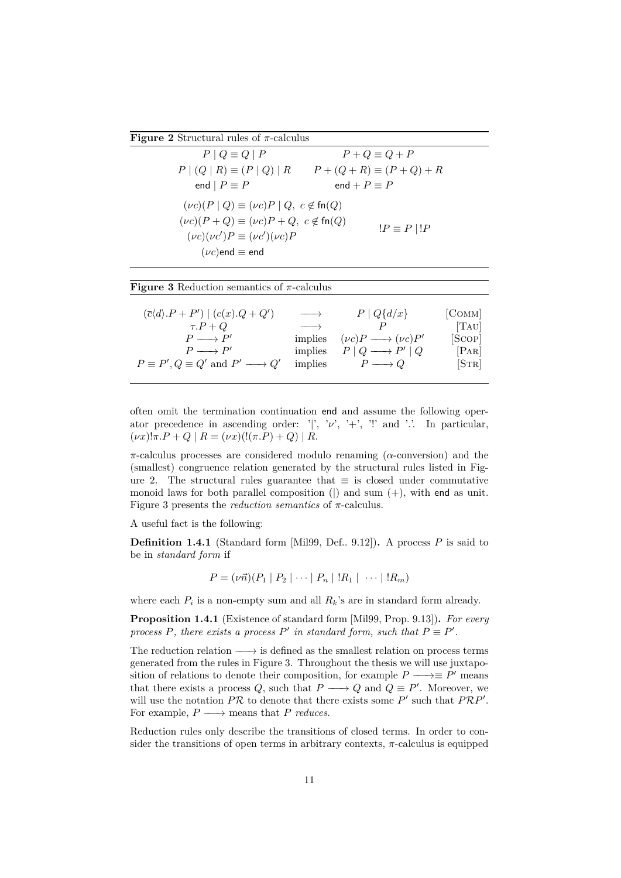**Figure 2** Structural rules of $\pi$-calculus

$$P \mid Q \equiv Q \mid P \qquad P + Q \equiv Q + P$$

$$P \mid (Q \mid R) \equiv (P \mid Q) \mid R \qquad P + (Q + R) \equiv (P + Q) + R$$

$$\mathsf{end} \mid P \equiv P \qquad \mathsf{end} + P \equiv P$$

$$(\nu c)(P \mid Q) \equiv (\nu c)P \mid Q,\ c \notin \mathsf{fn}(Q)$$

$$(\nu c)(P + Q) \equiv (\nu c)P + Q,\ c \notin \mathsf{fn}(Q) \qquad !P \equiv P \mid !P$$

$$(\nu c)(\nu c')P \equiv (\nu c')(\nu c)P$$

$$(\nu c)\mathsf{end} \equiv \mathsf{end}$$

**Figure 3** Reduction semantics of $\pi$-calculus

| | | | |
|---|---|---|---|
| $(\overline{c}\langle d\rangle.P + P') \mid (c(x).Q + Q')$ | $\longrightarrow$ | $P \mid Q\{d/x\}$ | [Comm] |
| $\tau.P + Q$ | $\longrightarrow$ | $P$ | [Tau] |
| $P \longrightarrow P'$ | implies | $(\nu c)P \longrightarrow (\nu c)P'$ | [Scop] |
| $P \longrightarrow P'$ | implies | $P \mid Q \longrightarrow P' \mid Q$ | [Par] |
| $P \equiv P', Q \equiv Q'$ and $P' \longrightarrow Q'$ | implies | $P \longrightarrow Q$ | [Str] |

often omit the termination continuation end and assume the following operator precedence in ascending order: '|', '$\nu$', '+', '!' and '.'. In particular, $(\nu x)!\pi.P + Q \mid R = (\nu x)(!(\pi.P) + Q) \mid R$.

$\pi$-calculus processes are considered modulo renaming ($\alpha$-conversion) and the (smallest) congruence relation generated by the structural rules listed in Figure 2. The structural rules guarantee that $\equiv$ is closed under commutative monoid laws for both parallel composition ($|$) and sum ($+$), with end as unit. Figure 3 presents the *reduction semantics* of $\pi$-calculus.

A useful fact is the following:

**Definition 1.4.1** (Standard form [Mil99, Def.. 9.12])**.** A process $P$ is said to be in *standard form* if

$$P = (\nu\vec{n})(P_1 \mid P_2 \mid \cdots \mid P_n \mid !R_1 \mid \ \cdots \mid !R_m)$$

where each $P_i$ is a non-empty sum and all $R_k$'s are in standard form already.

**Proposition 1.4.1** (Existence of standard form [Mil99, Prop. 9.13])**.** *For every process $P$, there exists a process $P'$ in standard form, such that $P \equiv P'$.*

The reduction relation $\longrightarrow$ is defined as the smallest relation on process terms generated from the rules in Figure 3. Throughout the thesis we will use juxtaposition of relations to denote their composition, for example $P \longrightarrow\equiv P'$ means that there exists a process $Q$, such that $P \longrightarrow Q$ and $Q \equiv P'$. Moreover, we will use the notation $P\mathcal{R}$ to denote that there exists some $P'$ such that $P\mathcal{R}P'$. For example, $P \longrightarrow$ means that $P$ *reduces*.

Reduction rules only describe the transitions of closed terms. In order to consider the transitions of open terms in arbitrary contexts, $\pi$-calculus is equipped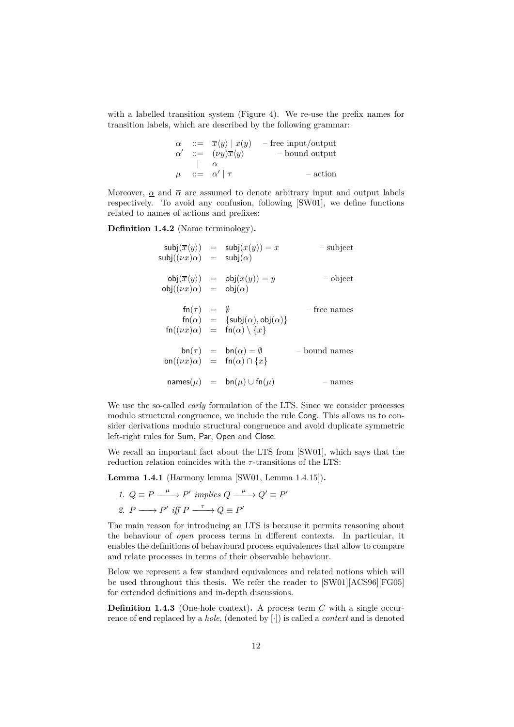with a labelled transition system (Figure 4). We re-use the prefix names for transition labels, which are described by the following grammar:

$$
\begin{array}{rcll}
\alpha & ::= & \overline{x}\langle y\rangle \mid x(y) & \text{– free input/output} \\
\alpha' & ::= & (\nu y)\overline{x}\langle y\rangle & \text{– bound output} \\
 & \mid & \alpha & \\
\mu & ::= & \alpha' \mid \tau & \text{– action}
\end{array}
$$

Moreover, $\underline{\alpha}$ and $\overline{\alpha}$ are assumed to denote arbitrary input and output labels respectively. To avoid any confusion, following [SW01], we define functions related to names of actions and prefixes:

**Definition 1.4.2** (Name terminology)**.**

$$
\begin{array}{rcll}
\mathsf{subj}(\overline{x}\langle y\rangle) & = & \mathsf{subj}(x(y)) = x & \text{– subject} \\
\mathsf{subj}((\nu x)\alpha) & = & \mathsf{subj}(\alpha) & \\
& & & \\
\mathsf{obj}(\overline{x}\langle y\rangle) & = & \mathsf{obj}(x(y)) = y & \text{– object} \\
\mathsf{obj}((\nu x)\alpha) & = & \mathsf{obj}(\alpha) & \\
& & & \\
\mathsf{fn}(\tau) & = & \emptyset & \text{– free names} \\
\mathsf{fn}(\alpha) & = & \{\mathsf{subj}(\alpha), \mathsf{obj}(\alpha)\} & \\
\mathsf{fn}((\nu x)\alpha) & = & \mathsf{fn}(\alpha) \setminus \{x\} & \\
& & & \\
\mathsf{bn}(\tau) & = & \mathsf{bn}(\alpha) = \emptyset & \text{– bound names} \\
\mathsf{bn}((\nu x)\alpha) & = & \mathsf{fn}(\alpha) \cap \{x\} & \\
& & & \\
\mathsf{names}(\mu) & = & \mathsf{bn}(\mu) \cup \mathsf{fn}(\mu) & \text{– names}
\end{array}
$$

We use the so-called *early* formulation of the LTS. Since we consider processes modulo structural congruence, we include the rule Cong. This allows us to consider derivations modulo structural congruence and avoid duplicate symmetric left-right rules for Sum, Par, Open and Close.

We recall an important fact about the LTS from [SW01], which says that the reduction relation coincides with the $\tau$-transitions of the LTS:

**Lemma 1.4.1** (Harmony lemma [SW01, Lemma 1.4.15])**.**

1. $Q \equiv P \xrightarrow{\ \mu\ } P'$ *implies* $Q \xrightarrow{\ \mu\ } Q' \equiv P'$
2. $P \longrightarrow P'$ *iff* $P \xrightarrow{\ \tau\ } Q \equiv P'$

The main reason for introducing an LTS is because it permits reasoning about the behaviour of *open* process terms in different contexts. In particular, it enables the definitions of behavioural process equivalences that allow to compare and relate processes in terms of their observable behaviour.

Below we represent a few standard equivalences and related notions which will be used throughout this thesis. We refer the reader to [SW01][ACS96][FG05] for extended definitions and in-depth discussions.

**Definition 1.4.3** (One-hole context)**.** A process term $C$ with a single occurrence of end replaced by a *hole*, (denoted by $[\cdot]$) is called a *context* and is denoted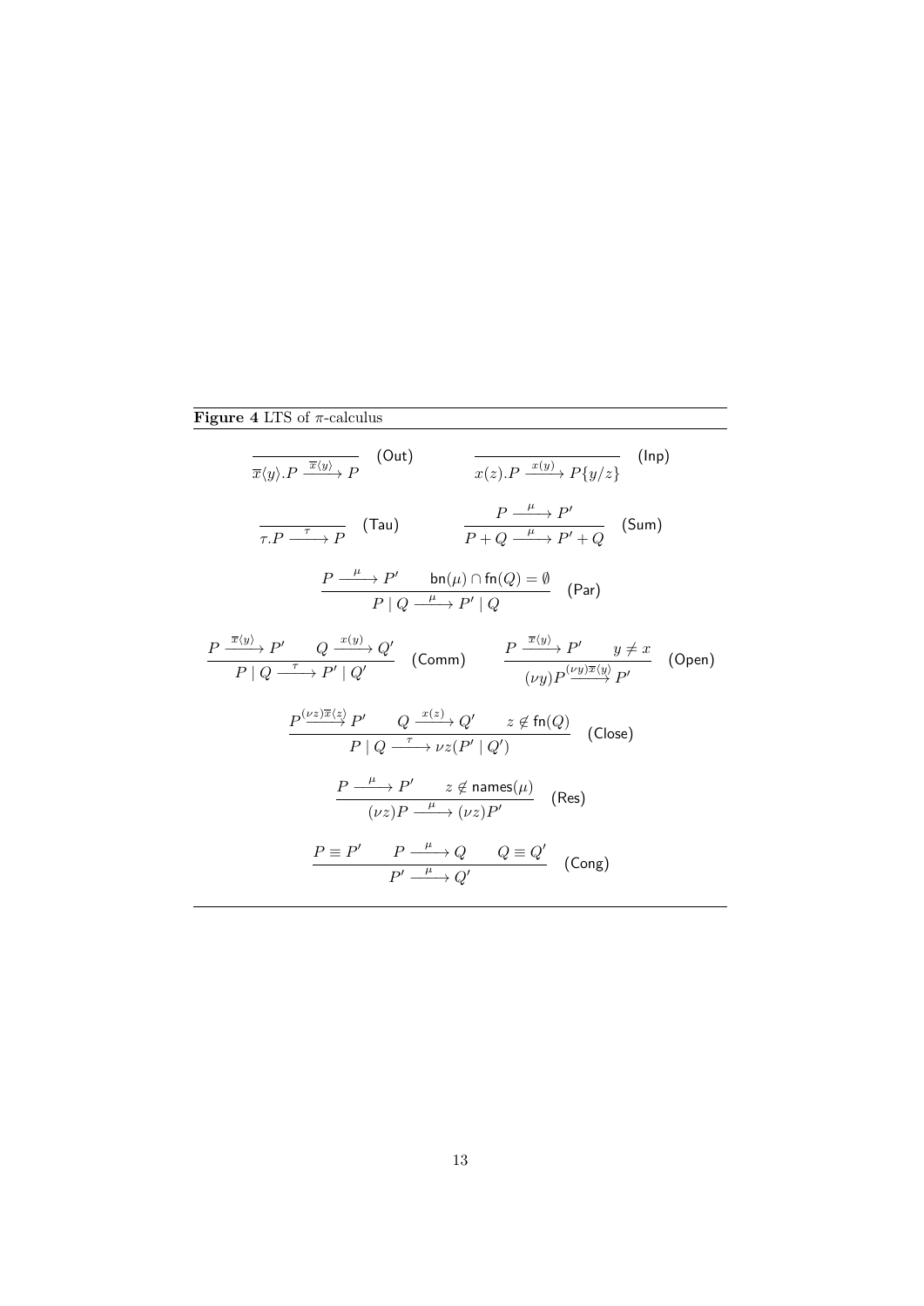**Figure 4** LTS of $\pi$-calculus

$$\frac{}{\overline{x}\langle y\rangle.P \xrightarrow{\overline{x}\langle y\rangle} P} \quad (\mathsf{Out}) \qquad\qquad \frac{}{x(z).P \xrightarrow{x(y)} P\{y/z\}} \quad (\mathsf{Inp})$$

$$\frac{}{\tau.P \xrightarrow{\tau} P} \quad (\mathsf{Tau}) \qquad\qquad \frac{P \xrightarrow{\mu} P'}{P + Q \xrightarrow{\mu} P' + Q} \quad (\mathsf{Sum})$$

$$\frac{P \xrightarrow{\mu} P' \qquad \mathsf{bn}(\mu) \cap \mathsf{fn}(Q) = \emptyset}{P \mid Q \xrightarrow{\mu} P' \mid Q} \quad (\mathsf{Par})$$

$$\frac{P \xrightarrow{\overline{x}\langle y\rangle} P' \qquad Q \xrightarrow{x(y)} Q'}{P \mid Q \xrightarrow{\tau} P' \mid Q'} \quad (\mathsf{Comm}) \qquad\qquad \frac{P \xrightarrow{\overline{x}\langle y\rangle} P' \qquad y \neq x}{(\nu y)P \xrightarrow{(\nu y)\overline{x}\langle y\rangle} P'} \quad (\mathsf{Open})$$

$$\frac{P \xrightarrow{(\nu z)\overline{x}\langle z\rangle} P' \qquad Q \xrightarrow{x(z)} Q' \qquad z \notin \mathsf{fn}(Q)}{P \mid Q \xrightarrow{\tau} \nu z(P' \mid Q')} \quad (\mathsf{Close})$$

$$\frac{P \xrightarrow{\mu} P' \qquad z \notin \mathsf{names}(\mu)}{(\nu z)P \xrightarrow{\mu} (\nu z)P'} \quad (\mathsf{Res})$$

$$\frac{P \equiv P' \qquad P \xrightarrow{\mu} Q \qquad Q \equiv Q'}{P' \xrightarrow{\mu} Q'} \quad (\mathsf{Cong})$$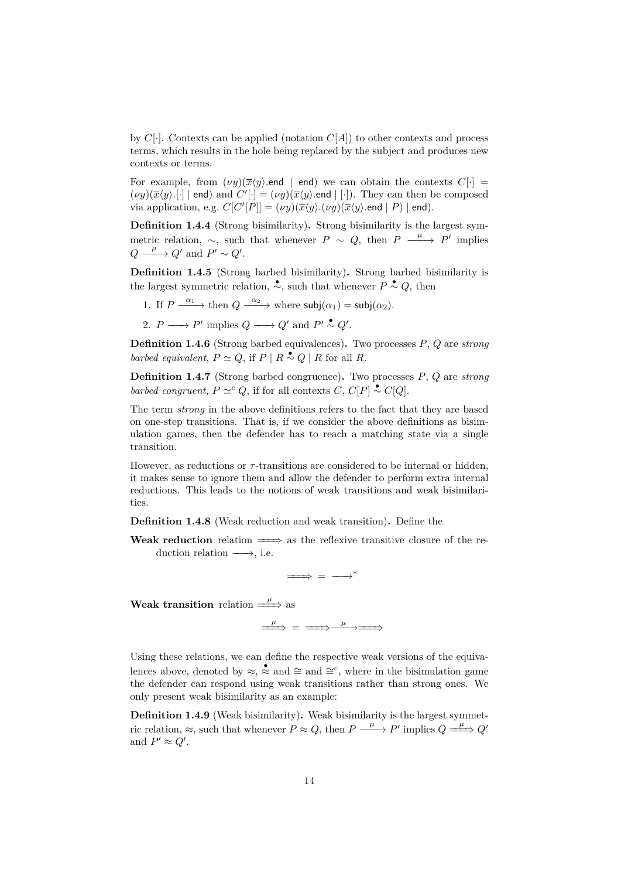by $C[\cdot]$. Contexts can be applied (notation $C[A]$) to other contexts and process terms, which results in the hole being replaced by the subject and produces new contexts or terms.

For example, from $(\nu y)(\overline{x}\langle y\rangle.\mathsf{end} \mid \mathsf{end})$ we can obtain the contexts $C[\cdot] = (\nu y)(\overline{x}\langle y\rangle.[\cdot] \mid \mathsf{end})$ and $C'[\cdot] = (\nu y)(\overline{x}\langle y\rangle.\mathsf{end} \mid [\cdot])$. They can then be composed via application, e.g. $C[C'[P]] = (\nu y)(\overline{x}\langle y\rangle.(\nu y)(\overline{x}\langle y\rangle.\mathsf{end} \mid P) \mid \mathsf{end})$.

**Definition 1.4.4** (Strong bisimilarity)**.** Strong bisimilarity is the largest symmetric relation, $\sim$, such that whenever $P \sim Q$, then $P \xrightarrow{\ \mu\ } P'$ implies $Q \xrightarrow{\ \mu\ } Q'$ and $P' \sim Q'$.

**Definition 1.4.5** (Strong barbed bisimilarity)**.** Strong barbed bisimilarity is the largest symmetric relation, $\stackrel{\bullet}{\sim}$, such that whenever $P \stackrel{\bullet}{\sim} Q$, then

1. If $P \xrightarrow{\ \alpha_1\ }$ then $Q \xrightarrow{\ \alpha_2\ }$ where $\mathsf{subj}(\alpha_1) = \mathsf{subj}(\alpha_2)$.
2. $P \longrightarrow P'$ implies $Q \longrightarrow Q'$ and $P' \stackrel{\bullet}{\sim} Q'$.

**Definition 1.4.6** (Strong barbed equivalences)**.** Two processes $P$, $Q$ are *strong barbed equivalent*, $P \simeq Q$, if $P \mid R \stackrel{\bullet}{\sim} Q \mid R$ for all $R$.

**Definition 1.4.7** (Strong barbed congruence)**.** Two processes $P$, $Q$ are *strong barbed congruent*, $P \simeq^c Q$, if for all contexts $C$, $C[P] \stackrel{\bullet}{\sim} C[Q]$.

The term *strong* in the above definitions refers to the fact that they are based on one-step transitions. That is, if we consider the above definitions as bisimulation games, then the defender has to reach a matching state via a single transition.

However, as reductions or $\tau$-transitions are considered to be internal or hidden, it makes sense to ignore them and allow the defender to perform extra internal reductions. This leads to the notions of weak transitions and weak bisimilarities.

**Definition 1.4.8** (Weak reduction and weak transition)**.** Define the

**Weak reduction** relation $\Longrightarrow$ as the reflexive transitive closure of the reduction relation $\longrightarrow$, i.e.

$$\Longrightarrow \; = \; \longrightarrow^*$$

**Weak transition** relation $\stackrel{\mu}{\Longrightarrow}$ as

$$\stackrel{\mu}{\Longrightarrow} \; = \; \Longrightarrow\xrightarrow{\ \mu\ }\Longrightarrow$$

Using these relations, we can define the respective weak versions of the equivalences above, denoted by $\approx$, $\stackrel{\bullet}{\approx}$ and $\cong$ and $\cong^c$, where in the bisimusation game the defender can respond using weak transitions rather than strong ones. We only present weak bisimilarity as an example:

**Definition 1.4.9** (Weak bisimilarity)**.** Weak bisimilarity is the largest symmetric relation, $\approx$, such that whenever $P \approx Q$, then $P \xrightarrow{\ \mu\ } P'$ implies $Q \stackrel{\mu}{\Longrightarrow} Q'$ and $P' \approx Q'$.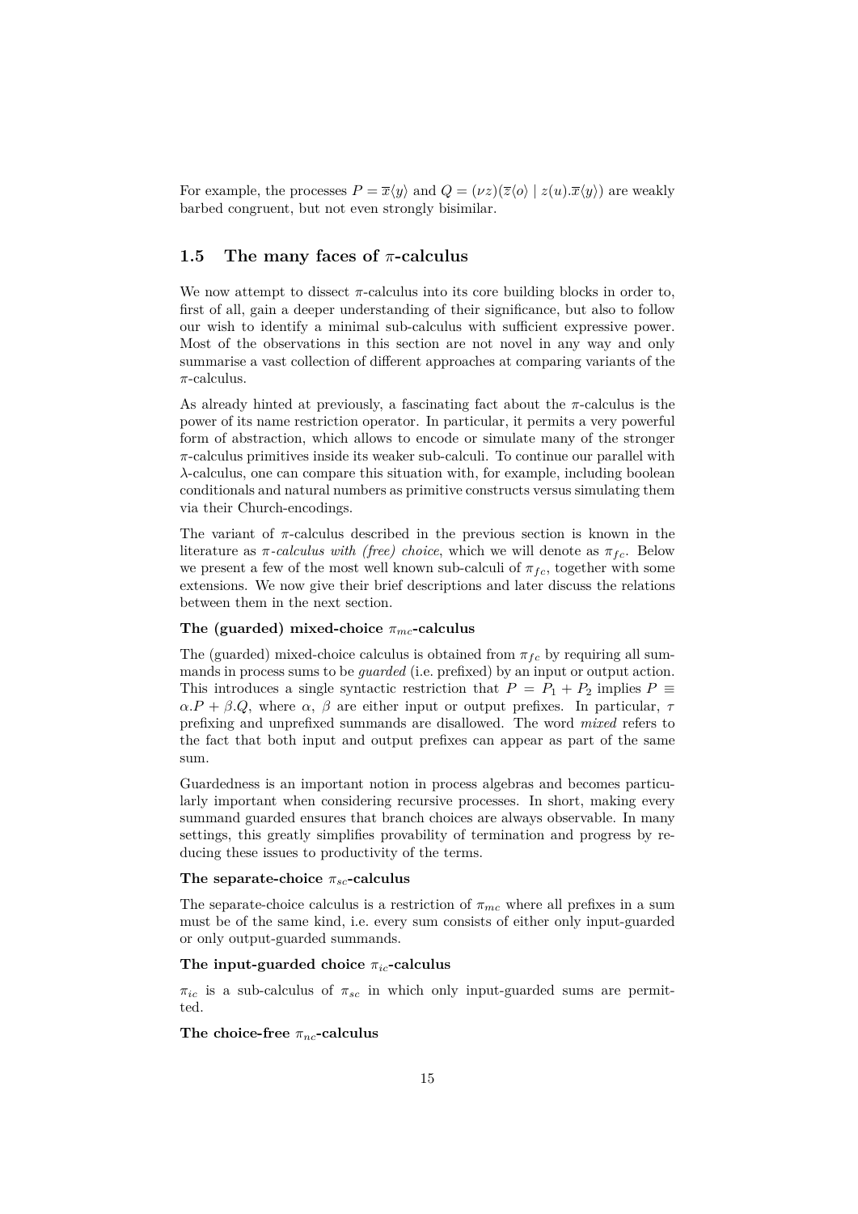For example, the processes $P = \overline{x}\langle y \rangle$ and $Q = (\nu z)(\overline{z}\langle o \rangle \mid z(u).\overline{x}\langle y \rangle)$ are weakly barbed congruent, but not even strongly bisimilar.

## 1.5 The many faces of $\pi$-calculus

We now attempt to dissect $\pi$-calculus into its core building blocks in order to, first of all, gain a deeper understanding of their significance, but also to follow our wish to identify a minimal sub-calculus with sufficient expressive power. Most of the observations in this section are not novel in any way and only summarise a vast collection of different approaches at comparing variants of the $\pi$-calculus.

As already hinted at previously, a fascinating fact about the $\pi$-calculus is the power of its name restriction operator. In particular, it permits a very powerful form of abstraction, which allows to encode or simulate many of the stronger $\pi$-calculus primitives inside its weaker sub-calculi. To continue our parallel with $\lambda$-calculus, one can compare this situation with, for example, including boolean conditionals and natural numbers as primitive constructs versus simulating them via their Church-encodings.

The variant of $\pi$-calculus described in the previous section is known in the literature as *$\pi$-calculus with (free) choice*, which we will denote as $\pi_{fc}$. Below we present a few of the most well known sub-calculi of $\pi_{fc}$, together with some extensions. We now give their brief descriptions and later discuss the relations between them in the next section.

#### The (guarded) mixed-choice $\pi_{mc}$-calculus

The (guarded) mixed-choice calculus is obtained from $\pi_{fc}$ by requiring all summands in process sums to be *guarded* (i.e. prefixed) by an input or output action. This introduces a single syntactic restriction that $P = P_1 + P_2$ implies $P \equiv \alpha.P + \beta.Q$, where $\alpha$, $\beta$ are either input or output prefixes. In particular, $\tau$ prefixing and unprefixed summands are disallowed. The word *mixed* refers to the fact that both input and output prefixes can appear as part of the same sum.

Guardedness is an important notion in process algebras and becomes particularly important when considering recursive processes. In short, making every summand guarded ensures that branch choices are always observable. In many settings, this greatly simplifies provability of termination and progress by reducing these issues to productivity of the terms.

#### The separate-choice $\pi_{sc}$-calculus

The separate-choice calculus is a restriction of $\pi_{mc}$ where all prefixes in a sum must be of the same kind, i.e. every sum consists of either only input-guarded or only output-guarded summands.

#### The input-guarded choice $\pi_{ic}$-calculus

$\pi_{ic}$ is a sub-calculus of $\pi_{sc}$ in which only input-guarded sums are permitted.

#### The choice-free $\pi_{nc}$-calculus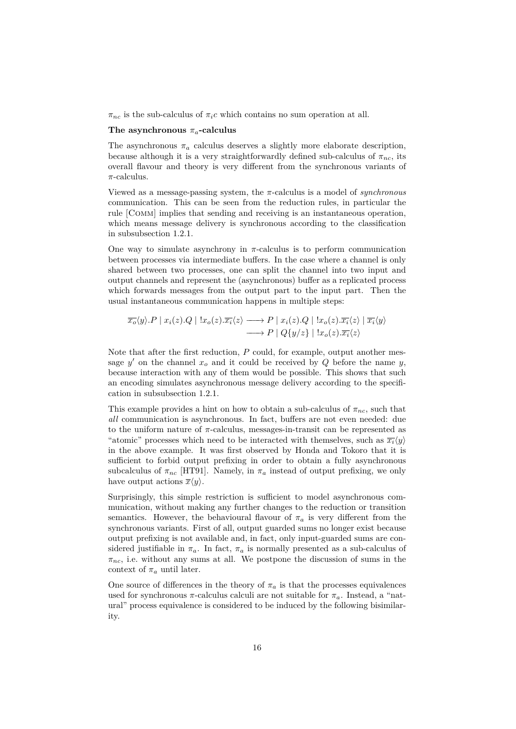$\pi_{nc}$ is the sub-calculus of $\pi_i c$ which contains no sum operation at all.

**The asynchronous $\pi_a$-calculus**

The asynchronous $\pi_a$ calculus deserves a slightly more elaborate description, because although it is a very straightforwardly defined sub-calculus of $\pi_{nc}$, its overall flavour and theory is very different from the synchronous variants of $\pi$-calculus.

Viewed as a message-passing system, the $\pi$-calculus is a model of *synchronous* communication. This can be seen from the reduction rules, in particular the rule [Comm] implies that sending and receiving is an instantaneous operation, which means message delivery is synchronous according to the classification in subsubsection 1.2.1.

One way to simulate asynchrony in $\pi$-calculus is to perform communication between processes via intermediate buffers. In the case where a channel is only shared between two processes, one can split the channel into two input and output channels and represent the (asynchronous) buffer as a replicated process which forwards messages from the output part to the input part. Then the usual instantaneous communication happens in multiple steps:

$$\begin{aligned}\overline{x_o}\langle y\rangle.P \mid x_i(z).Q \mid !x_o(z).\overline{x_i}\langle z\rangle &\longrightarrow P \mid x_i(z).Q \mid !x_o(z).\overline{x_i}\langle z\rangle \mid \overline{x_i}\langle y\rangle \\ &\longrightarrow P \mid Q\{y/z\} \mid !x_o(z).\overline{x_i}\langle z\rangle\end{aligned}$$

Note that after the first reduction, $P$ could, for example, output another message $y'$ on the channel $x_o$ and it could be received by $Q$ before the name $y$, because interaction with any of them would be possible. This shows that such an encoding simulates asynchronous message delivery according to the specification in subsubsection 1.2.1.

This example provides a hint on how to obtain a sub-calculus of $\pi_{nc}$, such that *all* communication is asynchronous. In fact, buffers are not even needed: due to the uniform nature of $\pi$-calculus, messages-in-transit can be represented as "atomic" processes which need to be interacted with themselves, such as $\overline{x_i}\langle y\rangle$ in the above example. It was first observed by Honda and Tokoro that it is sufficient to forbid output prefixing in order to obtain a fully asynchronous subcalculus of $\pi_{nc}$ [HT91]. Namely, in $\pi_a$ instead of output prefixing, we only have output actions $\overline{x}\langle y\rangle$.

Surprisingly, this simple restriction is sufficient to model asynchronous communication, without making any further changes to the reduction or transition semantics. However, the behavioural flavour of $\pi_a$ is very different from the synchronous variants. First of all, output guarded sums no longer exist because output prefixing is not available and, in fact, only input-guarded sums are considered justifiable in $\pi_a$. In fact, $\pi_a$ is normally presented as a sub-calculus of $\pi_{nc}$, i.e. without any sums at all. We postpone the discussion of sums in the context of $\pi_a$ until later.

One source of differences in the theory of $\pi_a$ is that the processes equivalences used for synchronous $\pi$-calculus calculi are not suitable for $\pi_a$. Instead, a "natural" process equivalence is considered to be induced by the following bisimilarity.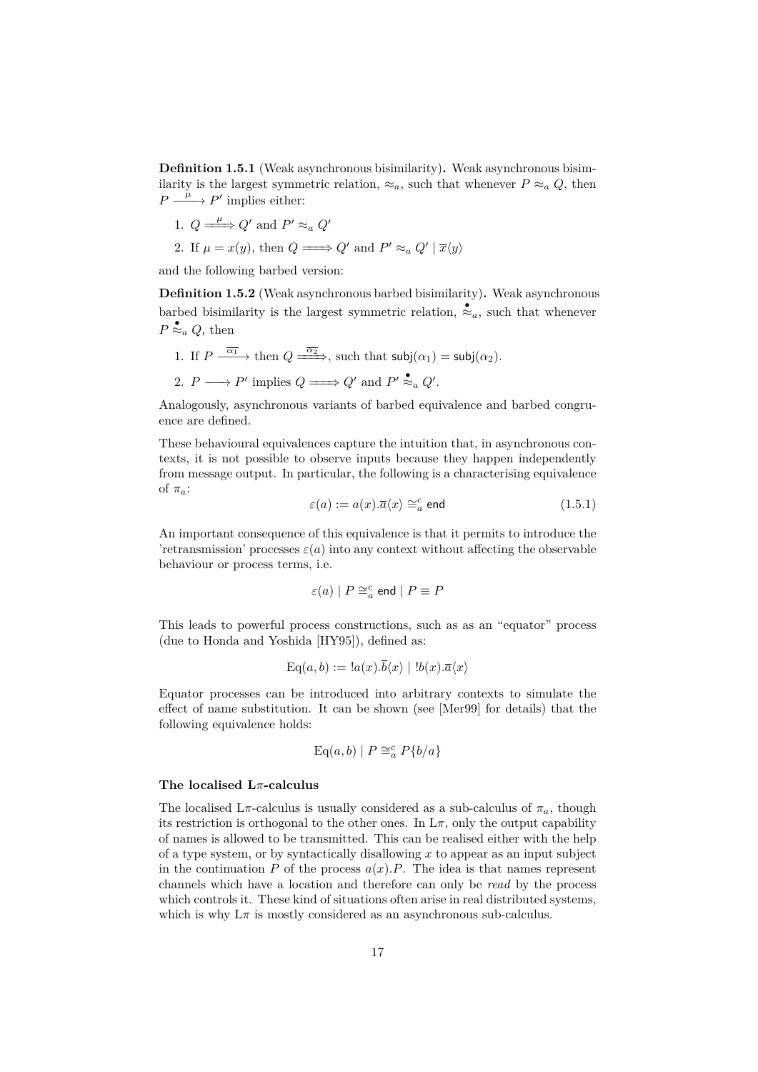**Definition 1.5.1** (Weak asynchronous bisimilarity)**.** Weak asynchronous bisimilarity is the largest symmetric relation, $\approx_a$, such that whenever $P \approx_a Q$, then $P \xrightarrow{\mu} P'$ implies either:

1. $Q \overset{\mu}{\Longrightarrow} Q'$ and $P' \approx_a Q'$
2. If $\mu = x(y)$, then $Q \Longrightarrow Q'$ and $P' \approx_a Q' \mid \overline{x}\langle y \rangle$

and the following barbed version:

**Definition 1.5.2** (Weak asynchronous barbed bisimilarity)**.** Weak asynchronous barbed bisimilarity is the largest symmetric relation, $\overset{\bullet}{\approx}_a$, such that whenever $P \overset{\bullet}{\approx}_a Q$, then

1. If $P \xrightarrow{\overline{\alpha_1}}$ then $Q \overset{\overline{\alpha_2}}{\Longrightarrow}$, such that $\mathsf{subj}(\alpha_1) = \mathsf{subj}(\alpha_2)$.
2. $P \longrightarrow P'$ implies $Q \Longrightarrow Q'$ and $P' \overset{\bullet}{\approx}_a Q'$.

Analogously, asynchronous variants of barbed equivalence and barbed congruence are defined.

These behavioural equivalences capture the intuition that, in asynchronous contexts, it is not possible to observe inputs because they happen independently from message output. In particular, the following is a characterising equivalence of $\pi_a$:

$$\varepsilon(a) := a(x).\overline{a}\langle x \rangle \cong_a^c \mathsf{end} \tag{1.5.1}$$

An important consequence of this equivalence is that it permits to introduce the 'retransmission' processes $\varepsilon(a)$ into any context without affecting the observable behaviour or process terms, i.e.

$$\varepsilon(a) \mid P \cong_a^c \mathsf{end} \mid P \equiv P$$

This leads to powerful process constructions, such as as an "equator" process (due to Honda and Yoshida [HY95]), defined as:

$$\mathrm{Eq}(a, b) := !a(x).\overline{b}\langle x \rangle \mid !b(x).\overline{a}\langle x \rangle$$

Equator processes can be introduced into arbitrary contexts to simulate the effect of name substitution. It can be shown (see [Mer99] for details) that the following equivalence holds:

$$\mathrm{Eq}(a, b) \mid P \cong_a^c P\{b/a\}$$

### The localised L$\pi$-calculus

The localised L$\pi$-calculus is usually considered as a sub-calculus of $\pi_a$, though its restriction is orthogonal to the other ones. In L$\pi$, only the output capability of names is allowed to be transmitted. This can be realised either with the help of a type system, or by syntactically disallowing $x$ to appear as an input subject in the continuation $P$ of the process $a(x).P$. The idea is that names represent channels which have a location and therefore can only be *read* by the process which controls it. These kind of situations often arise in real distributed systems, which is why L$\pi$ is mostly considered as an asynchronous sub-calculus.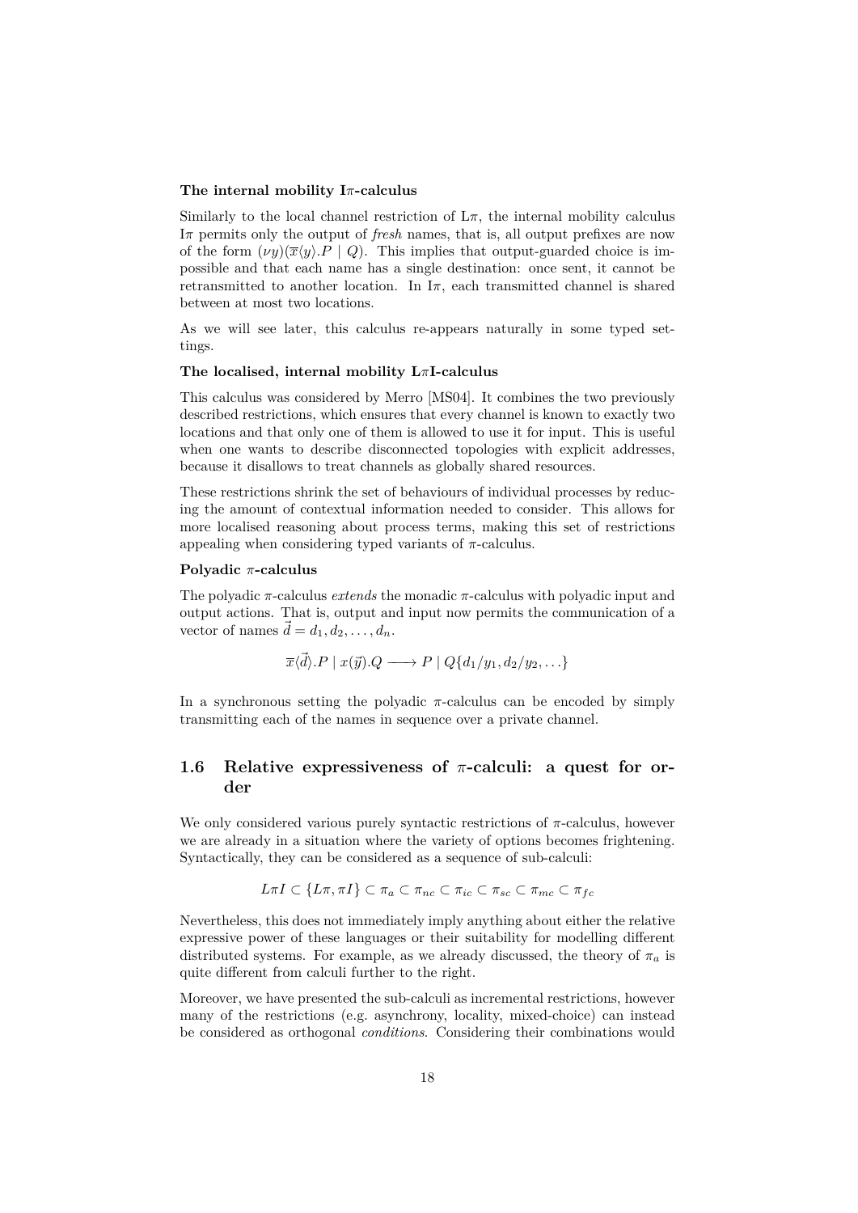**The internal mobility I$\pi$-calculus**

Similarly to the local channel restriction of L$\pi$, the internal mobility calculus I$\pi$ permits only the output of *fresh* names, that is, all output prefixes are now of the form $(\nu y)(\overline{x}\langle y\rangle.P \mid Q)$. This implies that output-guarded choice is impossible and that each name has a single destination: once sent, it cannot be retransmitted to another location. In I$\pi$, each transmitted channel is shared between at most two locations.

As we will see later, this calculus re-appears naturally in some typed settings.

**The localised, internal mobility L$\pi$I-calculus**

This calculus was considered by Merro [MS04]. It combines the two previously described restrictions, which ensures that every channel is known to exactly two locations and that only one of them is allowed to use it for input. This is useful when one wants to describe disconnected topologies with explicit addresses, because it disallows to treat channels as globally shared resources.

These restrictions shrink the set of behaviours of individual processes by reducing the amount of contextual information needed to consider. This allows for more localised reasoning about process terms, making this set of restrictions appealing when considering typed variants of $\pi$-calculus.

**Polyadic $\pi$-calculus**

The polyadic $\pi$-calculus *extends* the monadic $\pi$-calculus with polyadic input and output actions. That is, output and input now permits the communication of a vector of names $\vec{d} = d_1, d_2, \ldots, d_n$.

$$\overline{x}\langle\vec{d}\rangle.P \mid x(\vec{y}).Q \longrightarrow P \mid Q\{d_1/y_1, d_2/y_2, \ldots\}$$

In a synchronous setting the polyadic $\pi$-calculus can be encoded by simply transmitting each of the names in sequence over a private channel.

## 1.6 Relative expressiveness of $\pi$-calculi: a quest for order

We only considered various purely syntactic restrictions of $\pi$-calculus, however we are already in a situation where the variety of options becomes frightening. Syntactically, they can be considered as a sequence of sub-calculi:

$$L\pi I \subset \{L\pi, \pi I\} \subset \pi_a \subset \pi_{nc} \subset \pi_{ic} \subset \pi_{sc} \subset \pi_{mc} \subset \pi_{fc}$$

Nevertheless, this does not immediately imply anything about either the relative expressive power of these languages or their suitability for modelling different distributed systems. For example, as we already discussed, the theory of $\pi_a$ is quite different from calculi further to the right.

Moreover, we have presented the sub-calculi as incremental restrictions, however many of the restrictions (e.g. asynchrony, locality, mixed-choice) can instead be considered as orthogonal *conditions*. Considering their combinations would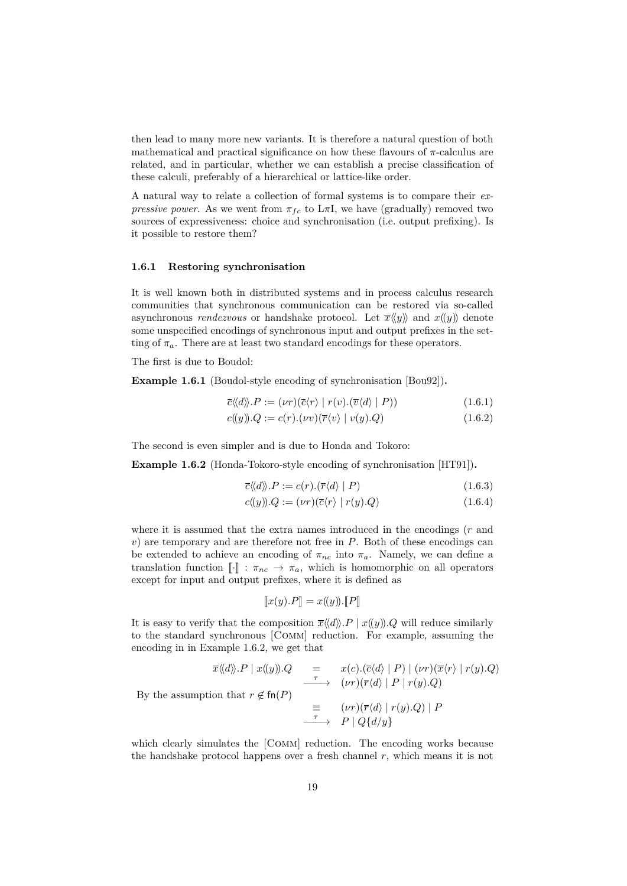then lead to many more new variants. It is therefore a natural question of both mathematical and practical significance on how these flavours of $\pi$-calculus are related, and in particular, whether we can establish a precise classification of these calculi, preferably of a hierarchical or lattice-like order.

A natural way to relate a collection of formal systems is to compare their *expressive power*. As we went from $\pi_{fc}$ to L$\pi$I, we have (gradually) removed two sources of expressiveness: choice and synchronisation (i.e. output prefixing). Is it possible to restore them?

### 1.6.1 Restoring synchronisation

It is well known both in distributed systems and in process calculus research communities that synchronous communication can be restored via so-called asynchronous *rendezvous* or handshake protocol. Let $\overline{x}\langle\!\langle y\rangle\!\rangle$ and $x(\!(y)\!)$ denote some unspecified encodings of synchronous input and output prefixes in the setting of $\pi_a$. There are at least two standard encodings for these operators.

The first is due to Boudol:

**Example 1.6.1** (Boudol-style encoding of synchronisation [Bou92])**.**

$$\overline{c}\langle\!\langle d\rangle\!\rangle.P := (\nu r)(\overline{c}\langle r\rangle \mid r(v).(\overline{v}\langle d\rangle \mid P)) \tag{1.6.1}$$

$$c(\!(y)\!).Q := c(r).(\nu v)(\overline{r}\langle v\rangle \mid v(y).Q) \tag{1.6.2}$$

The second is even simpler and is due to Honda and Tokoro:

**Example 1.6.2** (Honda-Tokoro-style encoding of synchronisation [HT91])**.**

$$\overline{c}\langle\!\langle d\rangle\!\rangle.P := c(r).(\overline{r}\langle d\rangle \mid P) \tag{1.6.3}$$

$$c(\!(y)\!).Q := (\nu r)(\overline{c}\langle r\rangle \mid r(y).Q) \tag{1.6.4}$$

where it is assumed that the extra names introduced in the encodings ($r$ and $v$) are temporary and are therefore not free in $P$. Both of these encodings can be extended to achieve an encoding of $\pi_{nc}$ into $\pi_a$. Namely, we can define a translation function $[\![\cdot]\!] : \pi_{nc} \to \pi_a$, which is homomorphic on all operators except for input and output prefixes, where it is defined as

$$[\![x(y).P]\!] = x(\!(y)\!).[\![P]\!]$$

It is easy to verify that the composition $\overline{x}\langle\!\langle d\rangle\!\rangle.P \mid x(\!(y)\!).Q$ will reduce similarly to the standard synchronous [Comm] reduction. For example, assuming the encoding in in Example 1.6.2, we get that

$$
\begin{array}{lrcl}
 & \overline{x}\langle\!\langle d\rangle\!\rangle.P \mid x(\!(y)\!).Q & = & x(c).(\overline{c}\langle d\rangle \mid P) \mid (\nu r)(\overline{x}\langle r\rangle \mid r(y).Q) \\
 & & \xrightarrow{\tau} & (\nu r)(\overline{r}\langle d\rangle \mid P \mid r(y).Q) \\
\text{By the assumption that } r \notin \mathsf{fn}(P) & & & \\
 & & \equiv & (\nu r)(\overline{r}\langle d\rangle \mid r(y).Q) \mid P \\
 & & \xrightarrow{\tau} & P \mid Q\{d/y\}
\end{array}
$$

which clearly simulates the [Comm] reduction. The encoding works because the handshake protocol happens over a fresh channel $r$, which means it is not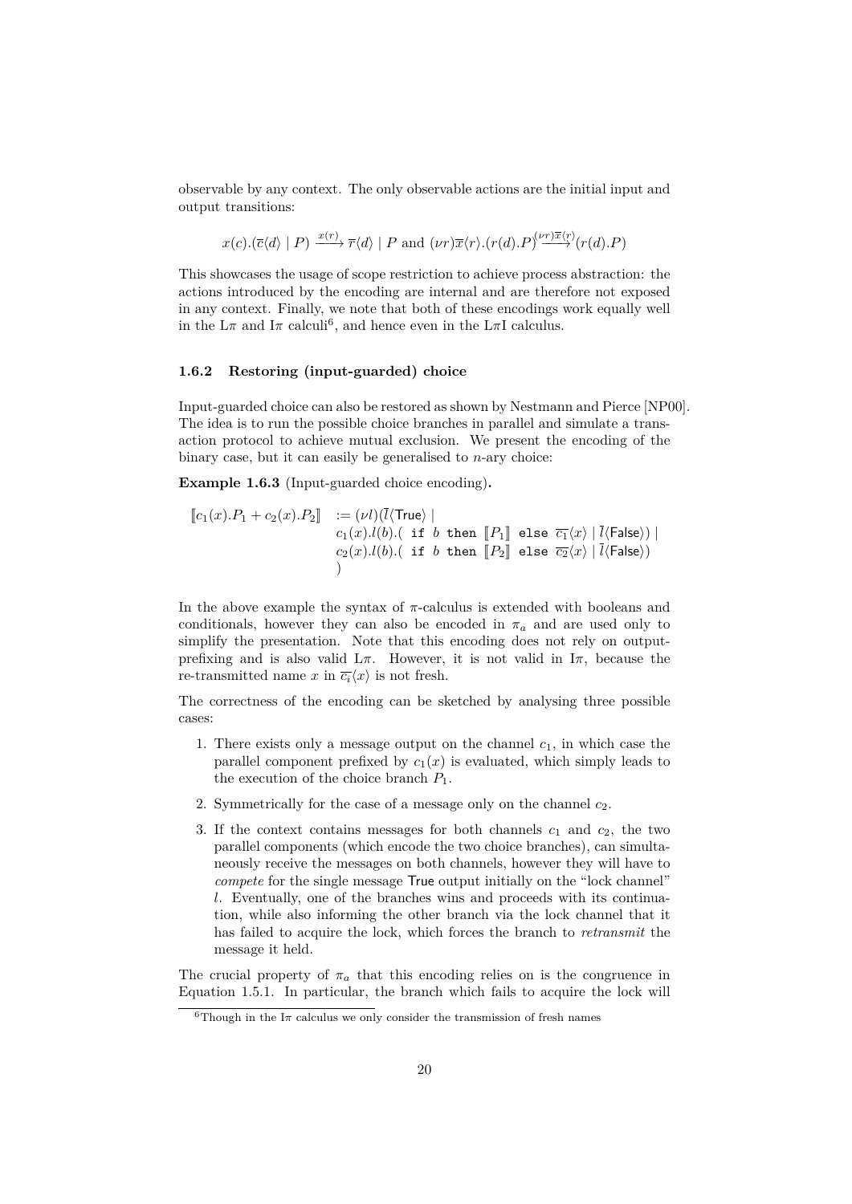observable by any context. The only observable actions are the initial input and output transitions:

$$x(c).(\overline{c}\langle d\rangle \mid P) \xrightarrow{x(r)} \overline{r}\langle d\rangle \mid P \text{ and } (\nu r)\overline{x}\langle r\rangle.(r(d).P) \xrightarrow{(\nu r)\overline{x}\langle r\rangle} (r(d).P)$$

This showcases the usage of scope restriction to achieve process abstraction: the actions introduced by the encoding are internal and are therefore not exposed in any context. Finally, we note that both of these encodings work equally well in the L$\pi$ and I$\pi$ calculi[6], and hence even in the L$\pi$I calculus.

### 1.6.2 Restoring (input-guarded) choice

Input-guarded choice can also be restored as shown by Nestmann and Pierce [NP00]. The idea is to run the possible choice branches in parallel and simulate a transaction protocol to achieve mutual exclusion. We present the encoding of the binary case, but it can easily be generalised to $n$-ary choice:

**Example 1.6.3** (Input-guarded choice encoding)**.**

$$\begin{aligned}
[\![c_1(x).P_1 + c_2(x).P_2]\!] \quad := (\nu l)(&\overline{l}\langle \mathsf{True}\rangle \mid \\
&c_1(x).l(b).(\ \texttt{if}\ b\ \texttt{then}\ [\![P_1]\!]\ \texttt{else}\ \overline{c_1}\langle x\rangle \mid \overline{l}\langle \mathsf{False}\rangle) \mid \\
&c_2(x).l(b).(\ \texttt{if}\ b\ \texttt{then}\ [\![P_2]\!]\ \texttt{else}\ \overline{c_2}\langle x\rangle \mid \overline{l}\langle \mathsf{False}\rangle) \\
&)
\end{aligned}$$

In the above example the syntax of $\pi$-calculus is extended with booleans and conditionals, however they can also be encoded in $\pi_a$ and are used only to simplify the presentation. Note that this encoding does not rely on output-prefixing and is also valid L$\pi$. However, it is not valid in I$\pi$, because the re-transmitted name $x$ in $\overline{c_i}\langle x\rangle$ is not fresh.

The correctness of the encoding can be sketched by analysing three possible cases:

1. There exists only a message output on the channel $c_1$, in which case the parallel component prefixed by $c_1(x)$ is evaluated, which simply leads to the execution of the choice branch $P_1$.
2. Symmetrically for the case of a message only on the channel $c_2$.
3. If the context contains messages for both channels $c_1$ and $c_2$, the two parallel components (which encode the two choice branches), can simultaneously receive the messages on both channels, however they will have to *compete* for the single message True output initially on the "lock channel" $l$. Eventually, one of the branches wins and proceeds with its continuation, while also informing the other branch via the lock channel that it has failed to acquire the lock, which forces the branch to *retransmit* the message it held.

The crucial property of $\pi_a$ that this encoding relies on is the congruence in Equation 1.5.1. In particular, the branch which fails to acquire the lock will

[6] Though in the I$\pi$ calculus we only consider the transmission of fresh names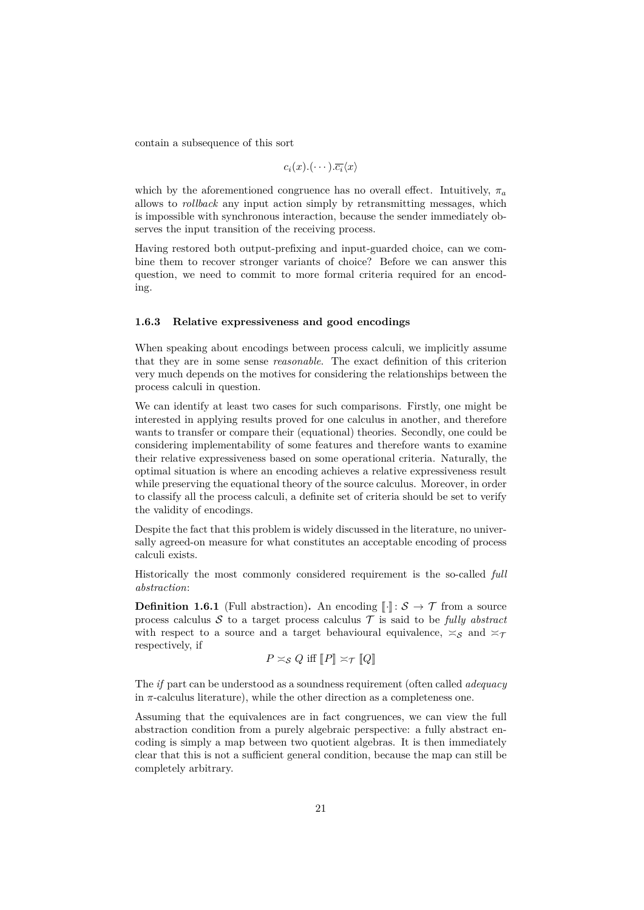contain a subsequence of this sort

$$c_i(x).(\cdots).\overline{c_i}\langle x\rangle$$

which by the aforementioned congruence has no overall effect. Intuitively, $\pi_a$ allows to *rollback* any input action simply by retransmitting messages, which is impossible with synchronous interaction, because the sender immediately observes the input transition of the receiving process.

Having restored both output-prefixing and input-guarded choice, can we combine them to recover stronger variants of choice? Before we can answer this question, we need to commit to more formal criteria required for an encoding.

### 1.6.3 Relative expressiveness and good encodings

When speaking about encodings between process calculi, we implicitly assume that they are in some sense *reasonable*. The exact definition of this criterion very much depends on the motives for considering the relationships between the process calculi in question.

We can identify at least two cases for such comparisons. Firstly, one might be interested in applying results proved for one calculus in another, and therefore wants to transfer or compare their (equational) theories. Secondly, one could be considering implementability of some features and therefore wants to examine their relative expressiveness based on some operational criteria. Naturally, the optimal situation is where an encoding achieves a relative expressiveness result while preserving the equational theory of the source calculus. Moreover, in order to classify all the process calculi, a definite set of criteria should be set to verify the validity of encodings.

Despite the fact that this problem is widely discussed in the literature, no universally agreed-on measure for what constitutes an acceptable encoding of process calculi exists.

Historically the most commonly considered requirement is the so-called *full abstraction*:

**Definition 1.6.1** (Full abstraction)**.** An encoding $[\![\cdot]\!]\colon \mathcal{S} \to \mathcal{T}$ from a source process calculus $\mathcal{S}$ to a target process calculus $\mathcal{T}$ is said to be *fully abstract* with respect to a source and a target behavioural equivalence, $\asymp_{\mathcal{S}}$ and $\asymp_{\mathcal{T}}$ respectively, if

$$P \asymp_{\mathcal{S}} Q \text{ iff } [\![P]\!] \asymp_{\mathcal{T}} [\![Q]\!]$$

The *if* part can be understood as a soundness requirement (often called *adequacy* in $\pi$-calculus literature), while the other direction as a completeness one.

Assuming that the equivalences are in fact congruences, we can view the full abstraction condition from a purely algebraic perspective: a fully abstract encoding is simply a map between two quotient algebras. It is then immediately clear that this is not a sufficient general condition, because the map can still be completely arbitrary.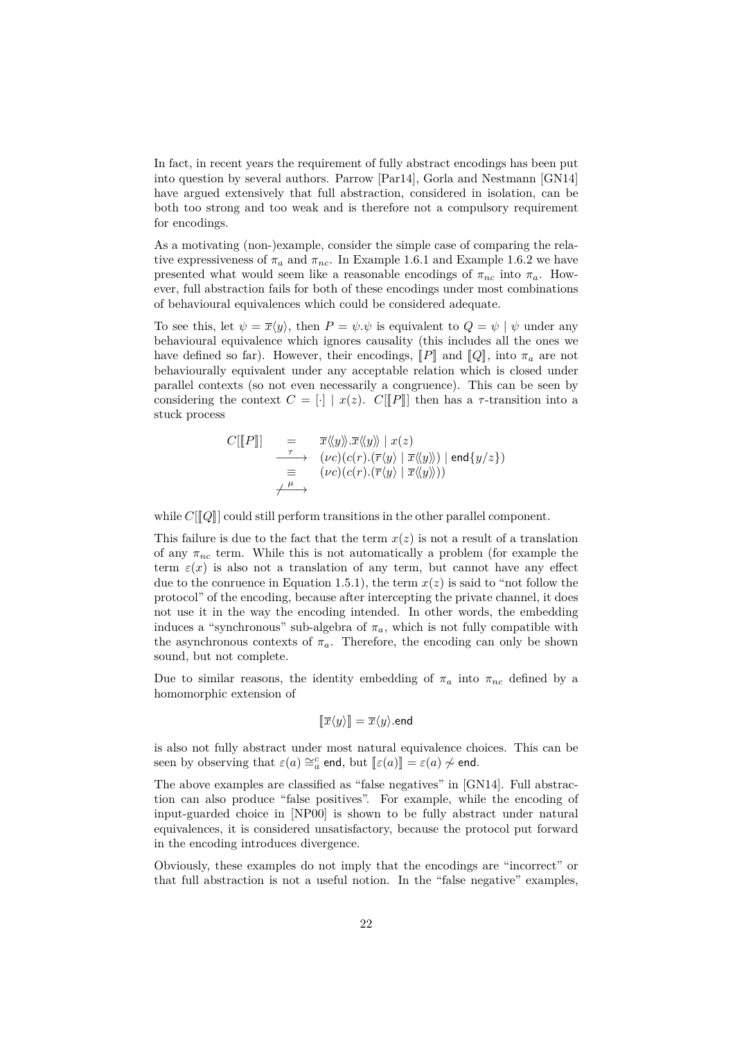In fact, in recent years the requirement of fully abstract encodings has been put into question by several authors. Parrow [Par14], Gorla and Nestmann [GN14] have argued extensively that full abstraction, considered in isolation, can be both too strong and too weak and is therefore not a compulsory requirement for encodings.

As a motivating (non-)example, consider the simple case of comparing the relative expressiveness of $\pi_a$ and $\pi_{nc}$. In Example 1.6.1 and Example 1.6.2 we have presented what would seem like a reasonable encodings of $\pi_{nc}$ into $\pi_a$. However, full abstraction fails for both of these encodings under most combinations of behavioural equivalences which could be considered adequate.

To see this, let $\psi = \overline{x}\langle y \rangle$, then $P = \psi.\psi$ is equivalent to $Q = \psi \mid \psi$ under any behavioural equivalence which ignores causality (this includes all the ones we have defined so far). However, their encodings, $[\![P]\!]$ and $[\![Q]\!]$, into $\pi_a$ are not behaviourally equivalent under any acceptable relation which is closed under parallel contexts (so not even necessarily a congruence). This can be seen by considering the context $C = [\cdot] \mid x(z)$. $C[[\![P]\!]]$ then has a $\tau$-transition into a stuck process

$$\begin{array}{rcl} C[[\![P]\!]] & = & \overline{x}\langle\!\langle y \rangle\!\rangle.\overline{x}\langle\!\langle y \rangle\!\rangle \mid x(z) \\ & \xrightarrow{\tau} & (\nu c)(c(r).(\overline{r}\langle y \rangle \mid \overline{x}\langle\!\langle y \rangle\!\rangle) \mid \mathsf{end}\{y/z\}) \\ & \equiv & (\nu c)(c(r).(\overline{r}\langle y \rangle \mid \overline{x}\langle\!\langle y \rangle\!\rangle)) \\ & \not\xrightarrow{\mu} & \end{array}$$

while $C[[\![Q]\!]]$ could still perform transitions in the other parallel component.

This failure is due to the fact that the term $x(z)$ is not a result of a translation of any $\pi_{nc}$ term. While this is not automatically a problem (for example the term $\varepsilon(x)$ is also not a translation of any term, but cannot have any effect due to the conruence in Equation 1.5.1), the term $x(z)$ is said to "not follow the protocol" of the encoding, because after intercepting the private channel, it does not use it in the way the encoding intended. In other words, the embedding induces a "synchronous" sub-algebra of $\pi_a$, which is not fully compatible with the asynchronous contexts of $\pi_a$. Therefore, the encoding can only be shown sound, but not complete.

Due to similar reasons, the identity embedding of $\pi_a$ into $\pi_{nc}$ defined by a homomorphic extension of

$$[\![\overline{x}\langle y \rangle]\!] = \overline{x}\langle y \rangle.\mathsf{end}$$

is also not fully abstract under most natural equivalence choices. This can be seen by observing that $\varepsilon(a) \cong_a^c \mathsf{end}$, but $[\![\varepsilon(a)]\!] = \varepsilon(a) \not\sim \mathsf{end}$.

The above examples are classified as "false negatives" in [GN14]. Full abstraction can also produce "false positives". For example, while the encoding of input-guarded choice in [NP00] is shown to be fully abstract under natural equivalences, it is considered unsatisfactory, because the protocol put forward in the encoding introduces divergence.

Obviously, these examples do not imply that the encodings are "incorrect" or that full abstraction is not a useful notion. In the "false negative" examples,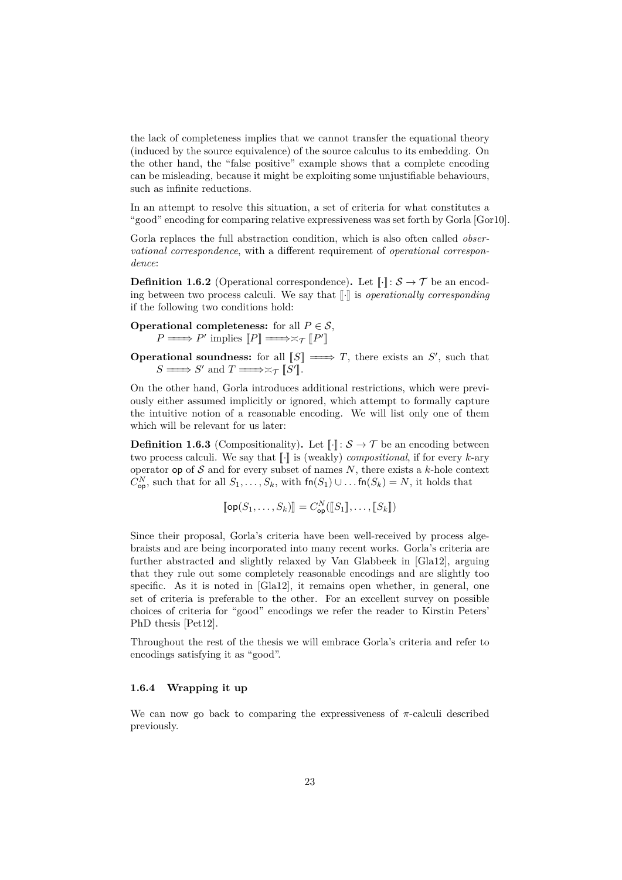the lack of completeness implies that we cannot transfer the equational theory (induced by the source equivalence) of the source calculus to its embedding. On the other hand, the "false positive" example shows that a complete encoding can be misleading, because it might be exploiting some unjustifiable behaviours, such as infinite reductions.

In an attempt to resolve this situation, a set of criteria for what constitutes a "good" encoding for comparing relative expressiveness was set forth by Gorla [Gor10].

Gorla replaces the full abstraction condition, which is also often called *observational correspondence*, with a different requirement of *operational correspondence*:

**Definition 1.6.2** (Operational correspondence)**.** Let $[\![\cdot]\!] \colon \mathcal{S} \to \mathcal{T}$ be an encoding between two process calculi. We say that $[\![\cdot]\!]$ is *operationally corresponding* if the following two conditions hold:

**Operational completeness:** for all $P \in \mathcal{S}$,
$P \Longrightarrow P'$ implies $[\![P]\!] \Longrightarrow\asymp_{\mathcal{T}} [\![P']\!]$

**Operational soundness:** for all $[\![S]\!] \Longrightarrow T$, there exists an $S'$, such that $S \Longrightarrow S'$ and $T \Longrightarrow\asymp_{\mathcal{T}} [\![S']\!]$.

On the other hand, Gorla introduces additional restrictions, which were previously either assumed implicitly or ignored, which attempt to formally capture the intuitive notion of a reasonable encoding. We will list only one of them which will be relevant for us later:

**Definition 1.6.3** (Compositionality)**.** Let $[\![\cdot]\!] \colon \mathcal{S} \to \mathcal{T}$ be an encoding between two process calculi. We say that $[\![\cdot]\!]$ is (weakly) *compositional*, if for every $k$-ary operator $\mathsf{op}$ of $\mathcal{S}$ and for every subset of names $N$, there exists a $k$-hole context $C^N_{\mathsf{op}}$, such that for all $S_1, \ldots, S_k$, with $\mathsf{fn}(S_1) \cup \ldots \mathsf{fn}(S_k) = N$, it holds that

$$[\![\mathsf{op}(S_1, \ldots, S_k)]\!] = C^N_{\mathsf{op}}([\![S_1]\!], \ldots, [\![S_k]\!])$$

Since their proposal, Gorla's criteria have been well-received by process algebraists and are being incorporated into many recent works. Gorla's criteria are further abstracted and slightly relaxed by Van Glabbeek in [Gla12], arguing that they rule out some completely reasonable encodings and are slightly too specific. As it is noted in [Gla12], it remains open whether, in general, one set of criteria is preferable to the other. For an excellent survey on possible choices of criteria for "good" encodings we refer the reader to Kirstin Peters' PhD thesis [Pet12].

Throughout the rest of the thesis we will embrace Gorla's criteria and refer to encodings satisfying it as "good".

### 1.6.4 Wrapping it up

We can now go back to comparing the expressiveness of $\pi$-calculi described previously.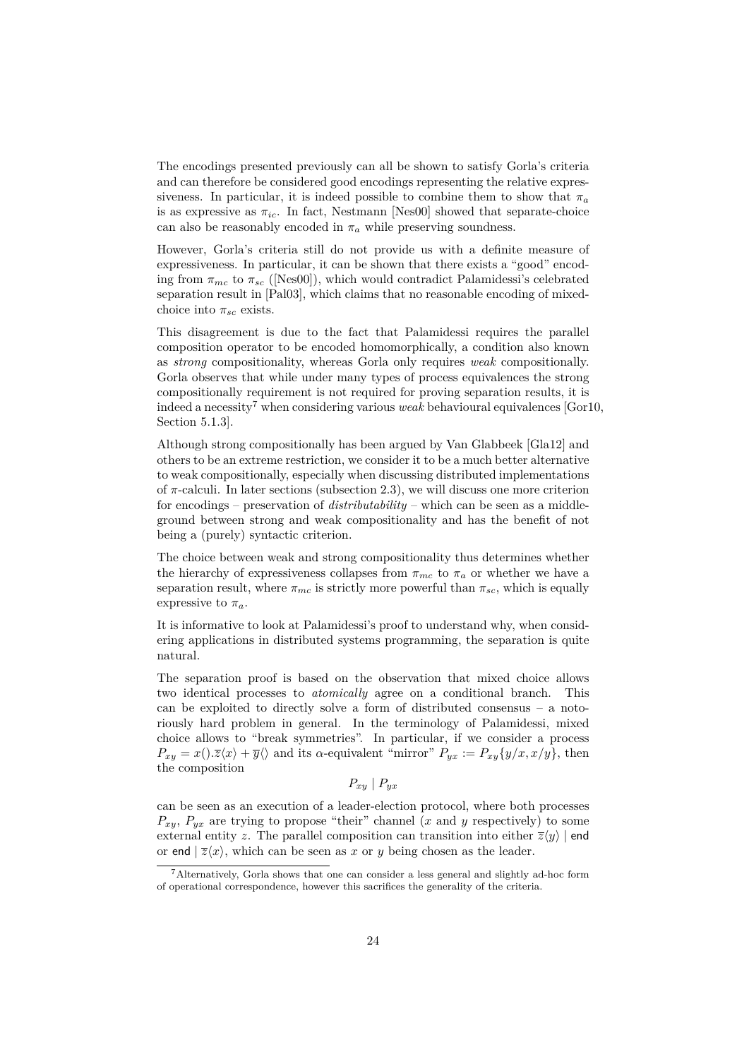The encodings presented previously can all be shown to satisfy Gorla's criteria and can therefore be considered good encodings representing the relative expressiveness. In particular, it is indeed possible to combine them to show that $\pi_a$ is as expressive as $\pi_{ic}$. In fact, Nestmann [Nes00] showed that separate-choice can also be reasonably encoded in $\pi_a$ while preserving soundness.

However, Gorla's criteria still do not provide us with a definite measure of expressiveness. In particular, it can be shown that there exists a "good" encoding from $\pi_{mc}$ to $\pi_{sc}$ ([Nes00]), which would contradict Palamidessi's celebrated separation result in [Pal03], which claims that no reasonable encoding of mixed-choice into $\pi_{sc}$ exists.

This disagreement is due to the fact that Palamidessi requires the parallel composition operator to be encoded homomorphically, a condition also known as *strong* compositionality, whereas Gorla only requires *weak* compositionally. Gorla observes that while under many types of process equivalences the strong compositionally requirement is not required for proving separation results, it is indeed a necessity[7] when considering various *weak* behavioural equivalences [Gor10, Section 5.1.3].

Although strong compositionally has been argued by Van Glabbeek [Gla12] and others to be an extreme restriction, we consider it to be a much better alternative to weak compositionally, especially when discussing distributed implementations of $\pi$-calculi. In later sections (subsection 2.3), we will discuss one more criterion for encodings – preservation of *distributability* – which can be seen as a middle-ground between strong and weak compositionality and has the benefit of not being a (purely) syntactic criterion.

The choice between weak and strong compositionality thus determines whether the hierarchy of expressiveness collapses from $\pi_{mc}$ to $\pi_a$ or whether we have a separation result, where $\pi_{mc}$ is strictly more powerful than $\pi_{sc}$, which is equally expressive to $\pi_a$.

It is informative to look at Palamidessi's proof to understand why, when considering applications in distributed systems programming, the separation is quite natural.

The separation proof is based on the observation that mixed choice allows two identical processes to *atomically* agree on a conditional branch. This can be exploited to directly solve a form of distributed consensus – a notoriously hard problem in general. In the terminology of Palamidessi, mixed choice allows to "break symmetries". In particular, if we consider a process $P_{xy} = x().\overline{z}\langle x\rangle + \overline{y}\langle\rangle$ and its $\alpha$-equivalent "mirror" $P_{yx} := P_{xy}\{y/x, x/y\}$, then the composition

$$P_{xy} \mid P_{yx}$$

can be seen as an execution of a leader-election protocol, where both processes $P_{xy}$, $P_{yx}$ are trying to propose "their" channel ($x$ and $y$ respectively) to some external entity $z$. The parallel composition can transition into either $\overline{z}\langle y\rangle \mid \mathsf{end}$ or $\mathsf{end} \mid \overline{z}\langle x\rangle$, which can be seen as $x$ or $y$ being chosen as the leader.

[7] Alternatively, Gorla shows that one can consider a less general and slightly ad-hoc form of operational correspondence, however this sacrifices the generality of the criteria.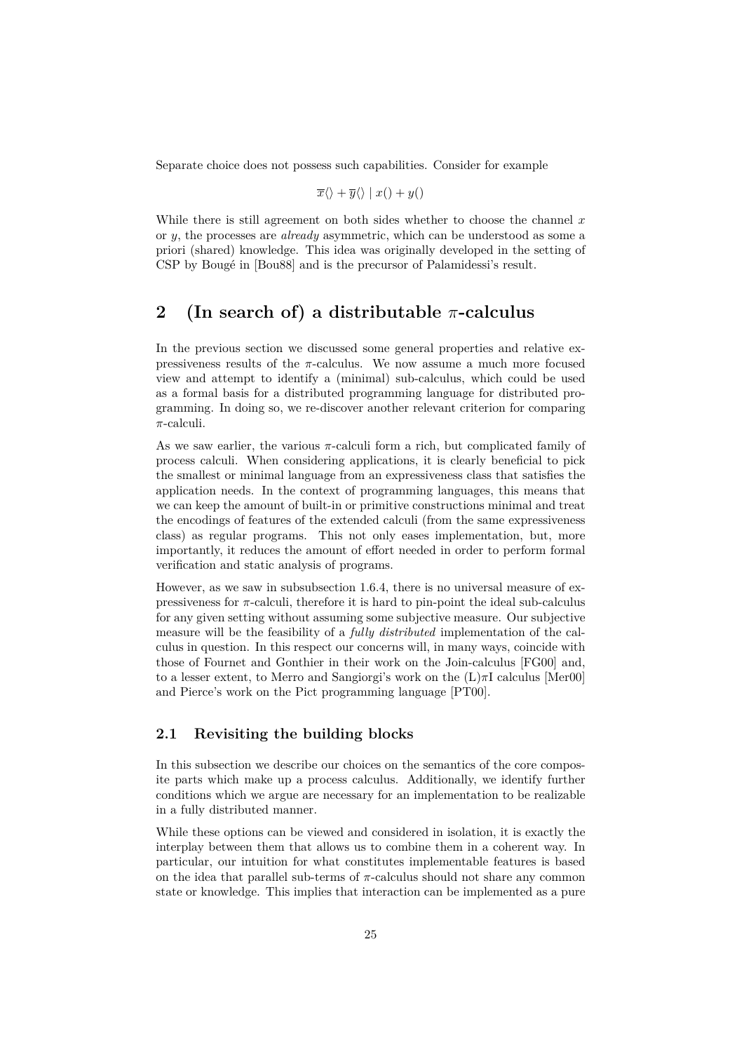Separate choice does not possess such capabilities. Consider for example

$$\overline{x}\langle\rangle + \overline{y}\langle\rangle \mid x() + y()$$

While there is still agreement on both sides whether to choose the channel $x$ or $y$, the processes are *already* asymmetric, which can be understood as some a priori (shared) knowledge. This idea was originally developed in the setting of CSP by Bougé in [Bou88] and is the precursor of Palamidessi's result.

# 2 (In search of) a distributable $\pi$-calculus

In the previous section we discussed some general properties and relative expressiveness results of the $\pi$-calculus. We now assume a much more focused view and attempt to identify a (minimal) sub-calculus, which could be used as a formal basis for a distributed programming language for distributed programming. In doing so, we re-discover another relevant criterion for comparing $\pi$-calculi.

As we saw earlier, the various $\pi$-calculi form a rich, but complicated family of process calculi. When considering applications, it is clearly beneficial to pick the smallest or minimal language from an expressiveness class that satisfies the application needs. In the context of programming languages, this means that we can keep the amount of built-in or primitive constructions minimal and treat the encodings of features of the extended calculi (from the same expressiveness class) as regular programs. This not only eases implementation, but, more importantly, it reduces the amount of effort needed in order to perform formal verification and static analysis of programs.

However, as we saw in subsubsection 1.6.4, there is no universal measure of expressiveness for $\pi$-calculi, therefore it is hard to pin-point the ideal sub-calculus for any given setting without assuming some subjective measure. Our subjective measure will be the feasibility of a *fully distributed* implementation of the calculus in question. In this respect our concerns will, in many ways, coincide with those of Fournet and Gonthier in their work on the Join-calculus [FG00] and, to a lesser extent, to Merro and Sangiorgi's work on the (L)$\pi$I calculus [Mer00] and Pierce's work on the Pict programming language [PT00].

## 2.1 Revisiting the building blocks

In this subsection we describe our choices on the semantics of the core composite parts which make up a process calculus. Additionally, we identify further conditions which we argue are necessary for an implementation to be realizable in a fully distributed manner.

While these options can be viewed and considered in isolation, it is exactly the interplay between them that allows us to combine them in a coherent way. In particular, our intuition for what constitutes implementable features is based on the idea that parallel sub-terms of $\pi$-calculus should not share any common state or knowledge. This implies that interaction can be implemented as a pure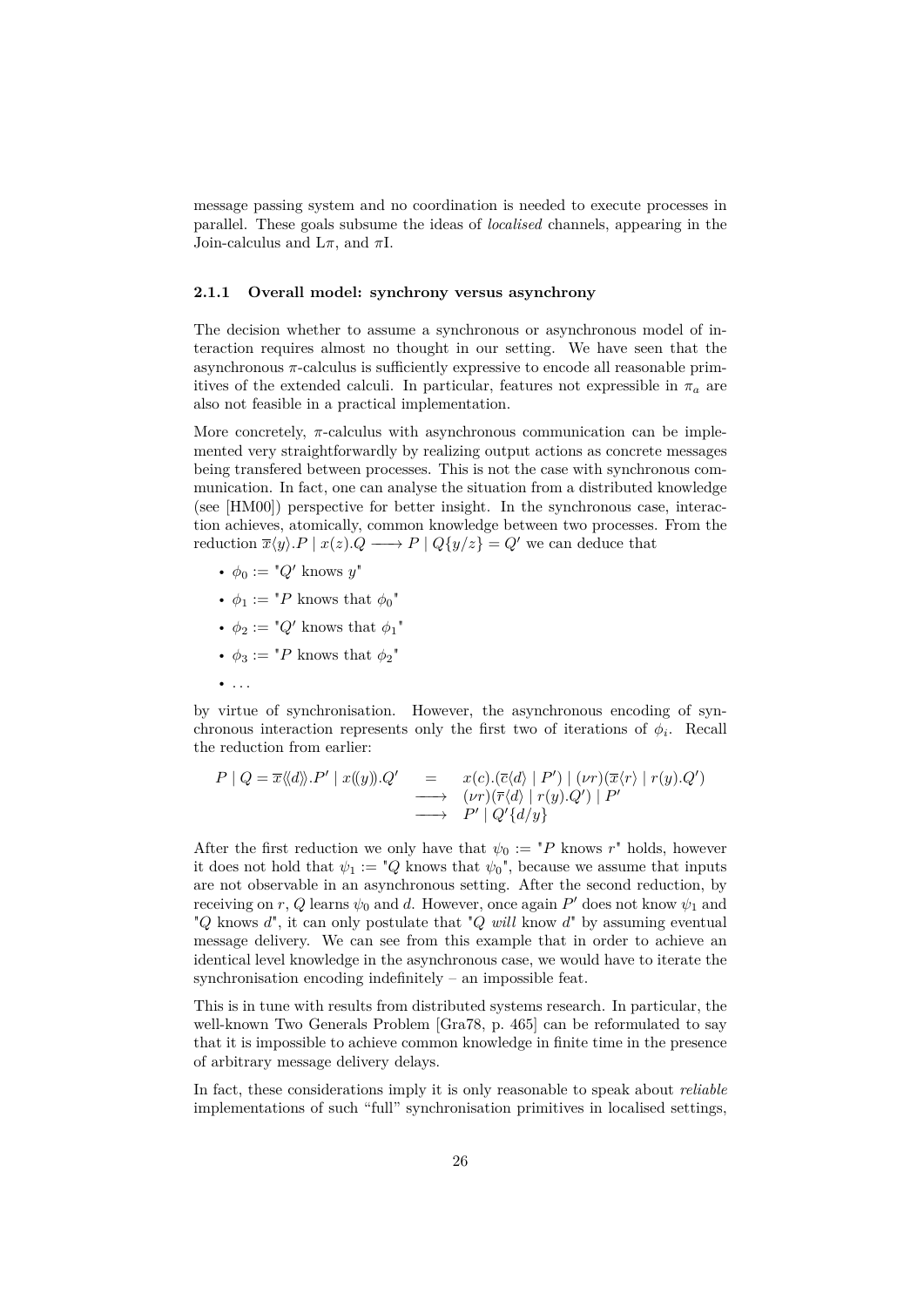message passing system and no coordination is needed to execute processes in parallel. These goals subsume the ideas of *localised* channels, appearing in the Join-calculus and $L\pi$, and $\pi$I.

### 2.1.1 Overall model: synchrony versus asynchrony

The decision whether to assume a synchronous or asynchronous model of interaction requires almost no thought in our setting. We have seen that the asynchronous $\pi$-calculus is sufficiently expressive to encode all reasonable primitives of the extended calculi. In particular, features not expressible in $\pi_a$ are also not feasible in a practical implementation.

More concretely, $\pi$-calculus with asynchronous communication can be implemented very straightforwardly by realizing output actions as concrete messages being transfered between processes. This is not the case with synchronous communication. In fact, one can analyse the situation from a distributed knowledge (see [HM00]) perspective for better insight. In the synchronous case, interaction achieves, atomically, common knowledge between two processes. From the reduction $\overline{x}\langle y\rangle.P \mid x(z).Q \longrightarrow P \mid Q\{y/z\} = Q'$ we can deduce that

- $\phi_0 :=$ "$Q'$ knows $y$"
- $\phi_1 :=$ "$P$ knows that $\phi_0$"
- $\phi_2 :=$ "$Q'$ knows that $\phi_1$"
- $\phi_3 :=$ "$P$ knows that $\phi_2$"
- ...

by virtue of synchronisation. However, the asynchronous encoding of synchronous interaction represents only the first two of iterations of $\phi_i$. Recall the reduction from earlier:

$$
\begin{array}{rcl}
P \mid Q = \overline{x}\langle\!\langle d\rangle\!\rangle.P' \mid x(\!(y)\!).Q' & = & x(c).(\overline{c}\langle d\rangle \mid P') \mid (\nu r)(\overline{x}\langle r\rangle \mid r(y).Q') \\
& \longrightarrow & (\nu r)(\overline{r}\langle d\rangle \mid r(y).Q') \mid P' \\
& \longrightarrow & P' \mid Q'\{d/y\}
\end{array}
$$

After the first reduction we only have that $\psi_0 :=$ "$P$ knows $r$" holds, however it does not hold that $\psi_1 :=$ "$Q$ knows that $\psi_0$", because we assume that inputs are not observable in an asynchronous setting. After the second reduction, by receiving on $r$, $Q$ learns $\psi_0$ and $d$. However, once again $P'$ does not know $\psi_1$ and "$Q$ knows $d$", it can only postulate that "$Q$ *will* know $d$" by assuming eventual message delivery. We can see from this example that in order to achieve an identical level knowledge in the asynchronous case, we would have to iterate the synchronisation encoding indefinitely – an impossible feat.

This is in tune with results from distributed systems research. In particular, the well-known Two Generals Problem [Gra78, p. 465] can be reformulated to say that it is impossible to achieve common knowledge in finite time in the presence of arbitrary message delivery delays.

In fact, these considerations imply it is only reasonable to speak about *reliable* implementations of such "full" synchronisation primitives in localised settings,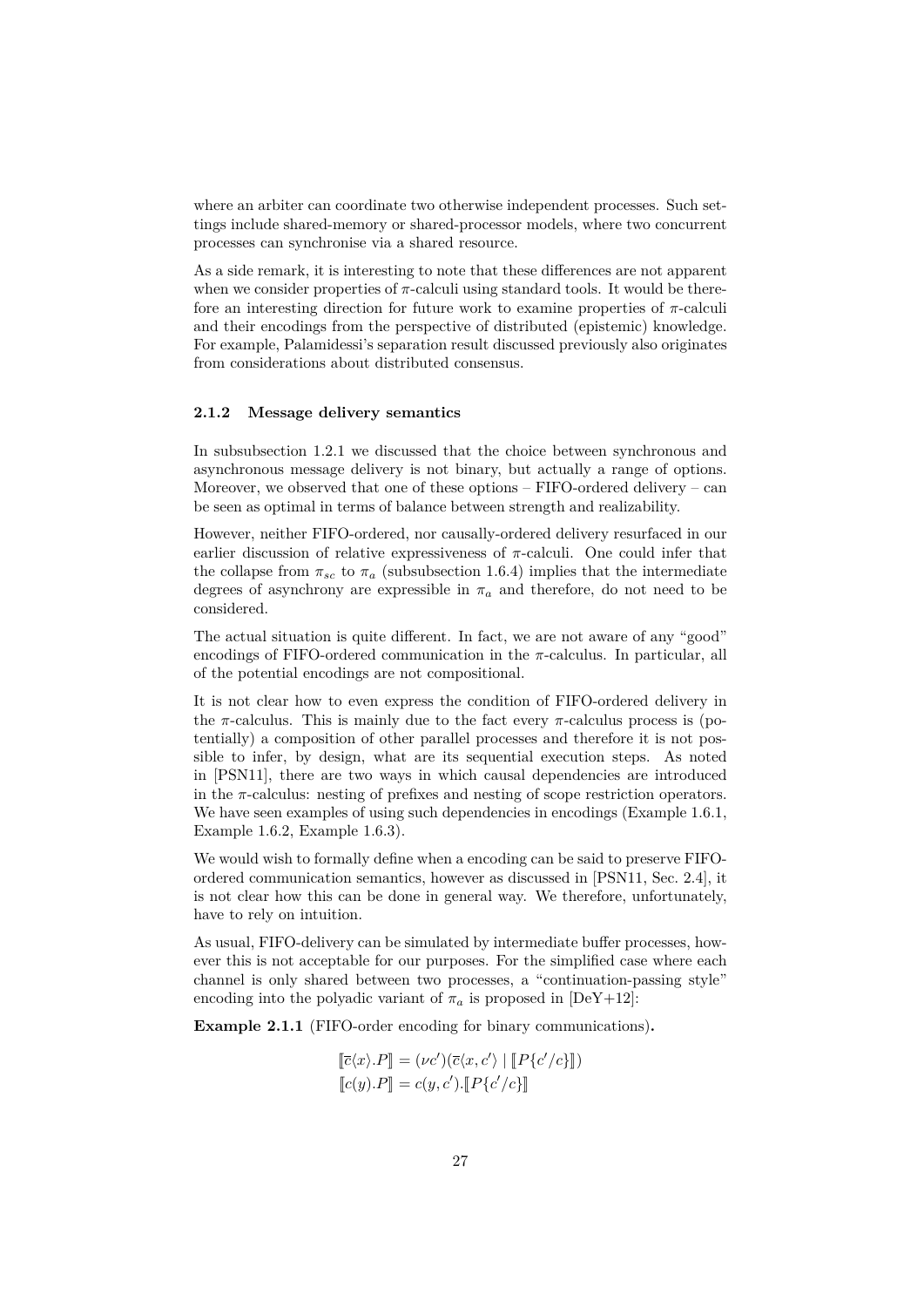where an arbiter can coordinate two otherwise independent processes. Such settings include shared-memory or shared-processor models, where two concurrent processes can synchronise via a shared resource.

As a side remark, it is interesting to note that these differences are not apparent when we consider properties of $\pi$-calculi using standard tools. It would be therefore an interesting direction for future work to examine properties of $\pi$-calculi and their encodings from the perspective of distributed (epistemic) knowledge. For example, Palamidessi's separation result discussed previously also originates from considerations about distributed consensus.

### 2.1.2 Message delivery semantics

In subsubsection 1.2.1 we discussed that the choice between synchronous and asynchronous message delivery is not binary, but actually a range of options. Moreover, we observed that one of these options – FIFO-ordered delivery – can be seen as optimal in terms of balance between strength and realizability.

However, neither FIFO-ordered, nor causally-ordered delivery resurfaced in our earlier discussion of relative expressiveness of $\pi$-calculi. One could infer that the collapse from $\pi_{sc}$ to $\pi_a$ (subsubsection 1.6.4) implies that the intermediate degrees of asynchrony are expressible in $\pi_a$ and therefore, do not need to be considered.

The actual situation is quite different. In fact, we are not aware of any "good" encodings of FIFO-ordered communication in the $\pi$-calculus. In particular, all of the potential encodings are not compositional.

It is not clear how to even express the condition of FIFO-ordered delivery in the $\pi$-calculus. This is mainly due to the fact every $\pi$-calculus process is (potentially) a composition of other parallel processes and therefore it is not possible to infer, by design, what are its sequential execution steps. As noted in [PSN11], there are two ways in which causal dependencies are introduced in the $\pi$-calculus: nesting of prefixes and nesting of scope restriction operators. We have seen examples of using such dependencies in encodings (Example 1.6.1, Example 1.6.2, Example 1.6.3).

We would wish to formally define when a encoding can be said to preserve FIFO-ordered communication semantics, however as discussed in [PSN11, Sec. 2.4], it is not clear how this can be done in general way. We therefore, unfortunately, have to rely on intuition.

As usual, FIFO-delivery can be simulated by intermediate buffer processes, however this is not acceptable for our purposes. For the simplified case where each channel is only shared between two processes, a "continuation-passing style" encoding into the polyadic variant of $\pi_a$ is proposed in [DeY+12]:

**Example 2.1.1** (FIFO-order encoding for binary communications)**.**

$$
\begin{aligned}
[\![\overline{c}\langle x\rangle.P]\!] &= (\nu c')(\overline{c}\langle x, c'\rangle \mid [\![P\{c'/c\}]\!]) \\
[\![c(y).P]\!] &= c(y, c').[\![P\{c'/c\}]\!]
\end{aligned}
$$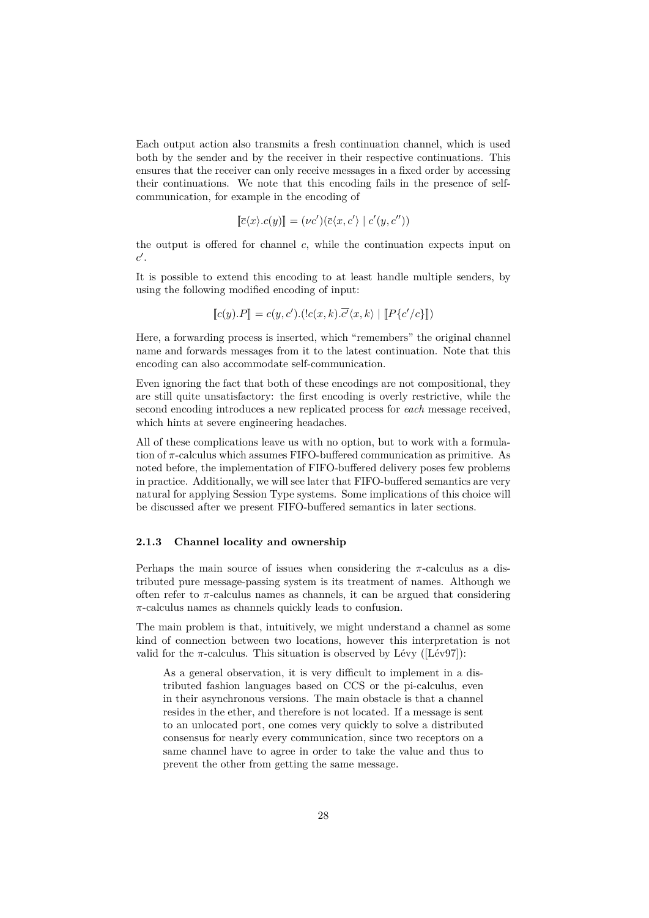Each output action also transmits a fresh continuation channel, which is used both by the sender and by the receiver in their respective continuations. This ensures that the receiver can only receive messages in a fixed order by accessing their continuations. We note that this encoding fails in the presence of self-communication, for example in the encoding of

$$[\![\bar{c}\langle x\rangle.c(y)]\!] = (\nu c')(\bar{c}\langle x, c'\rangle \mid c'(y, c''))$$

the output is offered for channel $c$, while the continuation expects input on $c'$.

It is possible to extend this encoding to at least handle multiple senders, by using the following modified encoding of input:

$$[\![c(y).P]\!] = c(y, c').(!c(x, k).\overline{c'}\langle x, k\rangle \mid [\![P\{c'/c\}]\!])$$

Here, a forwarding process is inserted, which "remembers" the original channel name and forwards messages from it to the latest continuation. Note that this encoding can also accommodate self-communication.

Even ignoring the fact that both of these encodings are not compositional, they are still quite unsatisfactory: the first encoding is overly restrictive, while the second encoding introduces a new replicated process for *each* message received, which hints at severe engineering headaches.

All of these complications leave us with no option, but to work with a formulation of $\pi$-calculus which assumes FIFO-buffered communication as primitive. As noted before, the implementation of FIFO-buffered delivery poses few problems in practice. Additionally, we will see later that FIFO-buffered semantics are very natural for applying Session Type systems. Some implications of this choice will be discussed after we present FIFO-buffered semantics in later sections.

### 2.1.3 Channel locality and ownership

Perhaps the main source of issues when considering the $\pi$-calculus as a distributed pure message-passing system is its treatment of names. Although we often refer to $\pi$-calculus names as channels, it can be argued that considering $\pi$-calculus names as channels quickly leads to confusion.

The main problem is that, intuitively, we might understand a channel as some kind of connection between two locations, however this interpretation is not valid for the $\pi$-calculus. This situation is observed by Lévy ([Lév97]):

> As a general observation, it is very difficult to implement in a distributed fashion languages based on CCS or the pi-calculus, even in their asynchronous versions. The main obstacle is that a channel resides in the ether, and therefore is not located. If a message is sent to an unlocated port, one comes very quickly to solve a distributed consensus for nearly every communication, since two receptors on a same channel have to agree in order to take the value and thus to prevent the other from getting the same message.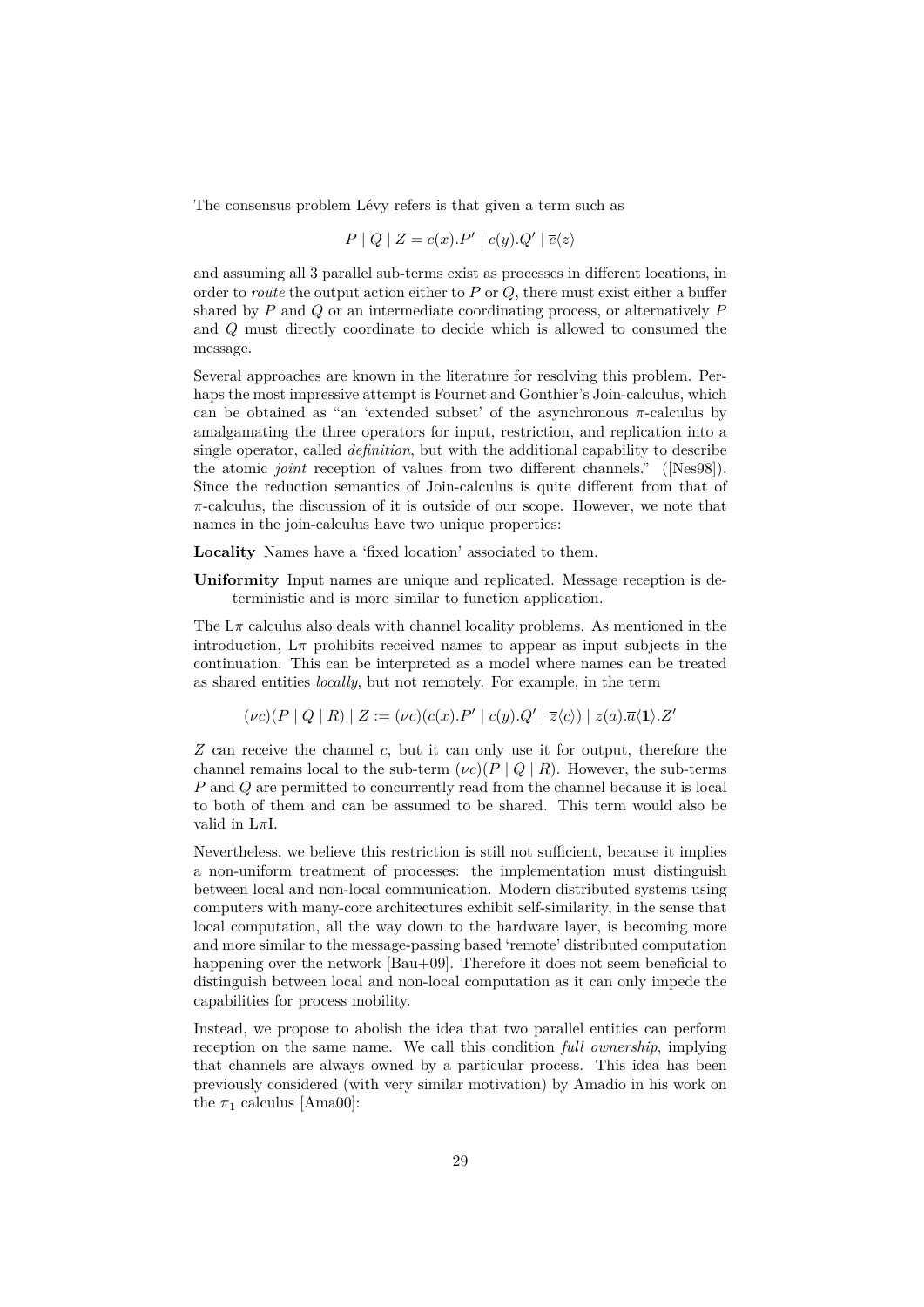The consensus problem Lévy refers is that given a term such as

$$P \mid Q \mid Z = c(x).P' \mid c(y).Q' \mid \overline{c}\langle z \rangle$$

and assuming all 3 parallel sub-terms exist as processes in different locations, in order to *route* the output action either to $P$ or $Q$, there must exist either a buffer shared by $P$ and $Q$ or an intermediate coordinating process, or alternatively $P$ and $Q$ must directly coordinate to decide which is allowed to consumed the message.

Several approaches are known in the literature for resolving this problem. Perhaps the most impressive attempt is Fournet and Gonthier's Join-calculus, which can be obtained as "an 'extended subset' of the asynchronous $\pi$-calculus by amalgamating the three operators for input, restriction, and replication into a single operator, called *definition*, but with the additional capability to describe the atomic *joint* reception of values from two different channels." ([Nes98]). Since the reduction semantics of Join-calculus is quite different from that of $\pi$-calculus, the discussion of it is outside of our scope. However, we note that names in the join-calculus have two unique properties:

**Locality** Names have a 'fixed location' associated to them.

**Uniformity** Input names are unique and replicated. Message reception is deterministic and is more similar to function application.

The L$\pi$ calculus also deals with channel locality problems. As mentioned in the introduction, L$\pi$ prohibits received names to appear as input subjects in the continuation. This can be interpreted as a model where names can be treated as shared entities *locally*, but not remotely. For example, in the term

$$(\nu c)(P \mid Q \mid R) \mid Z := (\nu c)(c(x).P' \mid c(y).Q' \mid \overline{z}\langle c \rangle) \mid z(a).\overline{a}\langle \mathbf{1} \rangle.Z'$$

$Z$ can receive the channel $c$, but it can only use it for output, therefore the channel remains local to the sub-term $(\nu c)(P \mid Q \mid R)$. However, the sub-terms $P$ and $Q$ are permitted to concurrently read from the channel because it is local to both of them and can be assumed to be shared. This term would also be valid in L$\pi$I.

Nevertheless, we believe this restriction is still not sufficient, because it implies a non-uniform treatment of processes: the implementation must distinguish between local and non-local communication. Modern distributed systems using computers with many-core architectures exhibit self-similarity, in the sense that local computation, all the way down to the hardware layer, is becoming more and more similar to the message-passing based 'remote' distributed computation happening over the network [Bau+09]. Therefore it does not seem beneficial to distinguish between local and non-local computation as it can only impede the capabilities for process mobility.

Instead, we propose to abolish the idea that two parallel entities can perform reception on the same name. We call this condition *full ownership*, implying that channels are always owned by a particular process. This idea has been previously considered (with very similar motivation) by Amadio in his work on the $\pi_1$ calculus [Ama00]: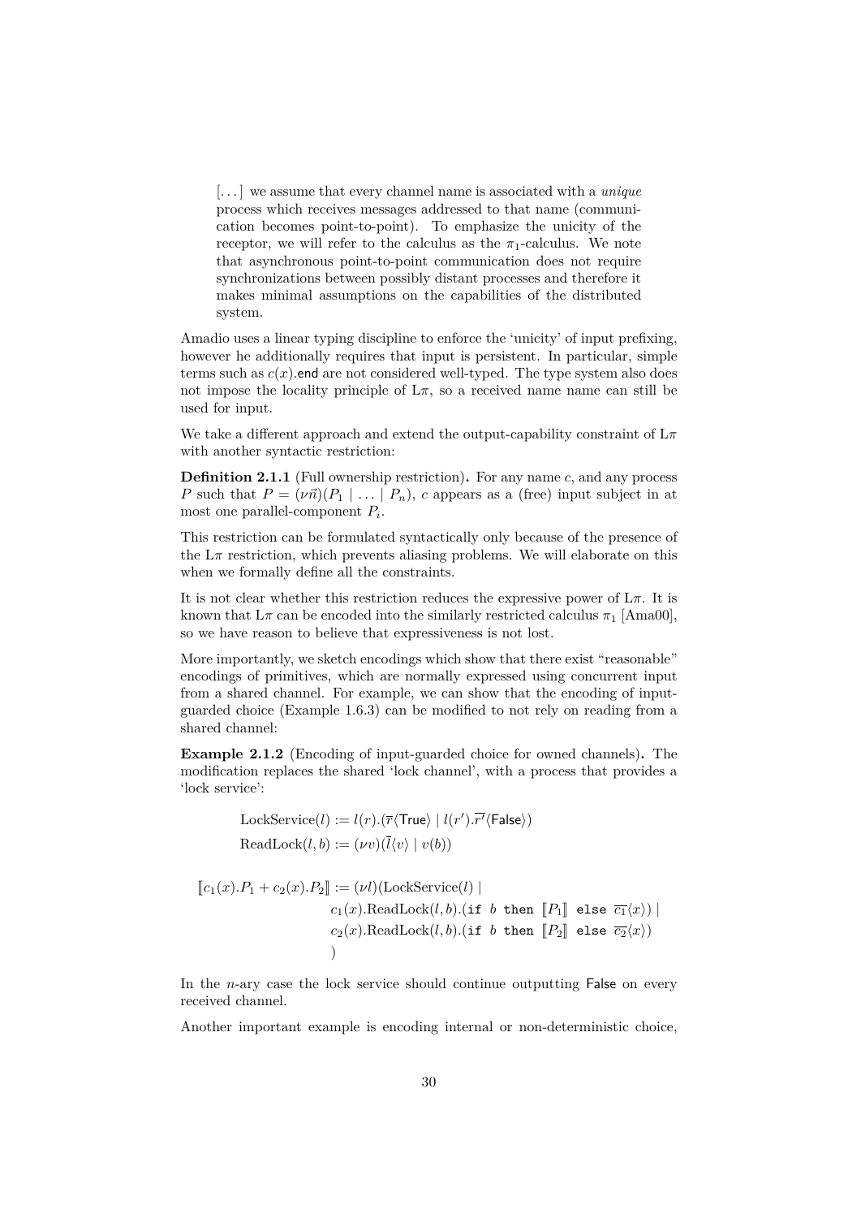> [. . . ] we assume that every channel name is associated with a *unique* process which receives messages addressed to that name (communication becomes point-to-point). To emphasize the unicity of the receptor, we will refer to the calculus as the $\pi_1$-calculus. We note that asynchronous point-to-point communication does not require synchronizations between possibly distant processes and therefore it makes minimal assumptions on the capabilities of the distributed system.

Amadio uses a linear typing discipline to enforce the 'unicity' of input prefixing, however he additionally requires that input is persistent. In particular, simple terms such as $c(x).\mathsf{end}$ are not considered well-typed. The type system also does not impose the locality principle of L$\pi$, so a received name name can still be used for input.

We take a different approach and extend the output-capability constraint of L$\pi$ with another syntactic restriction:

**Definition 2.1.1** (Full ownership restriction)**.** For any name $c$, and any process $P$ such that $P = (\nu\vec{n})(P_1 \mid \ldots \mid P_n)$, $c$ appears as a (free) input subject in at most one parallel-component $P_i$.

This restriction can be formulated syntactically only because of the presence of the L$\pi$ restriction, which prevents aliasing problems. We will elaborate on this when we formally define all the constraints.

It is not clear whether this restriction reduces the expressive power of L$\pi$. It is known that L$\pi$ can be encoded into the similarly restricted calculus $\pi_1$ [Ama00], so we have reason to believe that expressiveness is not lost.

More importantly, we sketch encodings which show that there exist "reasonable" encodings of primitives, which are normally expressed using concurrent input from a shared channel. For example, we can show that the encoding of input-guarded choice (Example 1.6.3) can be modified to not rely on reading from a shared channel:

**Example 2.1.2** (Encoding of input-guarded choice for owned channels)**.** The modification replaces the shared 'lock channel', with a process that provides a 'lock service':

$$\mathrm{LockService}(l) := l(r).(\overline{r}\langle\mathsf{True}\rangle \mid l(r').\overline{r'}\langle\mathsf{False}\rangle)$$

$$\mathrm{ReadLock}(l, b) := (\nu v)(\overline{l}\langle v\rangle \mid v(b))$$

$$\begin{aligned}
[\![c_1(x).P_1 + c_2(x).P_2]\!] := (\nu l)(&\mathrm{LockService}(l) \mid \\
&c_1(x).\mathrm{ReadLock}(l, b).(\texttt{if } b \texttt{ then } [\![P_1]\!] \texttt{ else } \overline{c_1}\langle x\rangle) \mid \\
&c_2(x).\mathrm{ReadLock}(l, b).(\texttt{if } b \texttt{ then } [\![P_2]\!] \texttt{ else } \overline{c_2}\langle x\rangle) \\
&)
\end{aligned}$$

In the $n$-ary case the lock service should continue outputting $\mathsf{False}$ on every received channel.

Another important example is encoding internal or non-deterministic choice,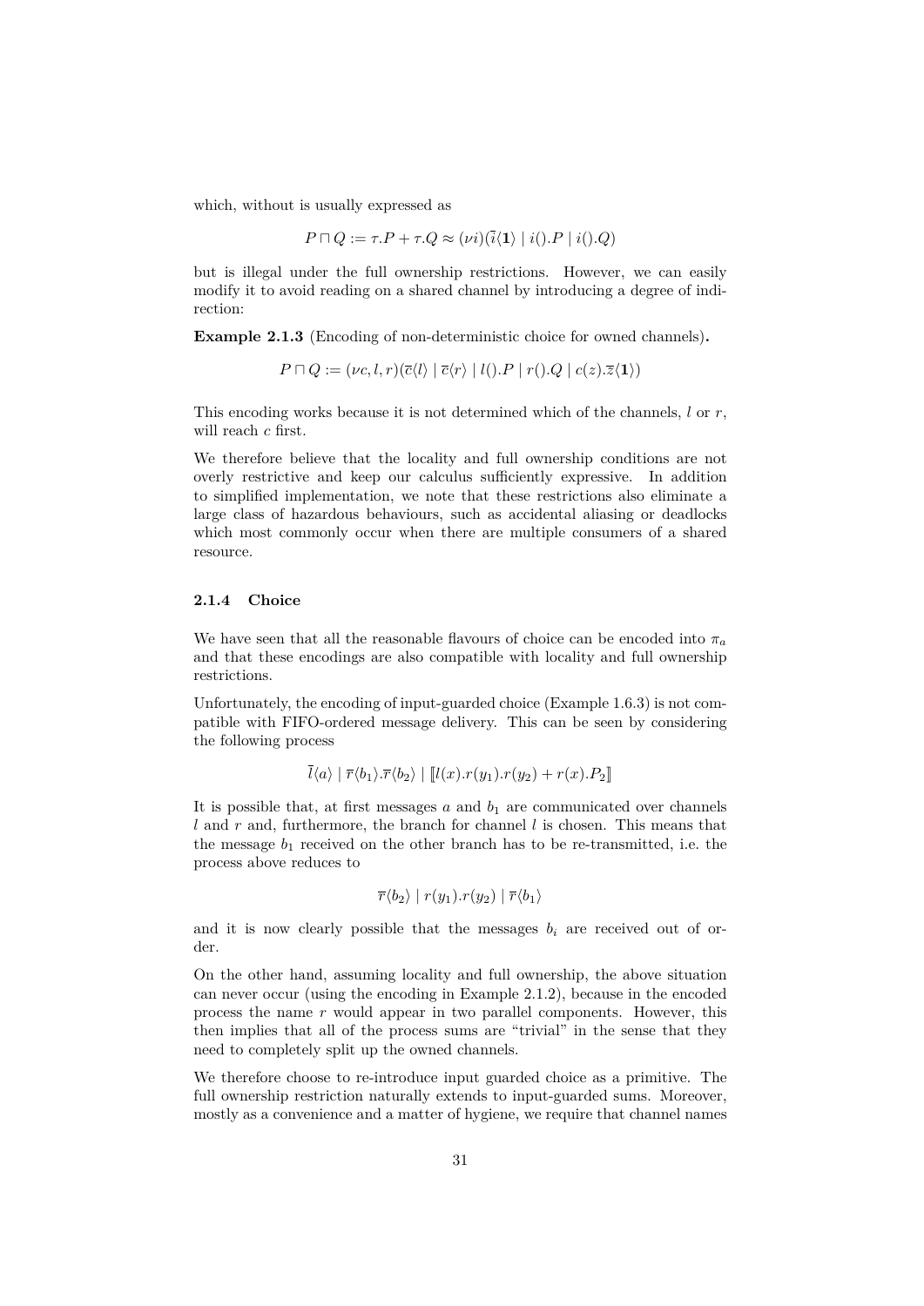which, without is usually expressed as

$$P \sqcap Q := \tau.P + \tau.Q \approx (\nu i)(\bar{i}\langle \mathbf{1} \rangle \mid i().P \mid i().Q)$$

but is illegal under the full ownership restrictions. However, we can easily modify it to avoid reading on a shared channel by introducing a degree of indirection:

**Example 2.1.3** (Encoding of non-deterministic choice for owned channels)**.**

$$P \sqcap Q := (\nu c, l, r)(\bar{c}\langle l \rangle \mid \bar{c}\langle r \rangle \mid l().P \mid r().Q \mid c(z).\bar{z}\langle \mathbf{1} \rangle)$$

This encoding works because it is not determined which of the channels, $l$ or $r$, will reach $c$ first.

We therefore believe that the locality and full ownership conditions are not overly restrictive and keep our calculus sufficiently expressive. In addition to simplified implementation, we note that these restrictions also eliminate a large class of hazardous behaviours, such as accidental aliasing or deadlocks which most commonly occur when there are multiple consumers of a shared resource.

### 2.1.4 Choice

We have seen that all the reasonable flavours of choice can be encoded into $\pi_a$ and that these encodings are also compatible with locality and full ownership restrictions.

Unfortunately, the encoding of input-guarded choice (Example 1.6.3) is not compatible with FIFO-ordered message delivery. This can be seen by considering the following process

$$\bar{l}\langle a \rangle \mid \bar{r}\langle b_1 \rangle.\bar{r}\langle b_2 \rangle \mid [\![ l(x).r(y_1).r(y_2) + r(x).P_2 ]\!]$$

It is possible that, at first messages $a$ and $b_1$ are communicated over channels $l$ and $r$ and, furthermore, the branch for channel $l$ is chosen. This means that the message $b_1$ received on the other branch has to be re-transmitted, i.e. the process above reduces to

$$\bar{r}\langle b_2 \rangle \mid r(y_1).r(y_2) \mid \bar{r}\langle b_1 \rangle$$

and it is now clearly possible that the messages $b_i$ are received out of order.

On the other hand, assuming locality and full ownership, the above situation can never occur (using the encoding in Example 2.1.2), because in the encoded process the name $r$ would appear in two parallel components. However, this then implies that all of the process sums are "trivial" in the sense that they need to completely split up the owned channels.

We therefore choose to re-introduce input guarded choice as a primitive. The full ownership restriction naturally extends to input-guarded sums. Moreover, mostly as a convenience and a matter of hygiene, we require that channel names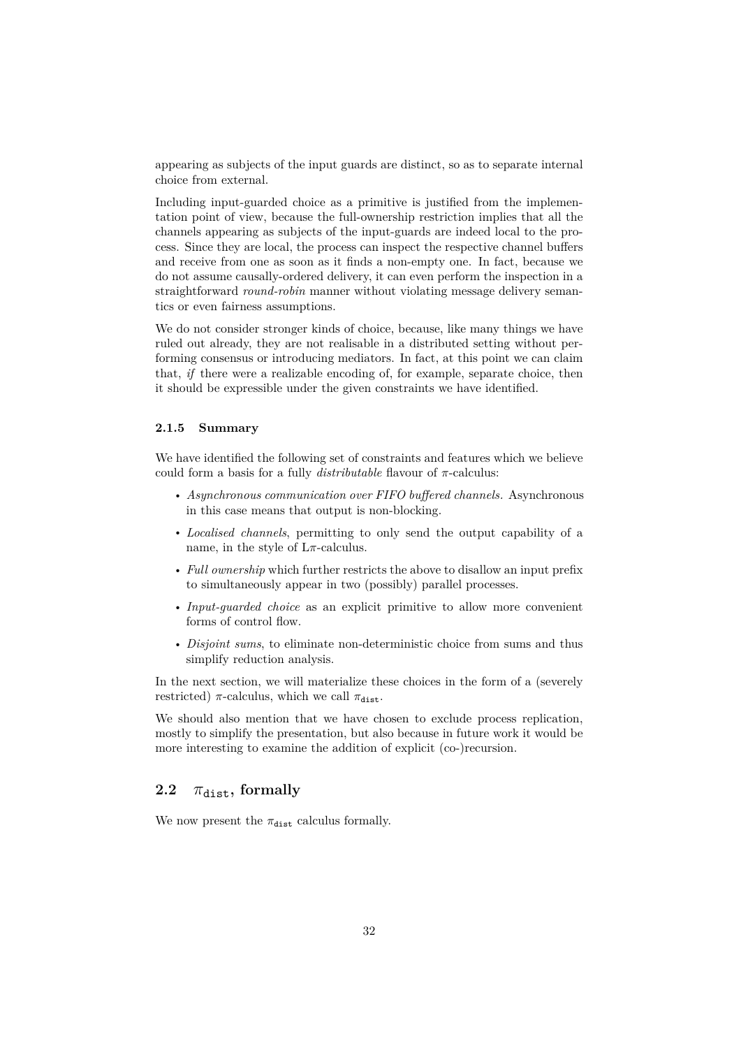appearing as subjects of the input guards are distinct, so as to separate internal choice from external.

Including input-guarded choice as a primitive is justified from the implementation point of view, because the full-ownership restriction implies that all the channels appearing as subjects of the input-guards are indeed local to the process. Since they are local, the process can inspect the respective channel buffers and receive from one as soon as it finds a non-empty one. In fact, because we do not assume causally-ordered delivery, it can even perform the inspection in a straightforward *round-robin* manner without violating message delivery semantics or even fairness assumptions.

We do not consider stronger kinds of choice, because, like many things we have ruled out already, they are not realisable in a distributed setting without performing consensus or introducing mediators. In fact, at this point we can claim that, *if* there were a realizable encoding of, for example, separate choice, then it should be expressible under the given constraints we have identified.

#### 2.1.5 Summary

We have identified the following set of constraints and features which we believe could form a basis for a fully *distributable* flavour of $\pi$-calculus:

- *Asynchronous communication over FIFO buffered channels.* Asynchronous in this case means that output is non-blocking.
- *Localised channels*, permitting to only send the output capability of a name, in the style of L$\pi$-calculus.
- *Full ownership* which further restricts the above to disallow an input prefix to simultaneously appear in two (possibly) parallel processes.
- *Input-guarded choice* as an explicit primitive to allow more convenient forms of control flow.
- *Disjoint sums*, to eliminate non-deterministic choice from sums and thus simplify reduction analysis.

In the next section, we will materialize these choices in the form of a (severely restricted) $\pi$-calculus, which we call $\pi_{\mathtt{dist}}$.

We should also mention that we have chosen to exclude process replication, mostly to simplify the presentation, but also because in future work it would be more interesting to examine the addition of explicit (co-)recursion.

## 2.2 $\pi_{\mathtt{dist}}$, formally

We now present the $\pi_{\mathtt{dist}}$ calculus formally.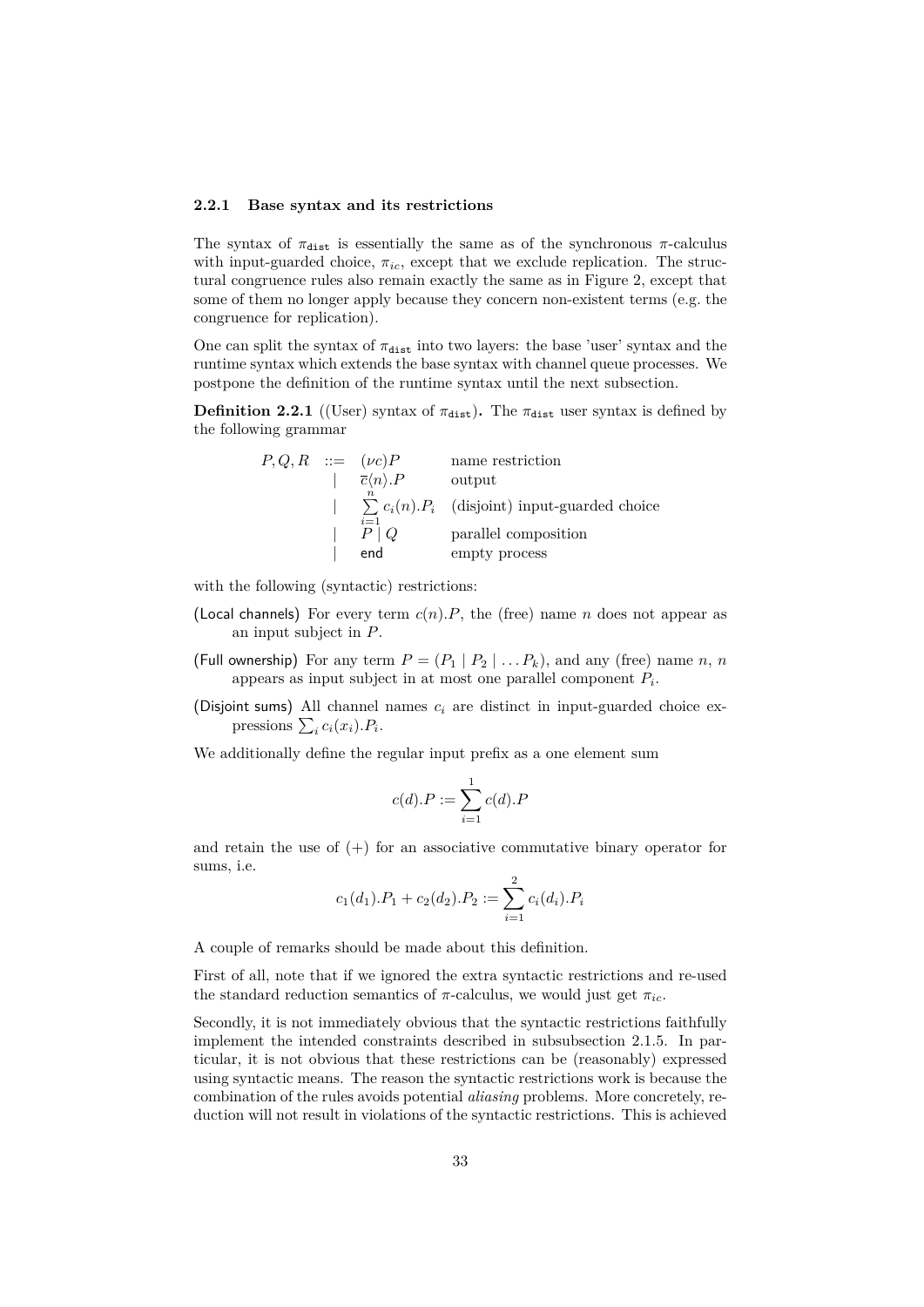### 2.2.1 Base syntax and its restrictions

The syntax of $\pi_{\mathtt{dist}}$ is essentially the same as of the synchronous $\pi$-calculus with input-guarded choice, $\pi_{ic}$, except that we exclude replication. The structural congruence rules also remain exactly the same as in Figure 2, except that some of them no longer apply because they concern non-existent terms (e.g. the congruence for replication).

One can split the syntax of $\pi_{\mathtt{dist}}$ into two layers: the base 'user' syntax and the runtime syntax which extends the base syntax with channel queue processes. We postpone the definition of the runtime syntax until the next subsection.

**Definition 2.2.1** ((User) syntax of $\pi_{\mathtt{dist}}$)**.** The $\pi_{\mathtt{dist}}$ user syntax is defined by the following grammar

$$
\begin{array}{rcll}
P, Q, R & ::= & (\nu c)P & \text{name restriction} \\
& | & \overline{c}\langle n \rangle.P & \text{output} \\
& | & \sum\limits_{i=1}^{n} c_i(n).P_i & \text{(disjoint) input-guarded choice} \\
& | & P \mid Q & \text{parallel composition} \\
& | & \mathsf{end} & \text{empty process}
\end{array}
$$

with the following (syntactic) restrictions:

(Local channels) For every term $c(n).P$, the (free) name $n$ does not appear as an input subject in $P$.

(Full ownership) For any term $P = (P_1 \mid P_2 \mid \dots P_k)$, and any (free) name $n$, $n$ appears as input subject in at most one parallel component $P_i$.

(Disjoint sums) All channel names $c_i$ are distinct in input-guarded choice expressions $\sum_i c_i(x_i).P_i$.

We additionally define the regular input prefix as a one element sum

$$
c(d).P := \sum_{i=1}^{1} c(d).P
$$

and retain the use of $(+)$ for an associative commutative binary operator for sums, i.e.

$$
c_1(d_1).P_1 + c_2(d_2).P_2 := \sum_{i=1}^{2} c_i(d_i).P_i
$$

A couple of remarks should be made about this definition.

First of all, note that if we ignored the extra syntactic restrictions and re-used the standard reduction semantics of $\pi$-calculus, we would just get $\pi_{ic}$.

Secondly, it is not immediately obvious that the syntactic restrictions faithfully implement the intended constraints described in subsubsection 2.1.5. In particular, it is not obvious that these restrictions can be (reasonably) expressed using syntactic means. The reason the syntactic restrictions work is because the combination of the rules avoids potential *aliasing* problems. More concretely, reduction will not result in violations of the syntactic restrictions. This is achieved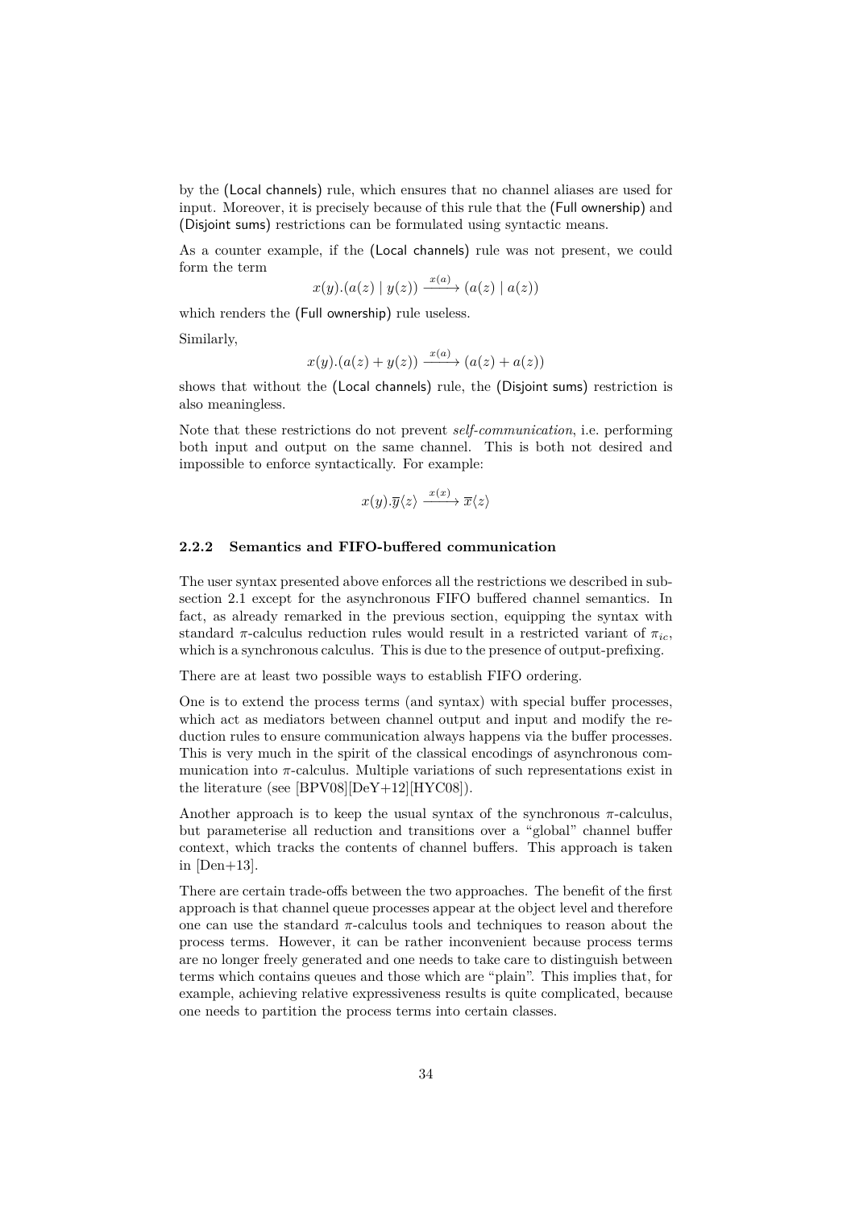by the (Local channels) rule, which ensures that no channel aliases are used for input. Moreover, it is precisely because of this rule that the (Full ownership) and (Disjoint sums) restrictions can be formulated using syntactic means.

As a counter example, if the (Local channels) rule was not present, we could form the term

$$x(y).(a(z) \mid y(z)) \xrightarrow{x(a)} (a(z) \mid a(z))$$

which renders the (Full ownership) rule useless.

Similarly,

$$x(y).(a(z) + y(z)) \xrightarrow{x(a)} (a(z) + a(z))$$

shows that without the (Local channels) rule, the (Disjoint sums) restriction is also meaningless.

Note that these restrictions do not prevent *self-communication*, i.e. performing both input and output on the same channel. This is both not desired and impossible to enforce syntactically. For example:

$$x(y).\overline{y}\langle z\rangle \xrightarrow{x(x)} \overline{x}\langle z\rangle$$

### 2.2.2 Semantics and FIFO-buffered communication

The user syntax presented above enforces all the restrictions we described in subsection 2.1 except for the asynchronous FIFO buffered channel semantics. In fact, as already remarked in the previous section, equipping the syntax with standard $\pi$-calculus reduction rules would result in a restricted variant of $\pi_{ic}$, which is a synchronous calculus. This is due to the presence of output-prefixing.

There are at least two possible ways to establish FIFO ordering.

One is to extend the process terms (and syntax) with special buffer processes, which act as mediators between channel output and input and modify the reduction rules to ensure communication always happens via the buffer processes. This is very much in the spirit of the classical encodings of asynchronous communication into $\pi$-calculus. Multiple variations of such representations exist in the literature (see [BPV08][DeY+12][HYC08]).

Another approach is to keep the usual syntax of the synchronous $\pi$-calculus, but parameterise all reduction and transitions over a "global" channel buffer context, which tracks the contents of channel buffers. This approach is taken in [Den+13].

There are certain trade-offs between the two approaches. The benefit of the first approach is that channel queue processes appear at the object level and therefore one can use the standard $\pi$-calculus tools and techniques to reason about the process terms. However, it can be rather inconvenient because process terms are no longer freely generated and one needs to take care to distinguish between terms which contains queues and those which are "plain". This implies that, for example, achieving relative expressiveness results is quite complicated, because one needs to partition the process terms into certain classes.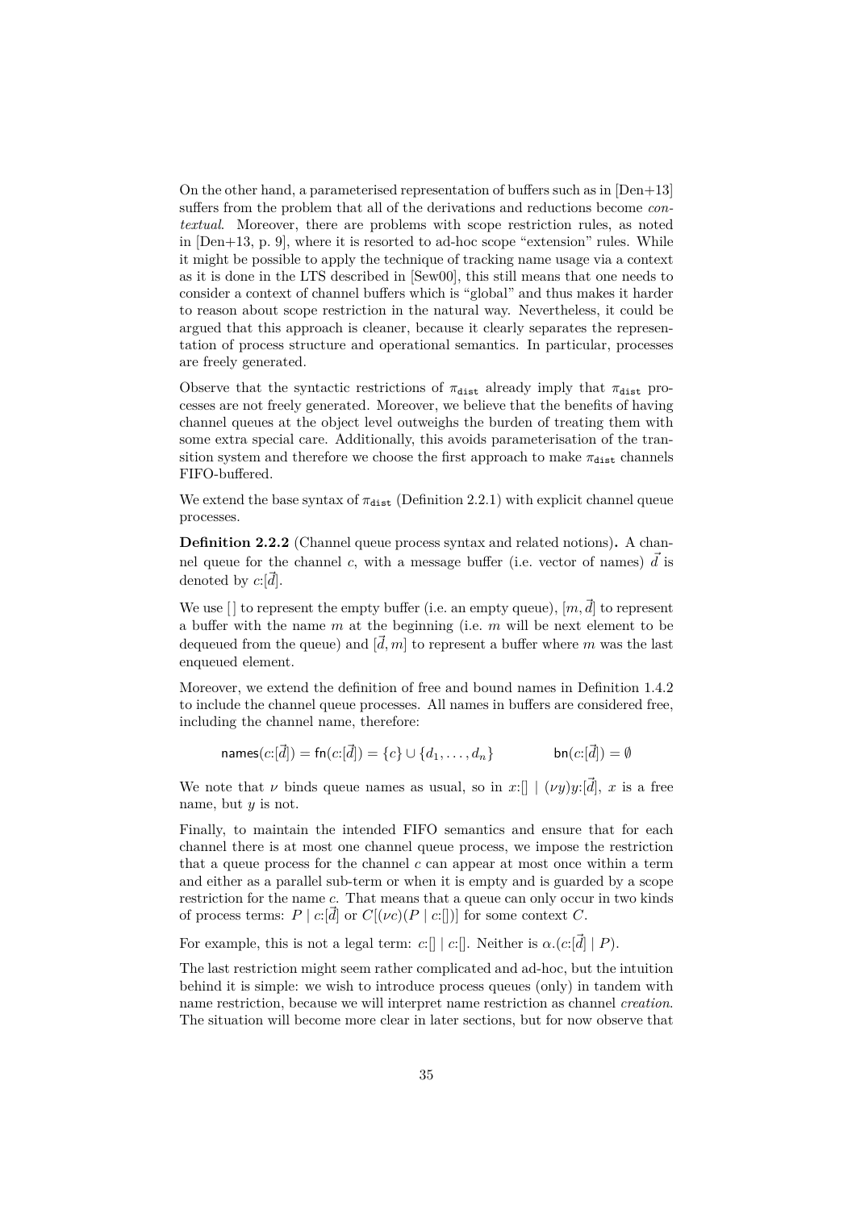On the other hand, a parameterised representation of buffers such as in [Den+13] suffers from the problem that all of the derivations and reductions become *contextual*. Moreover, there are problems with scope restriction rules, as noted in [Den+13, p. 9], where it is resorted to ad-hoc scope "extension" rules. While it might be possible to apply the technique of tracking name usage via a context as it is done in the LTS described in [Sew00], this still means that one needs to consider a context of channel buffers which is "global" and thus makes it harder to reason about scope restriction in the natural way. Nevertheless, it could be argued that this approach is cleaner, because it clearly separates the representation of process structure and operational semantics. In particular, processes are freely generated.

Observe that the syntactic restrictions of $\pi_{\mathtt{dist}}$ already imply that $\pi_{\mathtt{dist}}$ processes are not freely generated. Moreover, we believe that the benefits of having channel queues at the object level outweighs the burden of treating them with some extra special care. Additionally, this avoids parameterisation of the transition system and therefore we choose the first approach to make $\pi_{\mathtt{dist}}$ channels FIFO-buffered.

We extend the base syntax of $\pi_{\mathtt{dist}}$ (Definition 2.2.1) with explicit channel queue processes.

**Definition 2.2.2** (Channel queue process syntax and related notions)**.** A channel queue for the channel $c$, with a message buffer (i.e. vector of names) $\vec{d}$ is denoted by $c{:}[\vec{d}]$.

We use $[\,]$ to represent the empty buffer (i.e. an empty queue), $[m, \vec{d}]$ to represent a buffer with the name $m$ at the beginning (i.e. $m$ will be next element to be dequeued from the queue) and $[\vec{d}, m]$ to represent a buffer where $m$ was the last enqueued element.

Moreover, we extend the definition of free and bound names in Definition 1.4.2 to include the channel queue processes. All names in buffers are considered free, including the channel name, therefore:

$$\mathsf{names}(c{:}[\vec{d}]) = \mathsf{fn}(c{:}[\vec{d}]) = \{c\} \cup \{d_1, \ldots, d_n\} \qquad\qquad \mathsf{bn}(c{:}[\vec{d}]) = \emptyset$$

We note that $\nu$ binds queue names as usual, so in $x{:}[] \mid (\nu y)y{:}[\vec{d}]$, $x$ is a free name, but $y$ is not.

Finally, to maintain the intended FIFO semantics and ensure that for each channel there is at most one channel queue process, we impose the restriction that a queue process for the channel $c$ can appear at most once within a term and either as a parallel sub-term or when it is empty and is guarded by a scope restriction for the name $c$. That means that a queue can only occur in two kinds of process terms: $P \mid c{:}[\vec{d}]$ or $C[(\nu c)(P \mid c{:}[])]$ for some context $C$.

For example, this is not a legal term: $c{:}[] \mid c{:}[]$. Neither is $\alpha.(c{:}[\vec{d}] \mid P)$.

The last restriction might seem rather complicated and ad-hoc, but the intuition behind it is simple: we wish to introduce process queues (only) in tandem with name restriction, because we will interpret name restriction as channel *creation*. The situation will become more clear in later sections, but for now observe that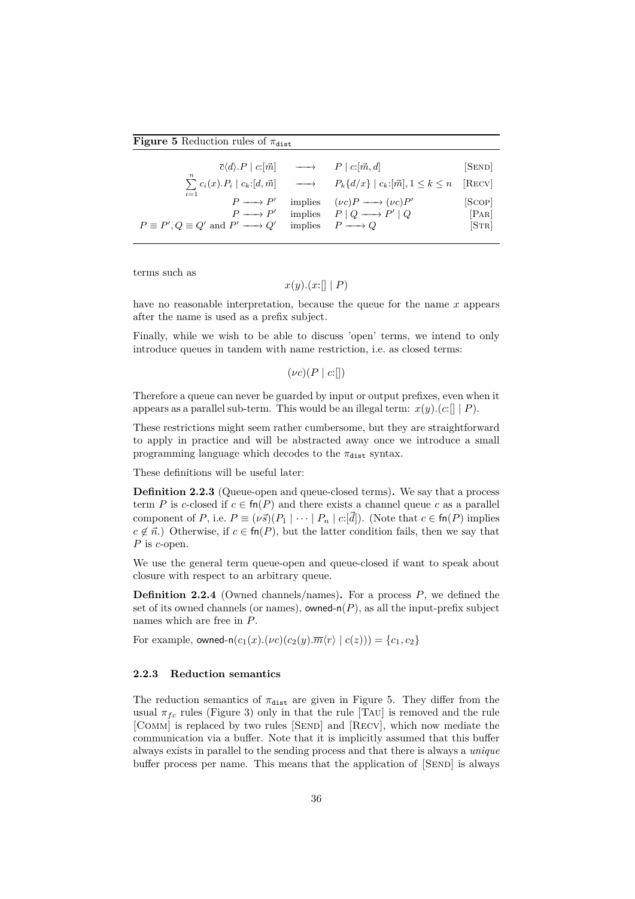**Figure 5** Reduction rules of $\pi_{\mathtt{dist}}$

$$
\begin{array}{rcll}
\overline{c}\langle d\rangle.P \mid c{:}[\vec{m}] & \longrightarrow & P \mid c{:}[\vec{m}, d] & [\textsc{Send}] \\
\sum_{i=1}^{n} c_i(x).P_i \mid c_k{:}[d, \vec{m}] & \longrightarrow & P_k\{d/x\} \mid c_k{:}[\vec{m}], 1 \leq k \leq n & [\textsc{Recv}] \\
P \longrightarrow P' & \text{implies} & (\nu c)P \longrightarrow (\nu c)P' & [\textsc{Scop}] \\
P \longrightarrow P' & \text{implies} & P \mid Q \longrightarrow P' \mid Q & [\textsc{Par}] \\
P \equiv P', Q \equiv Q' \text{ and } P' \longrightarrow Q' & \text{implies} & P \longrightarrow Q & [\textsc{Str}]
\end{array}
$$

terms such as

$$x(y).(x{:}[] \mid P)$$

have no reasonable interpretation, because the queue for the name $x$ appears after the name is used as a prefix subject.

Finally, while we wish to be able to discuss 'open' terms, we intend to only introduce queues in tandem with name restriction, i.e. as closed terms:

$$(\nu c)(P \mid c{:}[])$$

Therefore a queue can never be guarded by input or output prefixes, even when it appears as a parallel sub-term. This would be an illegal term: $x(y).(c{:}[] \mid P)$.

These restrictions might seem rather cumbersome, but they are straightforward to apply in practice and will be abstracted away once we introduce a small programming language which decodes to the $\pi_{\mathtt{dist}}$ syntax.

These definitions will be useful later:

**Definition 2.2.3** (Queue-open and queue-closed terms)**.** We say that a process term $P$ is $c$-closed if $c \in \mathsf{fn}(P)$ and there exists a channel queue $c$ as a parallel component of $P$, i.e. $P \equiv (\nu\vec{s})(P_1 \mid \cdots \mid P_n \mid c{:}[\vec{d}])$. (Note that $c \in \mathsf{fn}(P)$ implies $c \notin \vec{n}$.) Otherwise, if $c \in \mathsf{fn}(P)$, but the latter condition fails, then we say that $P$ is $c$-open.

We use the general term queue-open and queue-closed if want to speak about closure with respect to an arbitrary queue.

**Definition 2.2.4** (Owned channels/names)**.** For a process $P$, we defined the set of its owned channels (or names), $\mathsf{owned\text{-}n}(P)$, as all the input-prefix subject names which are free in $P$.

For example, $\mathsf{owned\text{-}n}(c_1(x).(\nu c)(c_2(y).\overline{m}\langle r\rangle \mid c(z))) = \{c_1, c_2\}$

### 2.2.3 Reduction semantics

The reduction semantics of $\pi_{\mathtt{dist}}$ are given in Figure 5. They differ from the usual $\pi_{fc}$ rules (Figure 3) only in that the rule [Tau] is removed and the rule [Comm] is replaced by two rules [Send] and [Recv], which now mediate the communication via a buffer. Note that it is implicitly assumed that this buffer always exists in parallel to the sending process and that there is always a *unique* buffer process per name. This means that the application of [Send] is always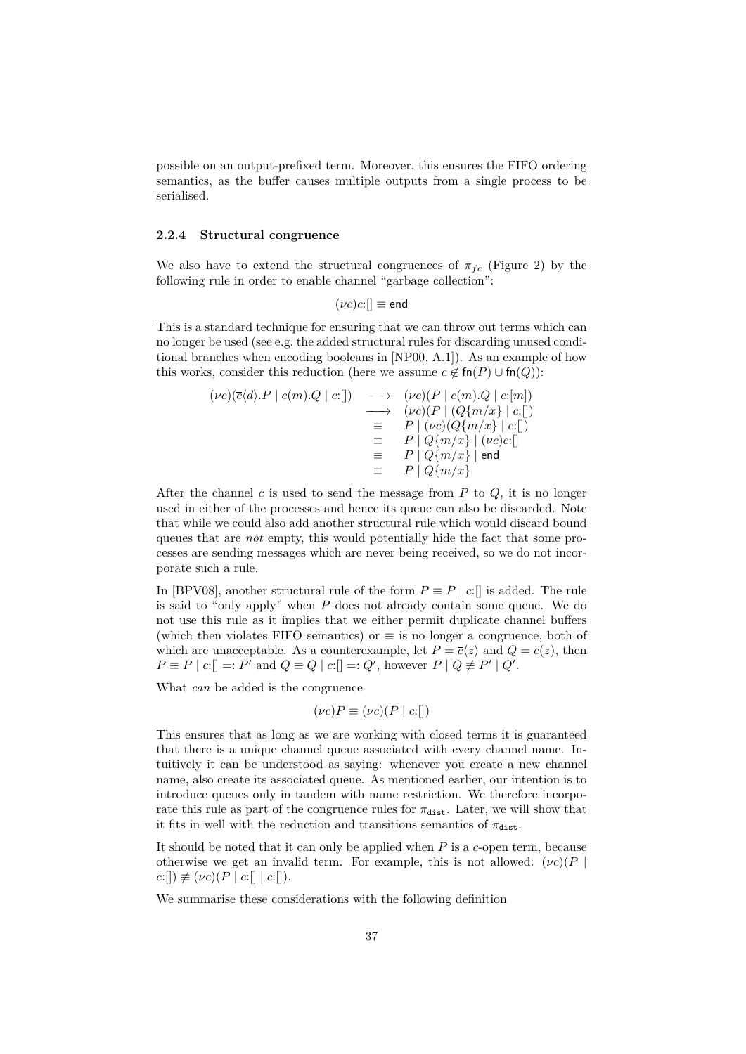possible on an output-prefixed term. Moreover, this ensures the FIFO ordering semantics, as the buffer causes multiple outputs from a single process to be serialised.

### 2.2.4 Structural congruence

We also have to extend the structural congruences of $\pi_{fc}$ (Figure 2) by the following rule in order to enable channel "garbage collection":

$$(\nu c)c{:}[] \equiv \mathsf{end}$$

This is a standard technique for ensuring that we can throw out terms which can no longer be used (see e.g. the added structural rules for discarding unused conditional branches when encoding booleans in [NP00, A.1]). As an example of how this works, consider this reduction (here we assume $c \notin \mathsf{fn}(P) \cup \mathsf{fn}(Q)$):

$$\begin{array}{rcl}
(\nu c)(\overline{c}\langle d\rangle.P \mid c(m).Q \mid c{:}[]) & \longrightarrow & (\nu c)(P \mid c(m).Q \mid c{:}[m]) \\
& \longrightarrow & (\nu c)(P \mid (Q\{m/x\} \mid c{:}[]) \\
& \equiv & P \mid (\nu c)(Q\{m/x\} \mid c{:}[]) \\
& \equiv & P \mid Q\{m/x\} \mid (\nu c)c{:}[] \\
& \equiv & P \mid Q\{m/x\} \mid \mathsf{end} \\
& \equiv & P \mid Q\{m/x\}
\end{array}$$

After the channel $c$ is used to send the message from $P$ to $Q$, it is no longer used in either of the processes and hence its queue can also be discarded. Note that while we could also add another structural rule which would discard bound queues that are *not* empty, this would potentially hide the fact that some processes are sending messages which are never being received, so we do not incorporate such a rule.

In [BPV08], another structural rule of the form $P \equiv P \mid c{:}[]$ is added. The rule is said to "only apply" when $P$ does not already contain some queue. We do not use this rule as it implies that we either permit duplicate channel buffers (which then violates FIFO semantics) or $\equiv$ is no longer a congruence, both of which are unacceptable. As a counterexample, let $P = \overline{c}\langle z\rangle$ and $Q = c(z)$, then $P \equiv P \mid c{:}[] =: P'$ and $Q \equiv Q \mid c{:}[] =: Q'$, however $P \mid Q \not\equiv P' \mid Q'$.

What *can* be added is the congruence

$$(\nu c)P \equiv (\nu c)(P \mid c{:}[])$$

This ensures that as long as we are working with closed terms it is guaranteed that there is a unique channel queue associated with every channel name. Intuitively it can be understood as saying: whenever you create a new channel name, also create its associated queue. As mentioned earlier, our intention is to introduce queues only in tandem with name restriction. We therefore incorporate this rule as part of the congruence rules for $\pi_{\mathtt{dist}}$. Later, we will show that it fits in well with the reduction and transitions semantics of $\pi_{\mathtt{dist}}$.

It should be noted that it can only be applied when $P$ is a $c$-open term, because otherwise we get an invalid term. For example, this is not allowed: $(\nu c)(P \mid c{:}[]) \not\equiv (\nu c)(P \mid c{:}[] \mid c{:}[])$.

We summarise these considerations with the following definition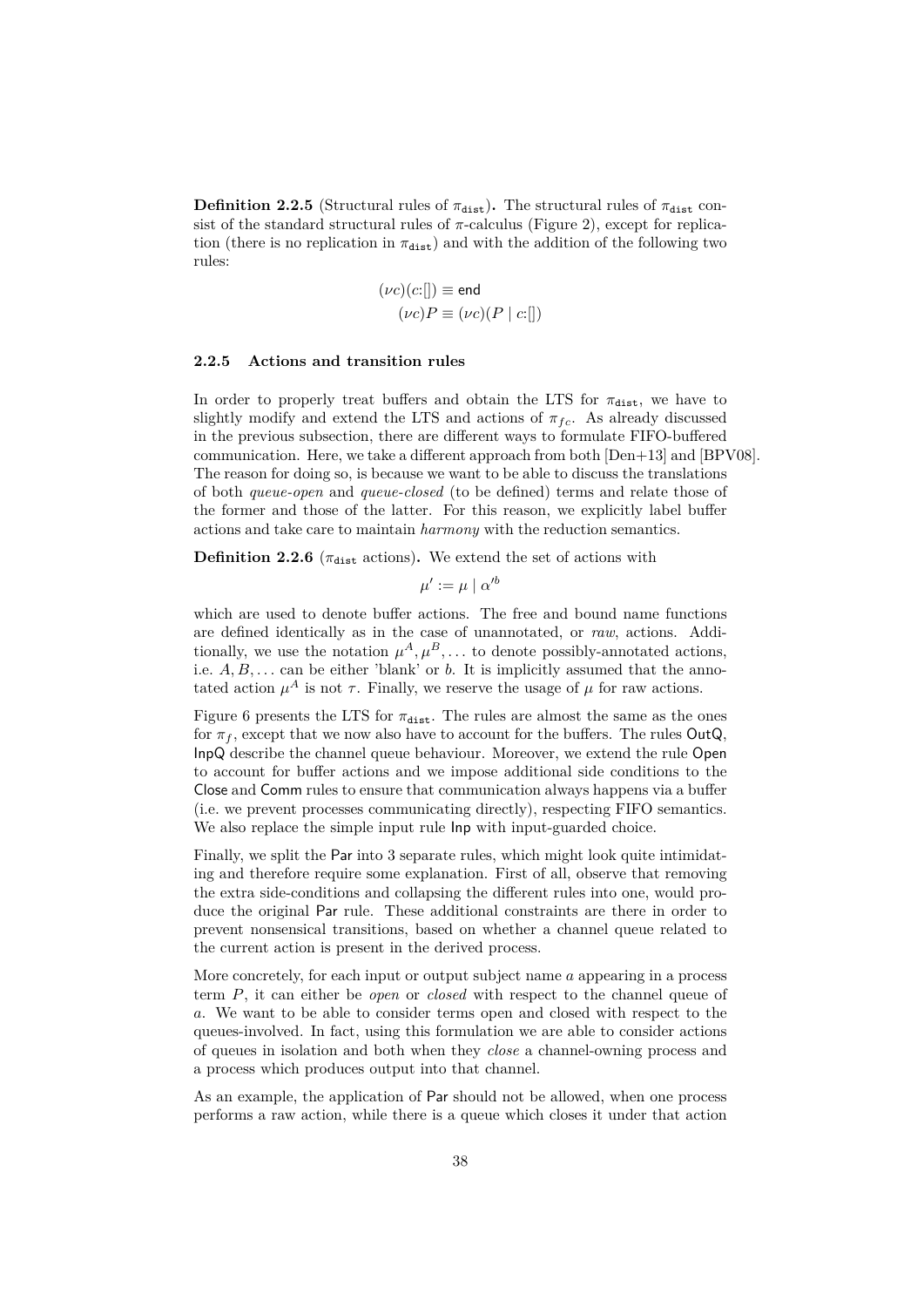**Definition 2.2.5** (Structural rules of $\pi_{\texttt{dist}}$)**.** The structural rules of $\pi_{\texttt{dist}}$ consist of the standard structural rules of $\pi$-calculus (Figure 2), except for replication (there is no replication in $\pi_{\texttt{dist}}$) and with the addition of the following two rules:

$$(\nu c)(c{:}[]) \equiv \mathsf{end}$$
$$(\nu c)P \equiv (\nu c)(P \mid c{:}[])$$

### 2.2.5 Actions and transition rules

In order to properly treat buffers and obtain the LTS for $\pi_{\texttt{dist}}$, we have to slightly modify and extend the LTS and actions of $\pi_{fc}$. As already discussed in the previous subsection, there are different ways to formulate FIFO-buffered communication. Here, we take a different approach from both [Den+13] and [BPV08]. The reason for doing so, is because we want to be able to discuss the translations of both *queue-open* and *queue-closed* (to be defined) terms and relate those of the former and those of the latter. For this reason, we explicitly label buffer actions and take care to maintain *harmony* with the reduction semantics.

**Definition 2.2.6** ($\pi_{\texttt{dist}}$ actions)**.** We extend the set of actions with

$$\mu' := \mu \mid \alpha'^{b}$$

which are used to denote buffer actions. The free and bound name functions are defined identically as in the case of unannotated, or *raw*, actions. Additionally, we use the notation $\mu^A, \mu^B, \ldots$ to denote possibly-annotated actions, i.e. $A, B, \ldots$ can be either 'blank' or $b$. It is implicitly assumed that the annotated action $\mu^A$ is not $\tau$. Finally, we reserve the usage of $\mu$ for raw actions.

Figure 6 presents the LTS for $\pi_{\texttt{dist}}$. The rules are almost the same as the ones for $\pi_f$, except that we now also have to account for the buffers. The rules OutQ, InpQ describe the channel queue behaviour. Moreover, we extend the rule Open to account for buffer actions and we impose additional side conditions to the Close and Comm rules to ensure that communication always happens via a buffer (i.e. we prevent processes communicating directly), respecting FIFO semantics. We also replace the simple input rule Inp with input-guarded choice.

Finally, we split the Par into 3 separate rules, which might look quite intimidating and therefore require some explanation. First of all, observe that removing the extra side-conditions and collapsing the different rules into one, would produce the original Par rule. These additional constraints are there in order to prevent nonsensical transitions, based on whether a channel queue related to the current action is present in the derived process.

More concretely, for each input or output subject name $a$ appearing in a process term $P$, it can either be *open* or *closed* with respect to the channel queue of $a$. We want to be able to consider terms open and closed with respect to the queues-involved. In fact, using this formulation we are able to consider actions of queues in isolation and both when they *close* a channel-owning process and a process which produces output into that channel.

As an example, the application of Par should not be allowed, when one process performs a raw action, while there is a queue which closes it under that action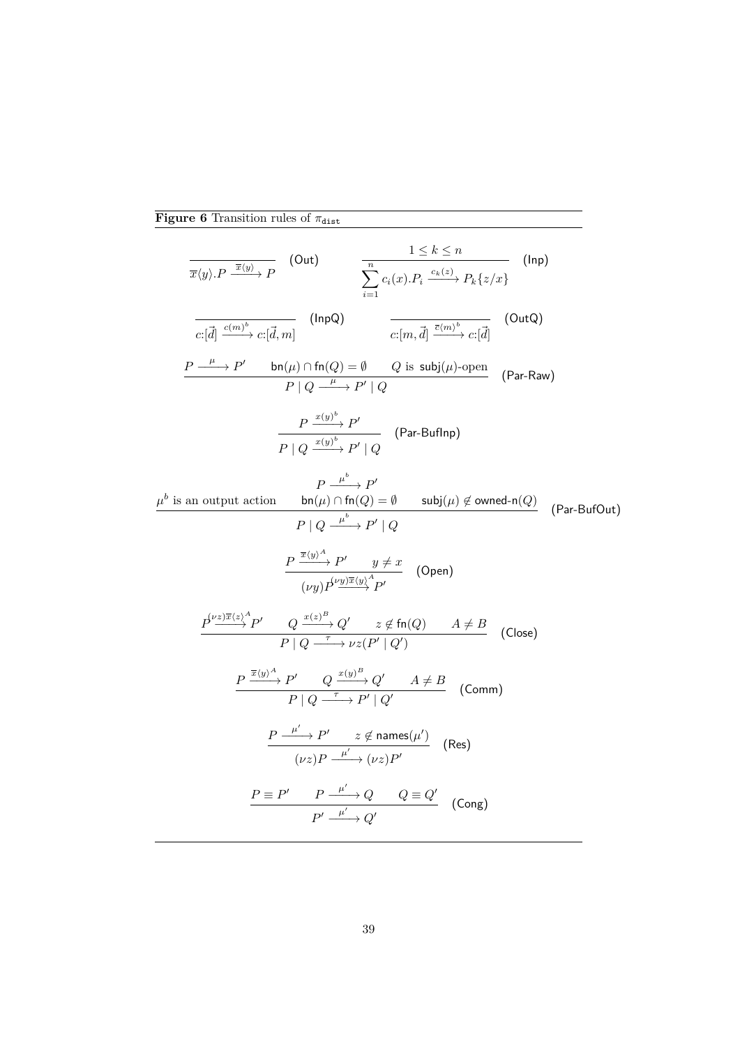**Figure 6** Transition rules of $\pi_{\texttt{dist}}$

$$\frac{}{\overline{x}\langle y\rangle.P \xrightarrow{\overline{x}\langle y\rangle} P}\ \textsf{(Out)} \qquad \frac{1 \leq k \leq n}{\sum_{i=1}^{n} c_i(x).P_i \xrightarrow{c_k(z)} P_k\{z/x\}}\ \textsf{(Inp)}$$

$$\frac{}{c{:}[\vec{d}] \xrightarrow{c(m)^b} c{:}[\vec{d}, m]}\ \textsf{(InpQ)} \qquad \frac{}{c{:}[m, \vec{d}] \xrightarrow{\overline{c}\langle m\rangle^b} c{:}[\vec{d}]}\ \textsf{(OutQ)}$$

$$\frac{P \xrightarrow{\mu} P' \qquad \mathsf{bn}(\mu) \cap \mathsf{fn}(Q) = \emptyset \qquad Q \text{ is } \mathsf{subj}(\mu)\text{-open}}{P \mid Q \xrightarrow{\mu} P' \mid Q}\ \textsf{(Par-Raw)}$$

$$\frac{P \xrightarrow{x(y)^b} P'}{P \mid Q \xrightarrow{x(y)^b} P' \mid Q}\ \textsf{(Par-BufInp)}$$

$$\frac{\mu^b \text{ is an output action} \qquad \begin{array}{c} P \xrightarrow{\mu^b} P' \\ \mathsf{bn}(\mu) \cap \mathsf{fn}(Q) = \emptyset \end{array} \qquad \mathsf{subj}(\mu) \notin \mathsf{owned\text{-}n}(Q)}{P \mid Q \xrightarrow{\mu^b} P' \mid Q}\ \textsf{(Par-BufOut)}$$

$$\frac{P \xrightarrow{\overline{x}\langle y\rangle^A} P' \qquad y \neq x}{(\nu y)P \xrightarrow{(\nu y)\overline{x}\langle y\rangle^A} P'}\ \textsf{(Open)}$$

$$\frac{P \xrightarrow{(\nu z)\overline{x}\langle z\rangle^A} P' \qquad Q \xrightarrow{x(z)^B} Q' \qquad z \notin \mathsf{fn}(Q) \qquad A \neq B}{P \mid Q \xrightarrow{\tau} \nu z(P' \mid Q')}\ \textsf{(Close)}$$

$$\frac{P \xrightarrow{\overline{x}\langle y\rangle^A} P' \qquad Q \xrightarrow{x(y)^B} Q' \qquad A \neq B}{P \mid Q \xrightarrow{\tau} P' \mid Q'}\ \textsf{(Comm)}$$

$$\frac{P \xrightarrow{\mu'} P' \qquad z \notin \mathsf{names}(\mu')}{(\nu z)P \xrightarrow{\mu'} (\nu z)P'}\ \textsf{(Res)}$$

$$\frac{P \equiv P' \qquad P \xrightarrow{\mu'} Q \qquad Q \equiv Q'}{P' \xrightarrow{\mu'} Q'}\ \textsf{(Cong)}$$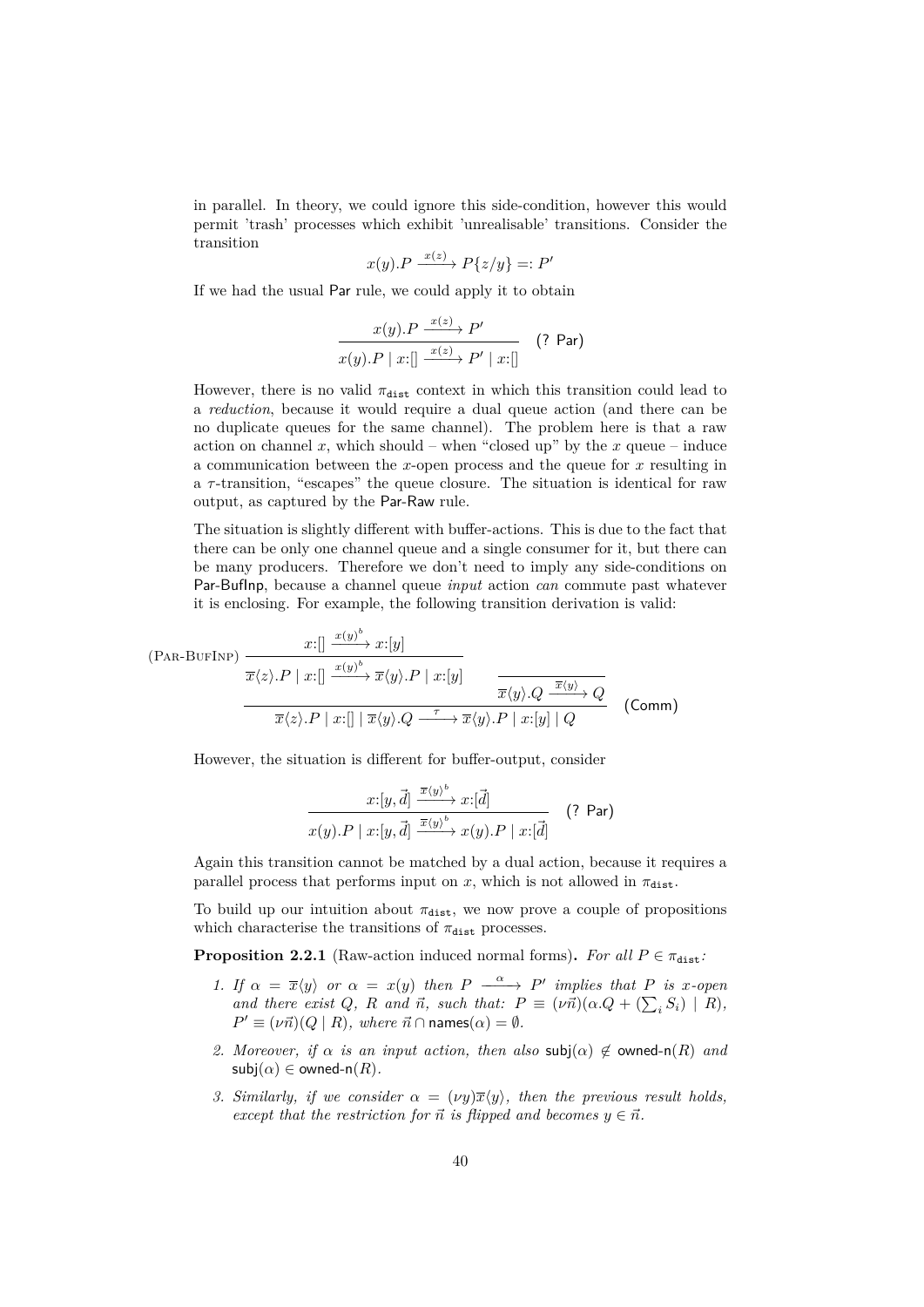in parallel. In theory, we could ignore this side-condition, however this would permit 'trash' processes which exhibit 'unrealisable' transitions. Consider the transition

$$x(y).P \xrightarrow{x(z)} P\{z/y\} =: P'$$

If we had the usual Par rule, we could apply it to obtain

$$\frac{x(y).P \xrightarrow{x(z)} P'}{x(y).P \mid x{:}[] \xrightarrow{x(z)} P' \mid x{:}[]} \quad (?\ \mathsf{Par})$$

However, there is no valid $\pi_{\mathtt{dist}}$ context in which this transition could lead to a *reduction*, because it would require a dual queue action (and there can be no duplicate queues for the same channel). The problem here is that a raw action on channel $x$, which should – when "closed up" by the $x$ queue – induce a communication between the $x$-open process and the queue for $x$ resulting in a $\tau$-transition, "escapes" the queue closure. The situation is identical for raw output, as captured by the Par-Raw rule.

The situation is slightly different with buffer-actions. This is due to the fact that there can be only one channel queue and a single consumer for it, but there can be many producers. Therefore we don't need to imply any side-conditions on Par-BufInp, because a channel queue *input* action *can* commute past whatever it is enclosing. For example, the following transition derivation is valid:

$$\frac{(\textsc{Par-BufInp})\ \dfrac{x{:}[] \xrightarrow{x(y)^b} x{:}[y]}{\overline{x}\langle z\rangle.P \mid x{:}[] \xrightarrow{x(y)^b} \overline{x}\langle y\rangle.P \mid x{:}[y]} \qquad \dfrac{}{\overline{x}\langle y\rangle.Q \xrightarrow{\overline{x}\langle y\rangle} Q}}{\overline{x}\langle z\rangle.P \mid x{:}[] \mid \overline{x}\langle y\rangle.Q \xrightarrow{\tau} \overline{x}\langle y\rangle.P \mid x{:}[y] \mid Q} \quad (\mathsf{Comm})$$

However, the situation is different for buffer-output, consider

$$\frac{x{:}[y,\vec{d}] \xrightarrow{\overline{x}\langle y\rangle^b} x{:}[\vec{d}]}{x(y).P \mid x{:}[y,\vec{d}] \xrightarrow{\overline{x}\langle y\rangle^b} x(y).P \mid x{:}[\vec{d}]} \quad (?\ \mathsf{Par})$$

Again this transition cannot be matched by a dual action, because it requires a parallel process that performs input on $x$, which is not allowed in $\pi_{\mathtt{dist}}$.

To build up our intuition about $\pi_{\mathtt{dist}}$, we now prove a couple of propositions which characterise the transitions of $\pi_{\mathtt{dist}}$ processes.

**Proposition 2.2.1** (Raw-action induced normal forms)**.** *For all $P \in \pi_{\mathtt{dist}}$:*

1. *If $\alpha = \overline{x}\langle y\rangle$ or $\alpha = x(y)$ then $P \xrightarrow{\alpha} P'$ implies that $P$ is $x$-open and there exist $Q$, $R$ and $\vec{n}$, such that: $P \equiv (\nu\vec{n})(\alpha.Q + (\sum_i S_i) \mid R)$, $P' \equiv (\nu\vec{n})(Q \mid R)$, where $\vec{n} \cap \mathsf{names}(\alpha) = \emptyset$.*
2. *Moreover, if $\alpha$ is an input action, then also $\mathsf{subj}(\alpha) \notin \mathsf{owned\text{-}n}(R)$ and $\mathsf{subj}(\alpha) \in \mathsf{owned\text{-}n}(R)$.*
3. *Similarly, if we consider $\alpha = (\nu y)\overline{x}\langle y\rangle$, then the previous result holds, except that the restriction for $\vec{n}$ is flipped and becomes $y \in \vec{n}$.*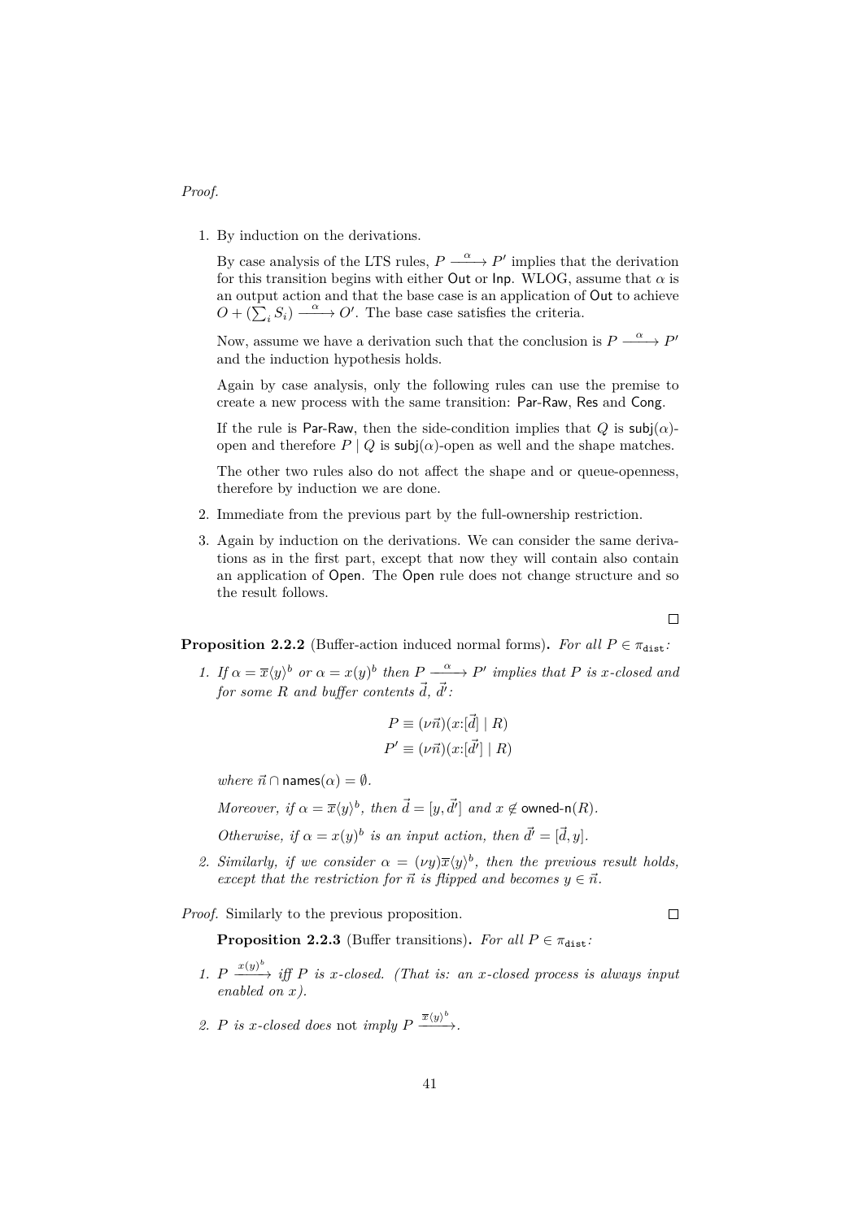*Proof.*

1. By induction on the derivations.

   By case analysis of the LTS rules, $P \xrightarrow{\alpha} P'$ implies that the derivation for this transition begins with either Out or Inp. WLOG, assume that $\alpha$ is an output action and that the base case is an application of Out to achieve $O + (\sum_i S_i) \xrightarrow{\alpha} O'$. The base case satisfies the criteria.

   Now, assume we have a derivation such that the conclusion is $P \xrightarrow{\alpha} P'$ and the induction hypothesis holds.

   Again by case analysis, only the following rules can use the premise to create a new process with the same transition: Par-Raw, Res and Cong.

   If the rule is Par-Raw, then the side-condition implies that $Q$ is $\mathsf{subj}(\alpha)$-open and therefore $P \mid Q$ is $\mathsf{subj}(\alpha)$-open as well and the shape matches.

   The other two rules also do not affect the shape and or queue-openness, therefore by induction we are done.

2. Immediate from the previous part by the full-ownership restriction.

3. Again by induction on the derivations. We can consider the same derivations as in the first part, except that now they will contain also contain an application of Open. The Open rule does not change structure and so the result follows.

□

**Proposition 2.2.2** (Buffer-action induced normal forms)**.** *For all $P \in \pi_{\mathtt{dist}}$:*

1. *If $\alpha = \overline{x}\langle y\rangle^b$ or $\alpha = x(y)^b$ then $P \xrightarrow{\alpha} P'$ implies that $P$ is $x$-closed and for some $R$ and buffer contents $\vec{d}$, $\vec{d'}$:*

$$P \equiv (\nu\vec{n})(x{:}[\vec{d}] \mid R)$$
$$P' \equiv (\nu\vec{n})(x{:}[\vec{d'}] \mid R)$$

   *where $\vec{n} \cap \mathsf{names}(\alpha) = \emptyset$.*

   *Moreover, if $\alpha = \overline{x}\langle y\rangle^b$, then $\vec{d} = [y, \vec{d'}]$ and $x \notin \mathsf{owned\text{-}n}(R)$.*

   *Otherwise, if $\alpha = x(y)^b$ is an input action, then $\vec{d'} = [\vec{d}, y]$.*

2. *Similarly, if we consider $\alpha = (\nu y)\overline{x}\langle y\rangle^b$, then the previous result holds, except that the restriction for $\vec{n}$ is flipped and becomes $y \in \vec{n}$.*

*Proof.* Similarly to the previous proposition. □

**Proposition 2.2.3** (Buffer transitions)**.** *For all $P \in \pi_{\mathtt{dist}}$:*

1. *$P \xrightarrow{x(y)^b}$ iff $P$ is $x$-closed. (That is: an $x$-closed process is always input enabled on $x$).*

2. *$P$ is $x$-closed does* not *imply $P \xrightarrow{\overline{x}\langle y\rangle^b}$.*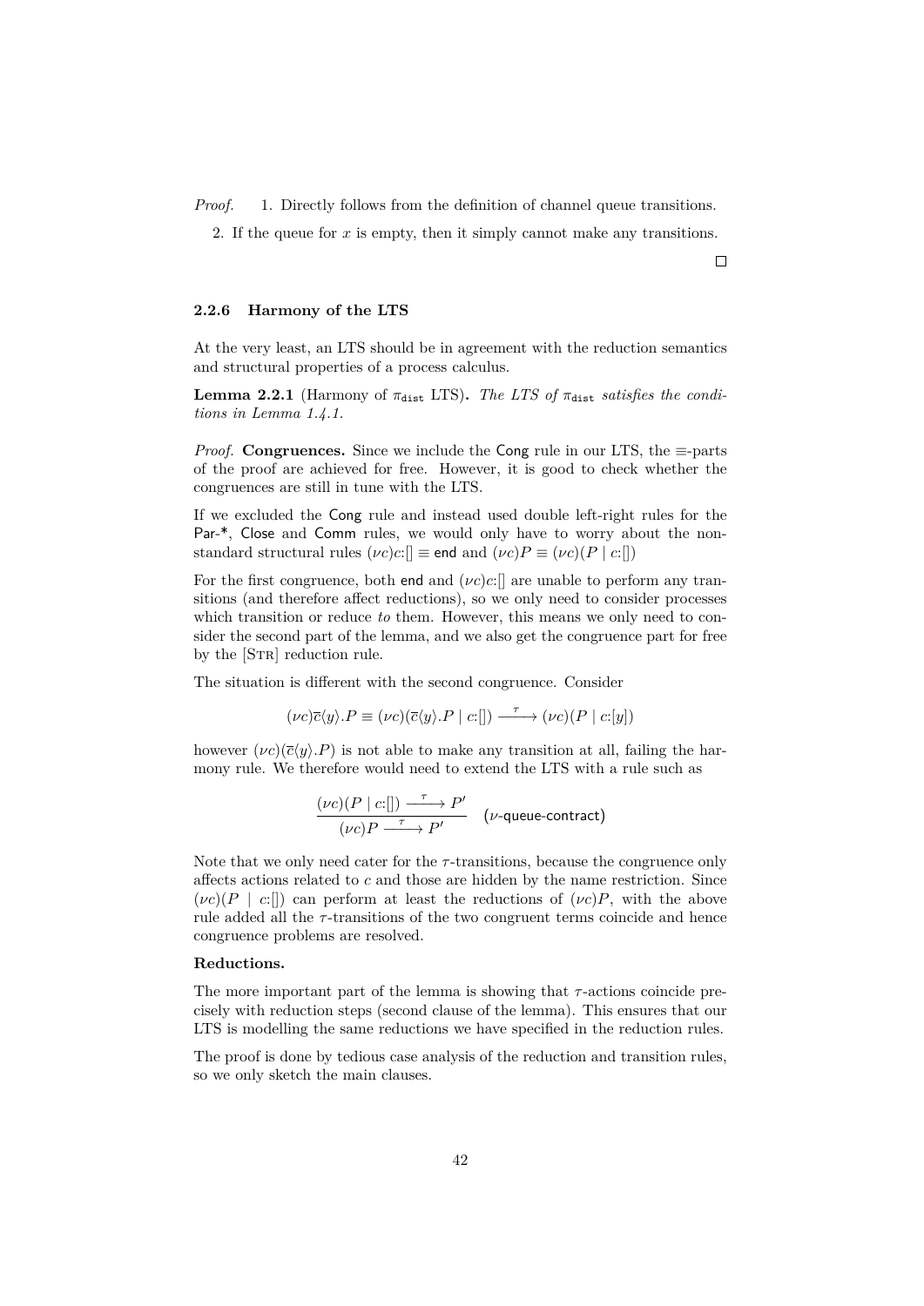*Proof.* 1. Directly follows from the definition of channel queue transitions.

2. If the queue for $x$ is empty, then it simply cannot make any transitions.

□

### 2.2.6 Harmony of the LTS

At the very least, an LTS should be in agreement with the reduction semantics and structural properties of a process calculus.

**Lemma 2.2.1** (Harmony of $\pi_{\texttt{dist}}$ LTS)**.** *The LTS of $\pi_{\texttt{dist}}$ satisfies the conditions in Lemma 1.4.1.*

*Proof.* **Congruences.** Since we include the Cong rule in our LTS, the $\equiv$-parts of the proof are achieved for free. However, it is good to check whether the congruences are still in tune with the LTS.

If we excluded the Cong rule and instead used double left-right rules for the Par-*, Close and Comm rules, we would only have to worry about the non-standard structural rules $(\nu c)c{:}[] \equiv \mathsf{end}$ and $(\nu c)P \equiv (\nu c)(P \mid c{:}[])$

For the first congruence, both end and $(\nu c)c{:}[]$ are unable to perform any transitions (and therefore affect reductions), so we only need to consider processes which transition or reduce *to* them. However, this means we only need to consider the second part of the lemma, and we also get the congruence part for free by the [Str] reduction rule.

The situation is different with the second congruence. Consider

$$(\nu c)\overline{c}\langle y\rangle.P \equiv (\nu c)(\overline{c}\langle y\rangle.P \mid c{:}[]) \xrightarrow{\ \tau\ } (\nu c)(P \mid c{:}[y])$$

however $(\nu c)(\overline{c}\langle y\rangle.P)$ is not able to make any transition at all, failing the harmony rule. We therefore would need to extend the LTS with a rule such as

$$\frac{(\nu c)(P \mid c{:}[]) \xrightarrow{\ \tau\ } P'}{(\nu c)P \xrightarrow{\ \tau\ } P'} \quad (\nu\text{-queue-contract})$$

Note that we only need cater for the $\tau$-transitions, because the congruence only affects actions related to $c$ and those are hidden by the name restriction. Since $(\nu c)(P \mid c{:}[])$ can perform at least the reductions of $(\nu c)P$, with the above rule added all the $\tau$-transitions of the two congruent terms coincide and hence congruence problems are resolved.

**Reductions.**

The more important part of the lemma is showing that $\tau$-actions coincide precisely with reduction steps (second clause of the lemma). This ensures that our LTS is modelling the same reductions we have specified in the reduction rules.

The proof is done by tedious case analysis of the reduction and transition rules, so we only sketch the main clauses.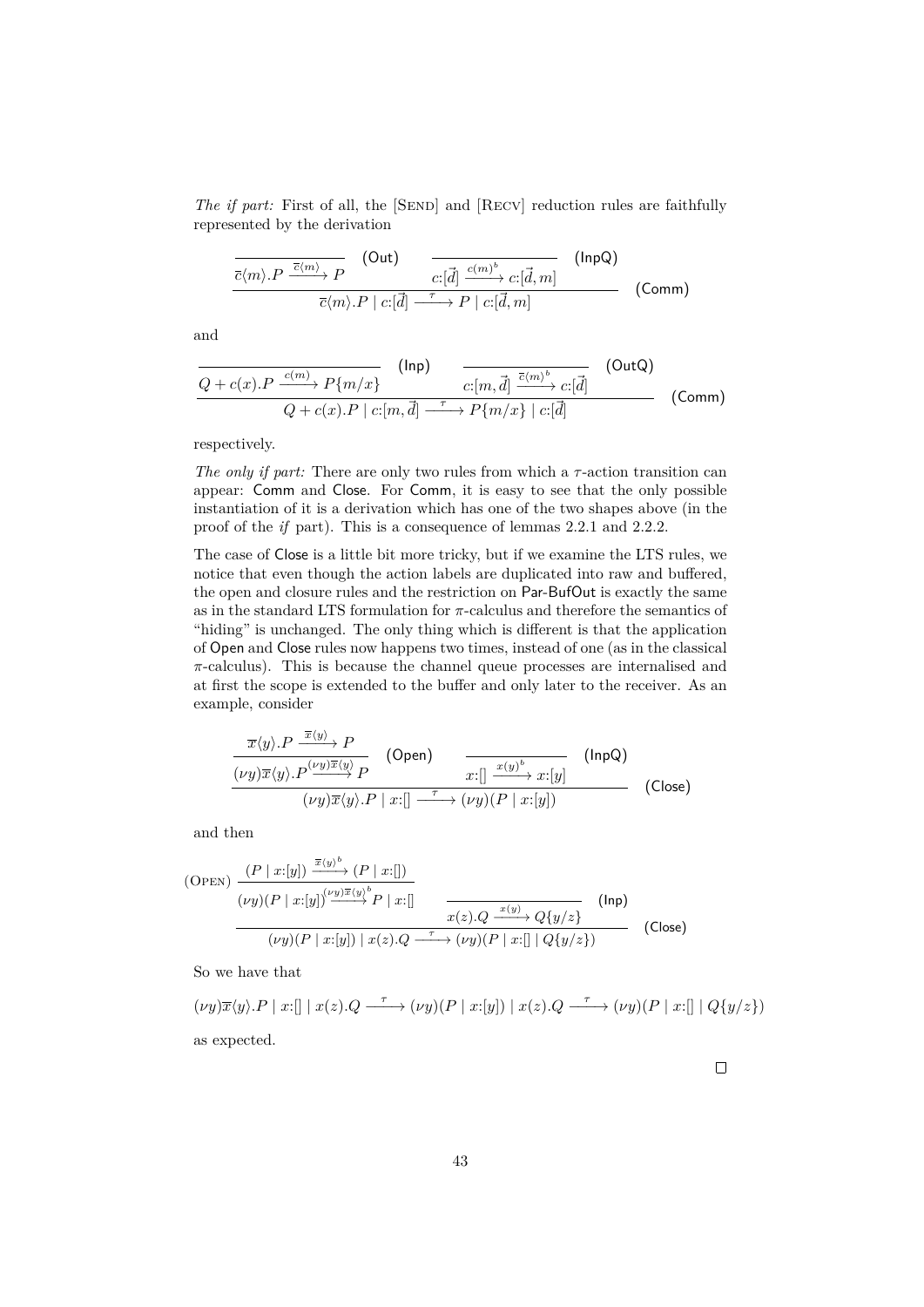*The if part:* First of all, the [Send] and [Recv] reduction rules are faithfully represented by the derivation

$$\dfrac{\dfrac{}{\overline{c}\langle m\rangle.P \xrightarrow{\overline{c}\langle m\rangle} P}\;(\mathsf{Out}) \qquad \dfrac{}{c{:}[\vec{d}] \xrightarrow{c(m)^b} c{:}[\vec{d},m]}\;(\mathsf{InpQ})}{\overline{c}\langle m\rangle.P \mid c{:}[\vec{d}] \xrightarrow{\tau} P \mid c{:}[\vec{d},m]}\;(\mathsf{Comm})$$

and

$$\dfrac{\dfrac{}{Q + c(x).P \xrightarrow{c(m)} P\{m/x\}}\;(\mathsf{Inp}) \qquad \dfrac{}{c{:}[m,\vec{d}] \xrightarrow{\overline{c}\langle m\rangle^b} c{:}[\vec{d}]}\;(\mathsf{OutQ})}{Q + c(x).P \mid c{:}[m,\vec{d}] \xrightarrow{\tau} P\{m/x\} \mid c{:}[\vec{d}]}\;(\mathsf{Comm})$$

respectively.

*The only if part:* There are only two rules from which a $\tau$-action transition can appear: Comm and Close. For Comm, it is easy to see that the only possible instantiation of it is a derivation which has one of the two shapes above (in the proof of the *if* part). This is a consequence of lemmas 2.2.1 and 2.2.2.

The case of Close is a little bit more tricky, but if we examine the LTS rules, we notice that even though the action labels are duplicated into raw and buffered, the open and closure rules and the restriction on Par-BufOut is exactly the same as in the standard LTS formulation for $\pi$-calculus and therefore the semantics of "hiding" is unchanged. The only thing which is different is that the application of Open and Close rules now happens two times, instead of one (as in the classical $\pi$-calculus). This is because the channel queue processes are internalised and at first the scope is extended to the buffer and only later to the receiver. As an example, consider

$$\dfrac{\dfrac{\overline{x}\langle y\rangle.P \xrightarrow{\overline{x}\langle y\rangle} P}{(\nu y)\overline{x}\langle y\rangle.P \xrightarrow{(\nu y)\overline{x}\langle y\rangle} P}\;(\mathsf{Open}) \qquad \dfrac{}{x{:}[] \xrightarrow{x(y)^b} x{:}[y]}\;(\mathsf{InpQ})}{(\nu y)\overline{x}\langle y\rangle.P \mid x{:}[] \xrightarrow{\tau} (\nu y)(P \mid x{:}[y])}\;(\mathsf{Close})$$

and then

$$\dfrac{(\textsc{Open})\;\dfrac{(P \mid x{:}[y]) \xrightarrow{\overline{x}\langle y\rangle^b} (P \mid x{:}[])}{(\nu y)(P \mid x{:}[y]) \xrightarrow{(\nu y)\overline{x}\langle y\rangle^b} P \mid x{:}[]} \qquad \dfrac{}{x(z).Q \xrightarrow{x(y)} Q\{y/z\}}\;(\mathsf{Inp})}{(\nu y)(P \mid x{:}[y]) \mid x(z).Q \xrightarrow{\tau} (\nu y)(P \mid x{:}[] \mid Q\{y/z\})}\;(\mathsf{Close})$$

So we have that

$$(\nu y)\overline{x}\langle y\rangle.P \mid x{:}[] \mid x(z).Q \xrightarrow{\tau} (\nu y)(P \mid x{:}[y]) \mid x(z).Q \xrightarrow{\tau} (\nu y)(P \mid x{:}[] \mid Q\{y/z\})$$

as expected.

□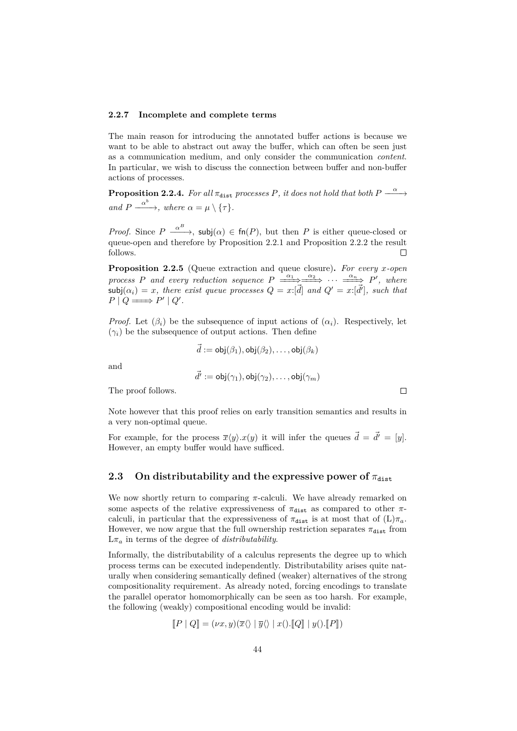### 2.2.7 Incomplete and complete terms

The main reason for introducing the annotated buffer actions is because we want to be able to abstract out away the buffer, which can often be seen just as a communication medium, and only consider the communication *content*. In particular, we wish to discuss the connection between buffer and non-buffer actions of processes.

**Proposition 2.2.4.** *For all $\pi_{\mathtt{dist}}$ processes $P$, it does not hold that both $P \xrightarrow{\alpha}$ and $P \xrightarrow{\alpha^b}$, where $\alpha = \mu \setminus \{\tau\}$.*

*Proof.* Since $P \xrightarrow{\alpha^B}$, $\mathsf{subj}(\alpha) \in \mathsf{fn}(P)$, but then $P$ is either queue-closed or queue-open and therefore by Proposition 2.2.1 and Proposition 2.2.2 the result follows. □

**Proposition 2.2.5** (Queue extraction and queue closure)**.** *For every $x$-open process $P$ and every reduction sequence $P \xRightarrow{\alpha_1}\xRightarrow{\alpha_2} \cdots \xRightarrow{\alpha_n} P'$, where $\mathsf{subj}(\alpha_i) = x$, there exist queue processes $Q = x{:}[\vec{d}]$ and $Q' = x{:}[\vec{d'}]$, such that $P \mid Q \Longrightarrow P' \mid Q'$.*

*Proof.* Let $(\beta_i)$ be the subsequence of input actions of $(\alpha_i)$. Respectively, let $(\gamma_i)$ be the subsequence of output actions. Then define

$$\vec{d} := \mathsf{obj}(\beta_1), \mathsf{obj}(\beta_2), \ldots, \mathsf{obj}(\beta_k)$$

and

$$\vec{d'} := \mathsf{obj}(\gamma_1), \mathsf{obj}(\gamma_2), \ldots, \mathsf{obj}(\gamma_m)$$

The proof follows. □

Note however that this proof relies on early transition semantics and results in a very non-optimal queue.

For example, for the process $\overline{x}\langle y\rangle.x(y)$ it will infer the queues $\vec{d} = \vec{d'} = [y]$. However, an empty buffer would have sufficed.

## 2.3 On distributability and the expressive power of $\pi_{\mathtt{dist}}$

We now shortly return to comparing $\pi$-calculi. We have already remarked on some aspects of the relative expressiveness of $\pi_{\mathtt{dist}}$ as compared to other $\pi$-calculi, in particular that the expressiveness of $\pi_{\mathtt{dist}}$ is at most that of (L)$\pi_a$. However, we now argue that the full ownership restriction separates $\pi_{\mathtt{dist}}$ from L$\pi_a$ in terms of the degree of *distributability*.

Informally, the distributability of a calculus represents the degree up to which process terms can be executed independently. Distributability arises quite naturally when considering semantically defined (weaker) alternatives of the strong compositionality requirement. As already noted, forcing encodings to translate the parallel operator homomorphically can be seen as too harsh. For example, the following (weakly) compositional encoding would be invalid:

$$[\![P \mid Q]\!] = (\nu x, y)(\overline{x}\langle\rangle \mid \overline{y}\langle\rangle \mid x().[\![Q]\!] \mid y().[\![P]\!])$$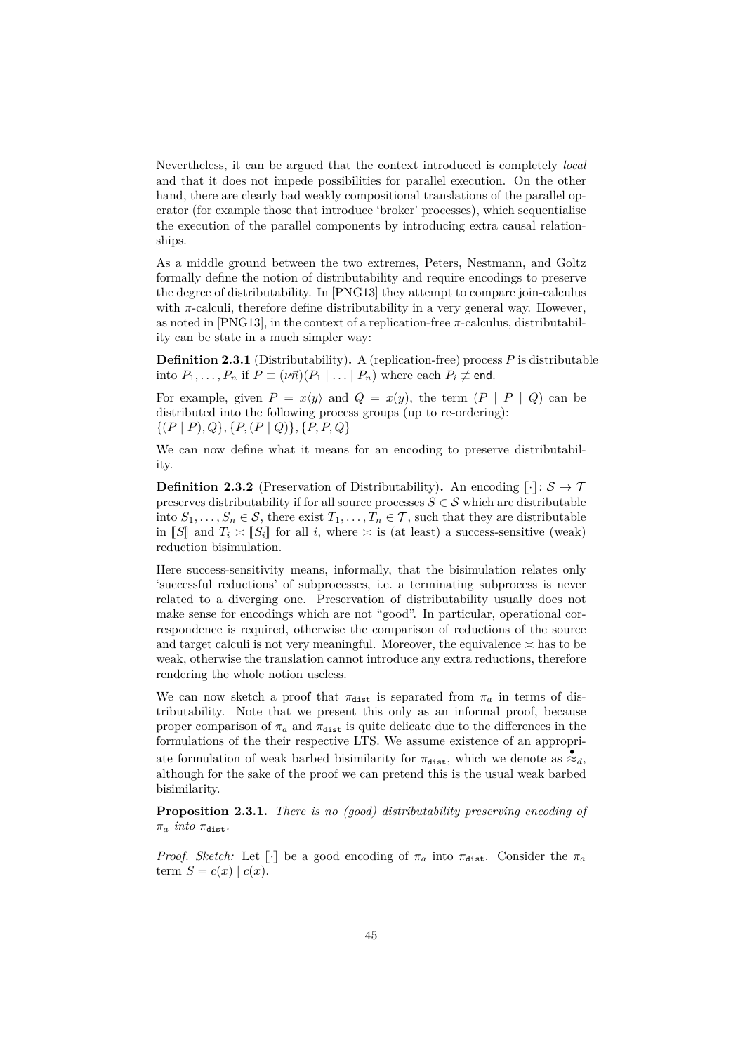Nevertheless, it can be argued that the context introduced is completely *local* and that it does not impede possibilities for parallel execution. On the other hand, there are clearly bad weakly compositional translations of the parallel operator (for example those that introduce 'broker' processes), which sequentialise the execution of the parallel components by introducing extra causal relationships.

As a middle ground between the two extremes, Peters, Nestmann, and Goltz formally define the notion of distributability and require encodings to preserve the degree of distributability. In [PNG13] they attempt to compare join-calculus with $\pi$-calculi, therefore define distributability in a very general way. However, as noted in [PNG13], in the context of a replication-free $\pi$-calculus, distributability can be state in a much simpler way:

**Definition 2.3.1** (Distributability)**.** A (replication-free) process $P$ is distributable into $P_1, \ldots, P_n$ if $P \equiv (\nu\vec{n})(P_1 \mid \ldots \mid P_n)$ where each $P_i \not\equiv \mathsf{end}$.

For example, given $P = \overline{x}\langle y\rangle$ and $Q = x(y)$, the term $(P \mid P \mid Q)$ can be distributed into the following process groups (up to re-ordering):
$\{(P \mid P), Q\}, \{P, (P \mid Q)\}, \{P, P, Q\}$

We can now define what it means for an encoding to preserve distributability.

**Definition 2.3.2** (Preservation of Distributability)**.** An encoding $[\![\cdot]\!] : \mathcal{S} \to \mathcal{T}$ preserves distributability if for all source processes $S \in \mathcal{S}$ which are distributable into $S_1, \ldots, S_n \in \mathcal{S}$, there exist $T_1, \ldots, T_n \in \mathcal{T}$, such that they are distributable in $[\![S]\!]$ and $T_i \asymp [\![S_i]\!]$ for all $i$, where $\asymp$ is (at least) a success-sensitive (weak) reduction bisimulation.

Here success-sensitivity means, informally, that the bisimulation relates only 'successful reductions' of subprocesses, i.e. a terminating subprocess is never related to a diverging one. Preservation of distributability usually does not make sense for encodings which are not "good". In particular, operational correspondence is required, otherwise the comparison of reductions of the source and target calculi is not very meaningful. Moreover, the equivalence $\asymp$ has to be weak, otherwise the translation cannot introduce any extra reductions, therefore rendering the whole notion useless.

We can now sketch a proof that $\pi_{\mathtt{dist}}$ is separated from $\pi_a$ in terms of distributability. Note that we present this only as an informal proof, because proper comparison of $\pi_a$ and $\pi_{\mathtt{dist}}$ is quite delicate due to the differences in the formulations of the their respective LTS. We assume existence of an appropriate formulation of weak barbed bisimilarity for $\pi_{\mathtt{dist}}$, which we denote as $\stackrel{\bullet}{\approx}_d$, although for the sake of the proof we can pretend this is the usual weak barbed bisimilarity.

**Proposition 2.3.1.** *There is no (good) distributability preserving encoding of $\pi_a$ into $\pi_{\mathtt{dist}}$.*

*Proof. Sketch:* Let $[\![\cdot]\!]$ be a good encoding of $\pi_a$ into $\pi_{\mathtt{dist}}$. Consider the $\pi_a$ term $S = c(x) \mid c(x)$.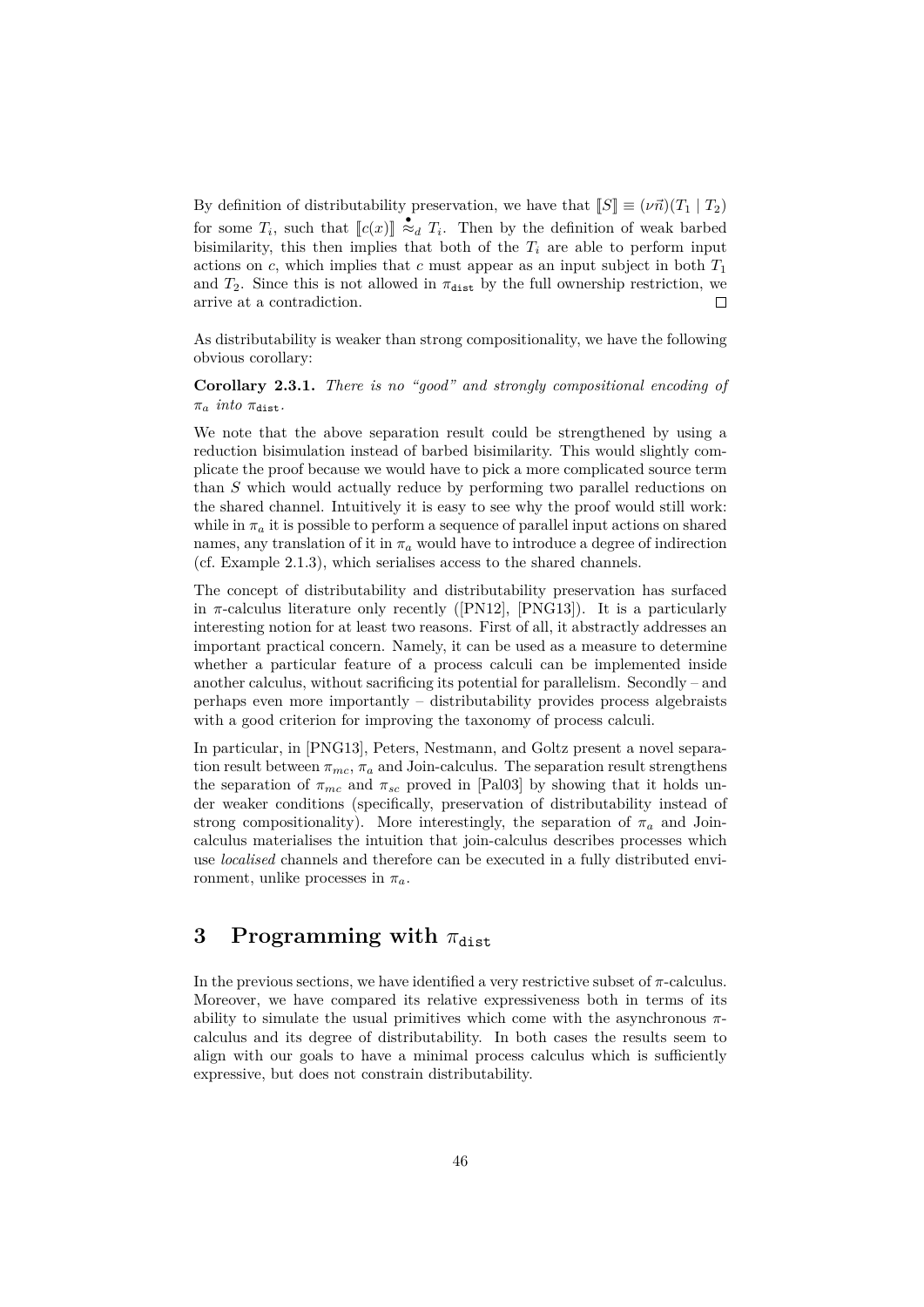By definition of distributability preservation, we have that $[\![S]\!] \equiv (\nu\vec{n})(T_1 \mid T_2)$ for some $T_i$, such that $[\![c(x)]\!] \stackrel{\bullet}{\approx}_d T_i$. Then by the definition of weak barbed bisimilarity, this then implies that both of the $T_i$ are able to perform input actions on $c$, which implies that $c$ must appear as an input subject in both $T_1$ and $T_2$. Since this is not allowed in $\pi_{\mathtt{dist}}$ by the full ownership restriction, we arrive at a contradiction. ☐

As distributability is weaker than strong compositionality, we have the following obvious corollary:

**Corollary 2.3.1.** *There is no "good" and strongly compositional encoding of $\pi_a$ into $\pi_{\mathtt{dist}}$.*

We note that the above separation result could be strengthened by using a reduction bisimulation instead of barbed bisimilarity. This would slightly complicate the proof because we would have to pick a more complicated source term than $S$ which would actually reduce by performing two parallel reductions on the shared channel. Intuitively it is easy to see why the proof would still work: while in $\pi_a$ it is possible to perform a sequence of parallel input actions on shared names, any translation of it in $\pi_a$ would have to introduce a degree of indirection (cf. Example 2.1.3), which serialises access to the shared channels.

The concept of distributability and distributability preservation has surfaced in $\pi$-calculus literature only recently ([PN12], [PNG13]). It is a particularly interesting notion for at least two reasons. First of all, it abstractly addresses an important practical concern. Namely, it can be used as a measure to determine whether a particular feature of a process calculi can be implemented inside another calculus, without sacrificing its potential for parallelism. Secondly – and perhaps even more importantly – distributability provides process algebraists with a good criterion for improving the taxonomy of process calculi.

In particular, in [PNG13], Peters, Nestmann, and Goltz present a novel separation result between $\pi_{mc}$, $\pi_a$ and Join-calculus. The separation result strengthens the separation of $\pi_{mc}$ and $\pi_{sc}$ proved in [Pal03] by showing that it holds under weaker conditions (specifically, preservation of distributability instead of strong compositionality). More interestingly, the separation of $\pi_a$ and Join-calculus materialises the intuition that join-calculus describes processes which use *localised* channels and therefore can be executed in a fully distributed environment, unlike processes in $\pi_a$.

# 3 Programming with $\pi_{\mathtt{dist}}$

In the previous sections, we have identified a very restrictive subset of $\pi$-calculus. Moreover, we have compared its relative expressiveness both in terms of its ability to simulate the usual primitives which come with the asynchronous $\pi$-calculus and its degree of distributability. In both cases the results seem to align with our goals to have a minimal process calculus which is sufficiently expressive, but does not constrain distributability.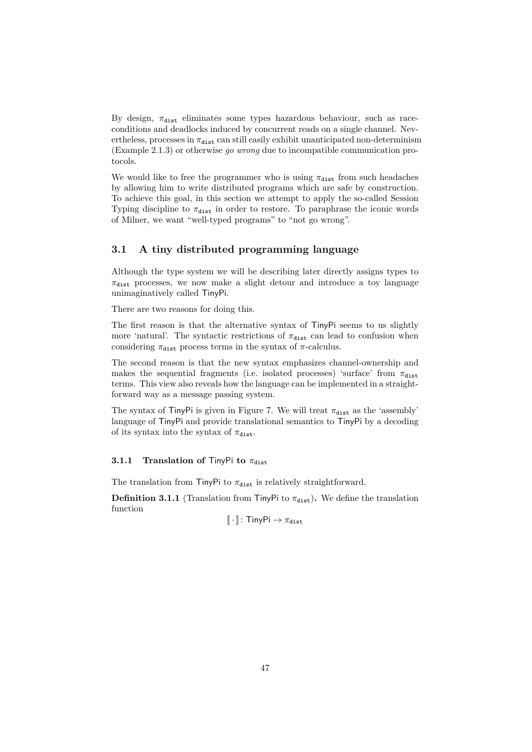By design, $\pi_{\mathtt{dist}}$ eliminates some types hazardous behaviour, such as race-conditions and deadlocks induced by concurrent reads on a single channel. Nevertheless, processes in $\pi_{\mathtt{dist}}$ can still easily exhibit unanticipated non-determinism (Example 2.1.3) or otherwise *go wrong* due to incompatible communication protocols.

We would like to free the programmer who is using $\pi_{\mathtt{dist}}$ from such headaches by allowing him to write distributed programs which are safe by construction. To achieve this goal, in this section we attempt to apply the so-called Session Typing discipline to $\pi_{\mathtt{dist}}$ in order to restore. To paraphrase the iconic words of Milner, we want "well-typed programs" to "not go wrong".

## 3.1 A tiny distributed programming language

Although the type system we will be describing later directly assigns types to $\pi_{\mathtt{dist}}$ processes, we now make a slight detour and introduce a toy language unimaginatively called TinyPi.

There are two reasons for doing this.

The first reason is that the alternative syntax of TinyPi seems to us slightly more 'natural'. The syntactic restrictions of $\pi_{\mathtt{dist}}$ can lead to confusion when considering $\pi_{\mathtt{dist}}$ process terms in the syntax of $\pi$-calculus.

The second reason is that the new syntax emphasizes channel-ownership and makes the sequential fragments (i.e. isolated processes) 'surface' from $\pi_{\mathtt{dist}}$ terms. This view also reveals how the language can be implemented in a straightforward way as a message passing system.

The syntax of TinyPi is given in Figure 7. We will treat $\pi_{\mathtt{dist}}$ as the 'assembly' language of TinyPi and provide translational semantics to TinyPi by a decoding of its syntax into the syntax of $\pi_{\mathtt{dist}}$.

### 3.1.1 Translation of TinyPi to $\pi_{\mathtt{dist}}$

The translation from TinyPi to $\pi_{\mathtt{dist}}$ is relatively straightforward.

**Definition 3.1.1** (Translation from TinyPi to $\pi_{\mathtt{dist}}$)**.** We define the translation function

$$[\![\cdot]\!] : \mathsf{TinyPi} \rightarrow \pi_{\mathtt{dist}}$$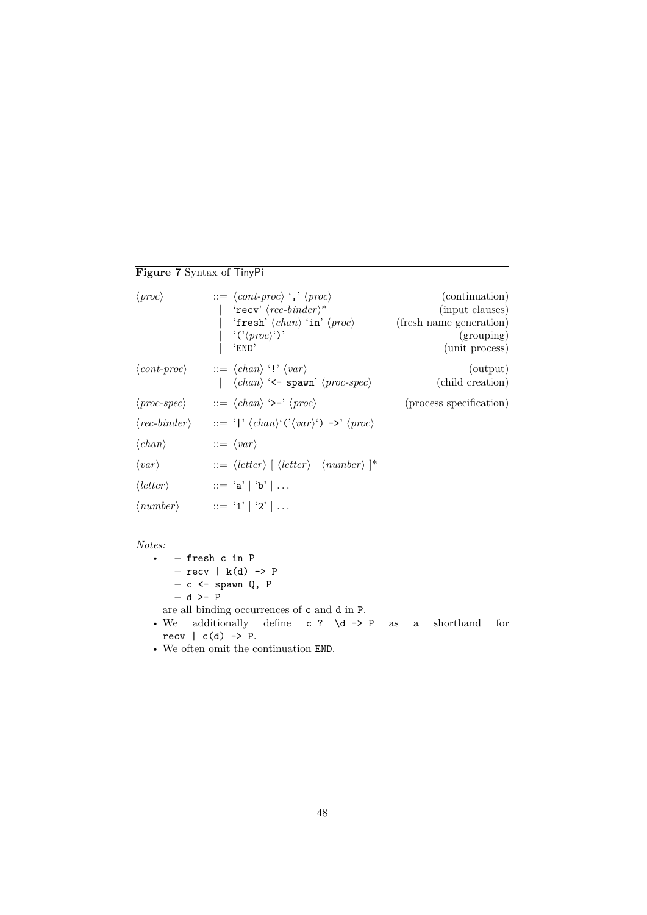**Figure 7** Syntax of TinyPi

| | | | |
|---|---|---|---|
| ⟨*proc*⟩ | ::= | ⟨*cont-proc*⟩ ',' ⟨*proc*⟩ | (continuation) |
| | \| | 'recv' ⟨*rec-binder*⟩* | (input clauses) |
| | \| | 'fresh' ⟨*chan*⟩ 'in' ⟨*proc*⟩ | (fresh name generation) |
| | \| | '('⟨*proc*⟩')' | (grouping) |
| | \| | 'END' | (unit process) |
| ⟨*cont-proc*⟩ | ::= | ⟨*chan*⟩ '!' ⟨*var*⟩ | (output) |
| | \| | ⟨*chan*⟩ '<- spawn' ⟨*proc-spec*⟩ | (child creation) |
| ⟨*proc-spec*⟩ | ::= | ⟨*chan*⟩ '>-' ⟨*proc*⟩ | (process specification) |
| ⟨*rec-binder*⟩ | ::= | '\|' ⟨*chan*⟩'('⟨*var*⟩') ->' ⟨*proc*⟩ | |
| ⟨*chan*⟩ | ::= | ⟨*var*⟩ | |
| ⟨*var*⟩ | ::= | ⟨*letter*⟩ [ ⟨*letter*⟩ \| ⟨*number*⟩ ]* | |
| ⟨*letter*⟩ | ::= | 'a' \| 'b' \| ... | |
| ⟨*number*⟩ | ::= | '1' \| '2' \| ... | |

*Notes:*

- – `fresh c in P`
  – `recv | k(d) -> P`
  – `c <- spawn Q, P`
  – `d >- P`

  are all binding occurrences of `c` and `d` in `P`.
- We additionally define `c ? \d -> P` as a shorthand for `recv | c(d) -> P`.
- We often omit the continuation `END`.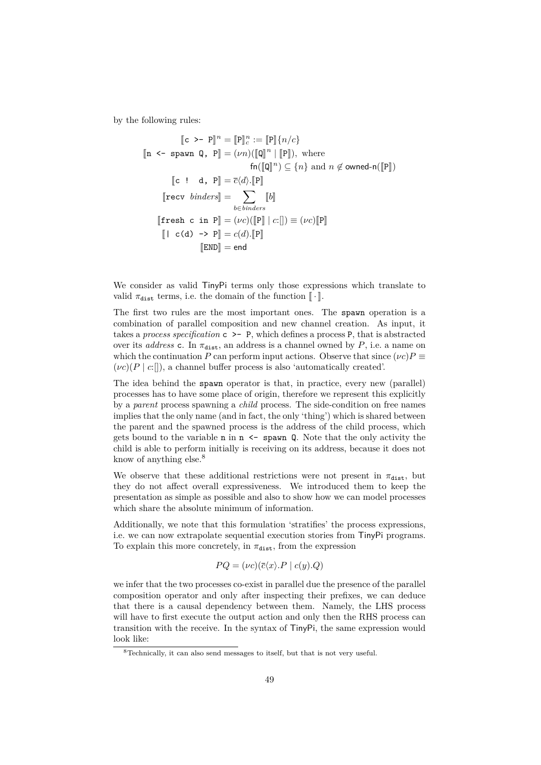by the following rules:

$$
\begin{aligned}
[\![\texttt{c >- P}]\!]^n &= [\![\texttt{P}]\!]^n_c := [\![\texttt{P}]\!]\{n/c\} \\
[\![\texttt{n <- spawn Q, P}]\!] &= (\nu n)([\![\texttt{Q}]\!]^n \mid [\![\texttt{P}]\!]), \text{ where} \\
& \qquad \mathsf{fn}([\![\texttt{Q}]\!]^n) \subseteq \{n\} \text{ and } n \notin \mathsf{owned\text{-}n}([\![\texttt{P}]\!]) \\
[\![\texttt{c ! d, P}]\!] &= \overline{c}\langle d \rangle . [\![\texttt{P}]\!] \\
[\![\texttt{recv } \mathit{binders}]\!] &= \sum_{b \in \mathit{binders}} [\![b]\!] \\
[\![\texttt{fresh c in P}]\!] &= (\nu c)([\![\texttt{P}]\!] \mid c{:}[]) \equiv (\nu c)[\![\texttt{P}]\!] \\
[\![\texttt{| c(d) -> P}]\!] &= c(d).[\![\texttt{P}]\!] \\
[\![\texttt{END}]\!] &= \mathsf{end}
\end{aligned}
$$

We consider as valid TinyPi terms only those expressions which translate to valid $\pi_{\texttt{dist}}$ terms, i.e. the domain of the function $[\![\cdot]\!]$.

The first two rules are the most important ones. The `spawn` operation is a combination of parallel composition and new channel creation. As input, it takes a *process specification* `c >- P`, which defines a process `P`, that is abstracted over its *address* `c`. In $\pi_{\texttt{dist}}$, an address is a channel owned by $P$, i.e. a name on which the continuation $P$ can perform input actions. Observe that since $(\nu c)P \equiv (\nu c)(P \mid c{:}[])$, a channel buffer process is also 'automatically created'.

The idea behind the `spawn` operator is that, in practice, every new (parallel) processes has to have some place of origin, therefore we represent this explicitly by a *parent* process spawning a *child* process. The side-condition on free names implies that the only name (and in fact, the only 'thing') which is shared between the parent and the spawned process is the address of the child process, which gets bound to the variable `n` in `n <- spawn Q`. Note that the only activity the child is able to perform initially is receiving on its address, because it does not know of anything else.[8]

We observe that these additional restrictions were not present in $\pi_{\texttt{dist}}$, but they do not affect overall expressiveness. We introduced them to keep the presentation as simple as possible and also to show how we can model processes which share the absolute minimum of information.

Additionally, we note that this formulation 'stratifies' the process expressions, i.e. we can now extrapolate sequential execution stories from TinyPi programs. To explain this more concretely, in $\pi_{\texttt{dist}}$, from the expression

$$PQ = (\nu c)(\overline{c}\langle x \rangle.P \mid c(y).Q)$$

we infer that the two processes co-exist in parallel due the presence of the parallel composition operator and only after inspecting their prefixes, we can deduce that there is a causal dependency between them. Namely, the LHS process will have to first execute the output action and only then the RHS process can transition with the receive. In the syntax of TinyPi, the same expression would look like:

[8] Technically, it can also send messages to itself, but that is not very useful.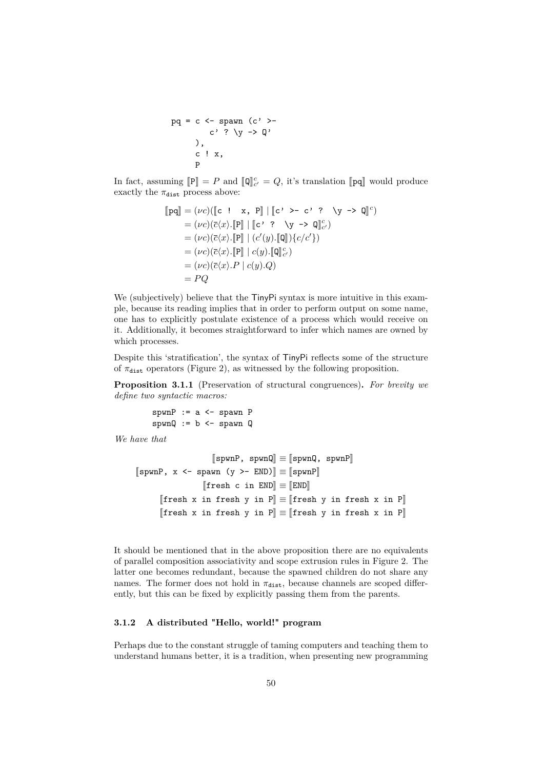```
pq = c <- spawn (c' >-
        c' ? \y -> Q'
     ),
     c ! x,
     P
```

In fact, assuming $[\![\texttt{P}]\!] = P$ and $[\![\texttt{Q}]\!]^c_{c'} = Q$, it's translation $[\![\texttt{pq}]\!]$ would produce exactly the $\pi_{\texttt{dist}}$ process above:

$$
\begin{aligned}
[\![\texttt{pq}]\!] &= (\nu c)([\![\texttt{c ! x, P}]\!] \mid [\![\texttt{c' >- c' ? \textbackslash y -> Q}]\!]^c) \\
&= (\nu c)(\overline{c}\langle x\rangle.[\![\texttt{P}]\!] \mid [\![\texttt{c' ? \textbackslash y -> Q}]\!]^c_{c'}) \\
&= (\nu c)(\overline{c}\langle x\rangle.[\![\texttt{P}]\!] \mid (c'(y).[\![\texttt{Q}]\!])\{c/c'\}) \\
&= (\nu c)(\overline{c}\langle x\rangle.[\![\texttt{P}]\!] \mid c(y).[\![\texttt{Q}]\!]^c_{c'}) \\
&= (\nu c)(\overline{c}\langle x\rangle.P \mid c(y).Q) \\
&= PQ
\end{aligned}
$$

We (subjectively) believe that the TinyPi syntax is more intuitive in this example, because its reading implies that in order to perform output on some name, one has to explicitly postulate existence of a process which would receive on it. Additionally, it becomes straightforward to infer which names are owned by which processes.

Despite this 'stratification', the syntax of TinyPi reflects some of the structure of $\pi_{\texttt{dist}}$ operators (Figure 2), as witnessed by the following proposition.

**Proposition 3.1.1** (Preservation of structural congruences)**.** *For brevity we define two syntactic macros:*

```
spwnP := a <- spawn P
spwnQ := b <- spawn Q
```

*We have that*

$$
\begin{aligned}
[\![\texttt{spwnP, spwnQ}]\!] &\equiv [\![\texttt{spwnQ, spwnP}]\!] \\
[\![\texttt{spwnP, x <- spawn (y >- END)}]\!] &\equiv [\![\texttt{spwnP}]\!] \\
[\![\texttt{fresh c in END}]\!] &\equiv [\![\texttt{END}]\!] \\
[\![\texttt{fresh x in fresh y in P}]\!] &\equiv [\![\texttt{fresh y in fresh x in P}]\!] \\
[\![\texttt{fresh x in fresh y in P}]\!] &\equiv [\![\texttt{fresh y in fresh x in P}]\!]
\end{aligned}
$$

It should be mentioned that in the above proposition there are no equivalents of parallel composition associativity and scope extrusion rules in Figure 2. The latter one becomes redundant, because the spawned children do not share any names. The former does not hold in $\pi_{\texttt{dist}}$, because channels are scoped differently, but this can be fixed by explicitly passing them from the parents.

### 3.1.2 A distributed "Hello, world!" program

Perhaps due to the constant struggle of taming computers and teaching them to understand humans better, it is a tradition, when presenting new programming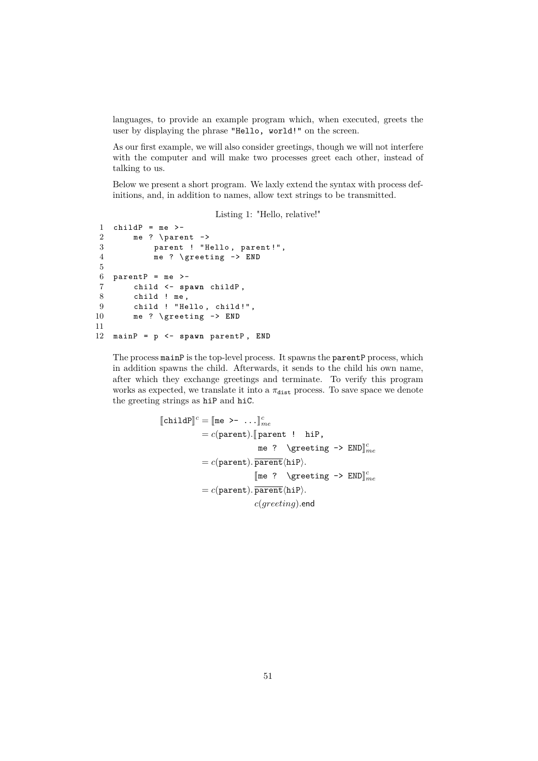languages, to provide an example program which, when executed, greets the user by displaying the phrase "Hello, world!" on the screen.

As our first example, we will also consider greetings, though we will not interfere with the computer and will make two processes greet each other, instead of talking to us.

Below we present a short program. We laxly extend the syntax with process definitions, and, in addition to names, allow text strings to be transmitted.

Listing 1: "Hello, relative!"

```
1  childP = me >-
2      me ? \parent ->
3          parent ! "Hello, parent!",
4          me ? \greeting -> END
5
6  parentP = me >-
7      child <- spawn childP,
8      child ! me,
9      child ! "Hello, child!",
10     me ? \greeting -> END
11
12 mainP = p <- spawn parentP, END
```

The process mainP is the top-level process. It spawns the parentP process, which in addition spawns the child. Afterwards, it sends to the child his own name, after which they exchange greetings and terminate. To verify this program works as expected, we translate it into a $\pi_{\texttt{dist}}$ process. To save space we denote the greeting strings as hiP and hiC.

$$
\begin{aligned}
[\![\texttt{childP}]\!]^c &= [\![\texttt{me >- ...}]\!]^c_{me} \\
&= c(\texttt{parent}).[\![\texttt{parent ! hiP,} \\
&\qquad\qquad \texttt{me ? \textbackslash greeting -> END}]\!]^c_{me} \\
&= c(\texttt{parent}).\,\overline{\texttt{parent}}\langle\texttt{hiP}\rangle. \\
&\qquad\qquad [\![\texttt{me ? \textbackslash greeting -> END}]\!]^c_{me} \\
&= c(\texttt{parent}).\,\overline{\texttt{parent}}\langle\texttt{hiP}\rangle. \\
&\qquad\qquad c(greeting).\mathsf{end}
\end{aligned}
$$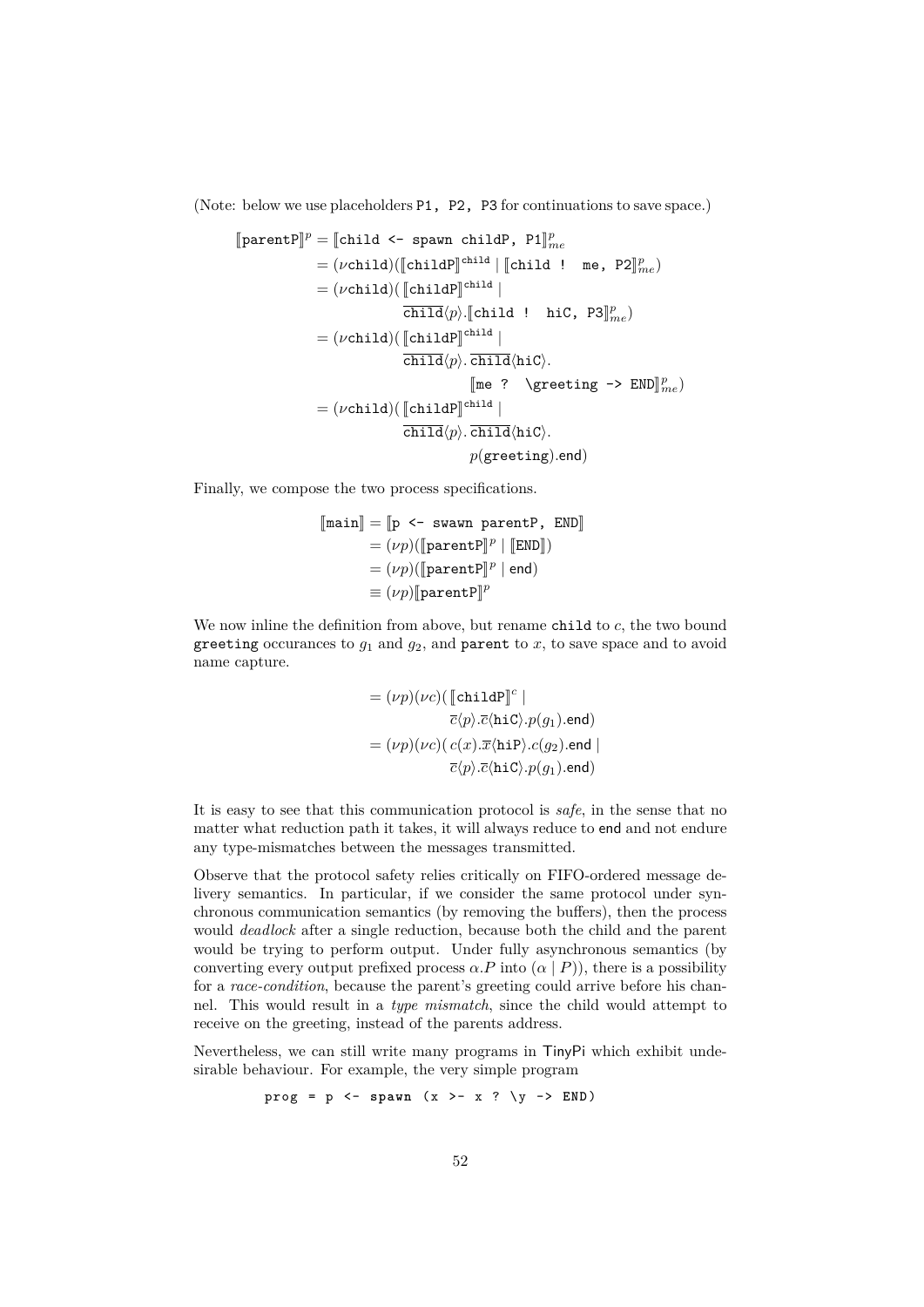(Note: below we use placeholders P1, P2, P3 for continuations to save space.)

$$
\begin{aligned}
[\![\texttt{parentP}]\!]^p &= [\![\texttt{child <- spawn childP, P1}]\!]^p_{me} \\
&= (\nu\texttt{child})([\![\texttt{childP}]\!]^{\texttt{child}} \mid [\![\texttt{child ! me, P2}]\!]^p_{me}) \\
&= (\nu\texttt{child})(\,[\![\texttt{childP}]\!]^{\texttt{child}} \mid \\
&\qquad\qquad \overline{\texttt{child}}\langle p\rangle.[\![\texttt{child ! hiC, P3}]\!]^p_{me}) \\
&= (\nu\texttt{child})(\,[\![\texttt{childP}]\!]^{\texttt{child}} \mid \\
&\qquad\qquad \overline{\texttt{child}}\langle p\rangle.\,\overline{\texttt{child}}\langle\texttt{hiC}\rangle. \\
&\qquad\qquad\qquad [\![\texttt{me ? \textbackslash greeting -> END}]\!]^p_{me}) \\
&= (\nu\texttt{child})(\,[\![\texttt{childP}]\!]^{\texttt{child}} \mid \\
&\qquad\qquad \overline{\texttt{child}}\langle p\rangle.\,\overline{\texttt{child}}\langle\texttt{hiC}\rangle. \\
&\qquad\qquad\qquad p(\texttt{greeting}).\textsf{end})
\end{aligned}
$$

Finally, we compose the two process specifications.

$$
\begin{aligned}
[\![\texttt{main}]\!] &= [\![\texttt{p <- swawn parentP, END}]\!] \\
&= (\nu p)([\![\texttt{parentP}]\!]^p \mid [\![\texttt{END}]\!]) \\
&= (\nu p)([\![\texttt{parentP}]\!]^p \mid \textsf{end}) \\
&\equiv (\nu p)[\![\texttt{parentP}]\!]^p
\end{aligned}
$$

We now inline the definition from above, but rename `child` to $c$, the two bound `greeting` occurances to $g_1$ and $g_2$, and `parent` to $x$, to save space and to avoid name capture.

$$
\begin{aligned}
&= (\nu p)(\nu c)(\,[\![\texttt{childP}]\!]^c \mid \\
&\qquad\qquad \overline{c}\langle p\rangle.\overline{c}\langle\texttt{hiC}\rangle.p(g_1).\textsf{end}) \\
&= (\nu p)(\nu c)(\,c(x).\overline{x}\langle\texttt{hiP}\rangle.c(g_2).\textsf{end} \mid \\
&\qquad\qquad \overline{c}\langle p\rangle.\overline{c}\langle\texttt{hiC}\rangle.p(g_1).\textsf{end})
\end{aligned}
$$

It is easy to see that this communication protocol is *safe*, in the sense that no matter what reduction path it takes, it will always reduce to end and not endure any type-mismatches between the messages transmitted.

Observe that the protocol safety relies critically on FIFO-ordered message delivery semantics. In particular, if we consider the same protocol under synchronous communication semantics (by removing the buffers), then the process would *deadlock* after a single reduction, because both the child and the parent would be trying to perform output. Under fully asynchronous semantics (by converting every output prefixed process $\alpha.P$ into $(\alpha \mid P)$), there is a possibility for a *race-condition*, because the parent's greeting could arrive before his channel. This would result in a *type mismatch*, since the child would attempt to receive on the greeting, instead of the parents address.

Nevertheless, we can still write many programs in TinyPi which exhibit undesirable behaviour. For example, the very simple program

```
prog = p <- spawn (x >- x ? \y -> END)
```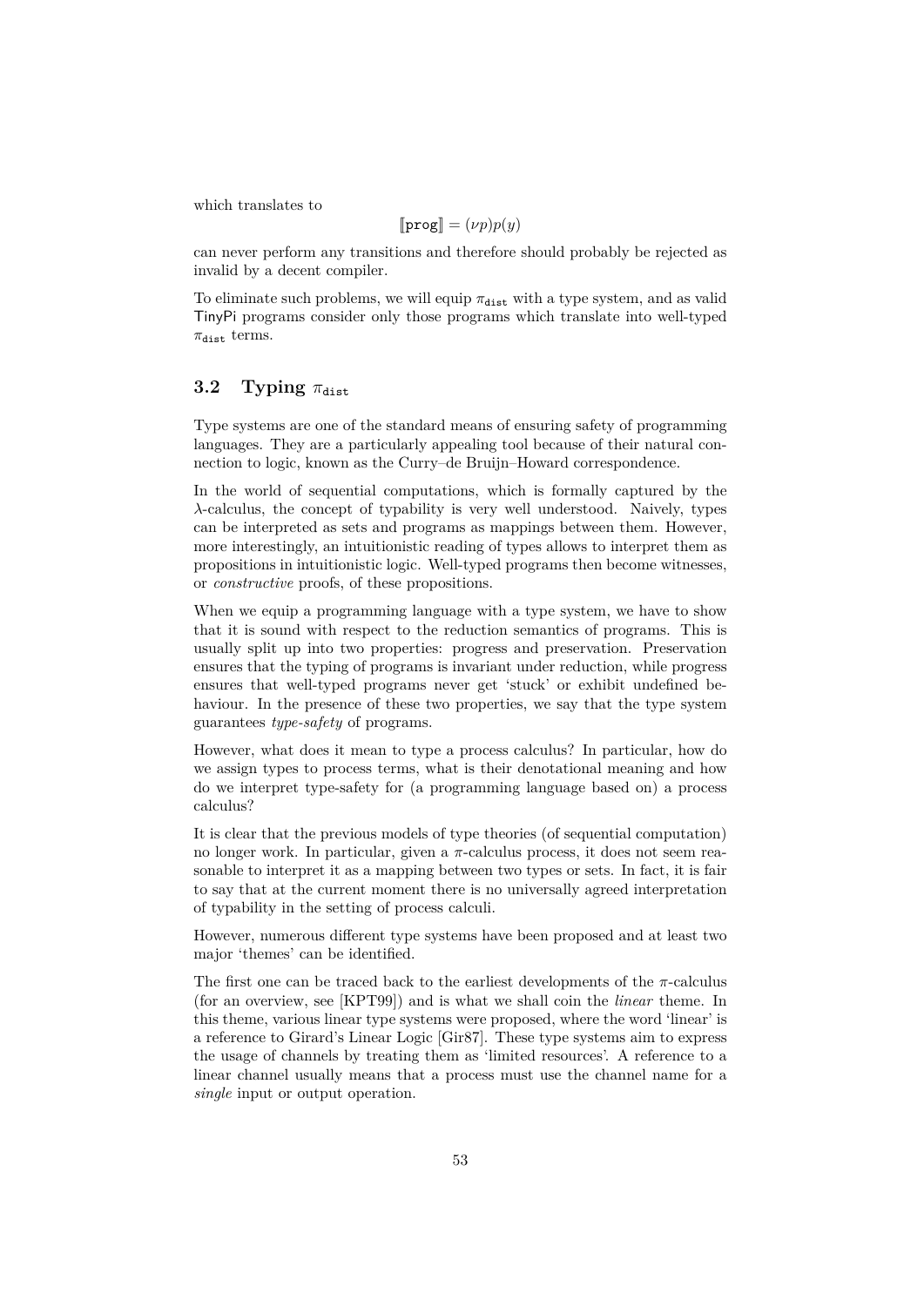which translates to

$$[\![\texttt{prog}]\!] = (\nu p)p(y)$$

can never perform any transitions and therefore should probably be rejected as invalid by a decent compiler.

To eliminate such problems, we will equip $\pi_{\texttt{dist}}$ with a type system, and as valid TinyPi programs consider only those programs which translate into well-typed $\pi_{\texttt{dist}}$ terms.

## 3.2 Typing $\pi_{\texttt{dist}}$

Type systems are one of the standard means of ensuring safety of programming languages. They are a particularly appealing tool because of their natural connection to logic, known as the Curry–de Bruijn–Howard correspondence.

In the world of sequential computations, which is formally captured by the $\lambda$-calculus, the concept of typability is very well understood. Naively, types can be interpreted as sets and programs as mappings between them. However, more interestingly, an intuitionistic reading of types allows to interpret them as propositions in intuitionistic logic. Well-typed programs then become witnesses, or *constructive* proofs, of these propositions.

When we equip a programming language with a type system, we have to show that it is sound with respect to the reduction semantics of programs. This is usually split up into two properties: progress and preservation. Preservation ensures that the typing of programs is invariant under reduction, while progress ensures that well-typed programs never get 'stuck' or exhibit undefined behaviour. In the presence of these two properties, we say that the type system guarantees *type-safety* of programs.

However, what does it mean to type a process calculus? In particular, how do we assign types to process terms, what is their denotational meaning and how do we interpret type-safety for (a programming language based on) a process calculus?

It is clear that the previous models of type theories (of sequential computation) no longer work. In particular, given a $\pi$-calculus process, it does not seem reasonable to interpret it as a mapping between two types or sets. In fact, it is fair to say that at the current moment there is no universally agreed interpretation of typability in the setting of process calculi.

However, numerous different type systems have been proposed and at least two major 'themes' can be identified.

The first one can be traced back to the earliest developments of the $\pi$-calculus (for an overview, see [KPT99]) and is what we shall coin the *linear* theme. In this theme, various linear type systems were proposed, where the word 'linear' is a reference to Girard's Linear Logic [Gir87]. These type systems aim to express the usage of channels by treating them as 'limited resources'. A reference to a linear channel usually means that a process must use the channel name for a *single* input or output operation.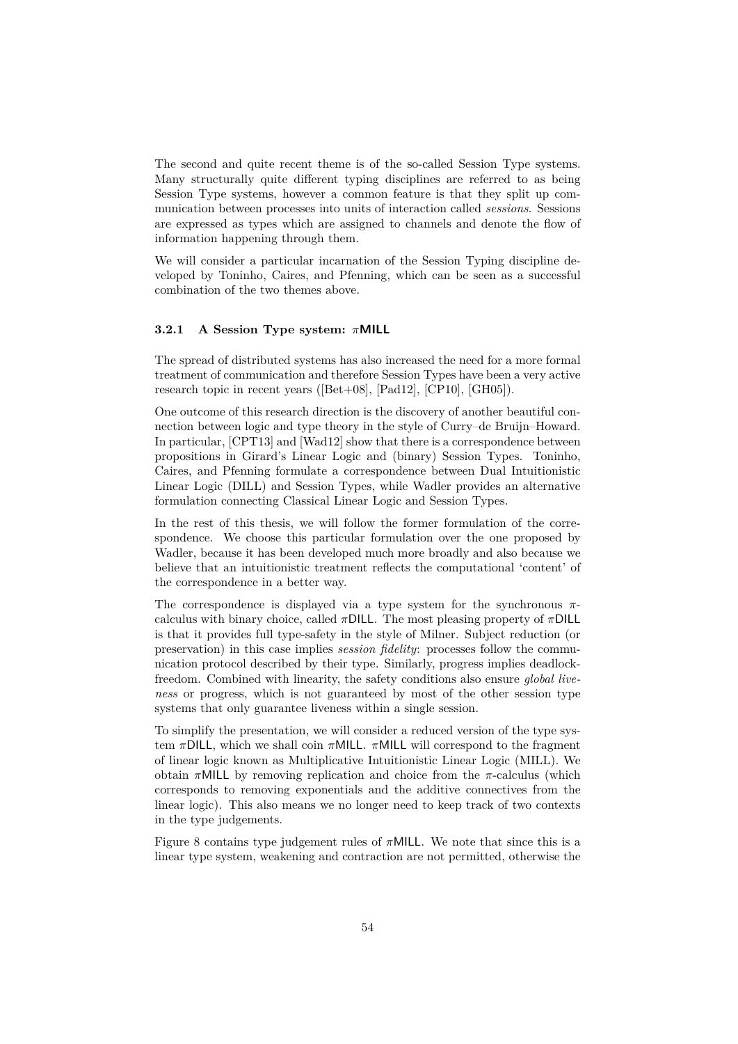The second and quite recent theme is of the so-called Session Type systems. Many structurally quite different typing disciplines are referred to as being Session Type systems, however a common feature is that they split up communication between processes into units of interaction called *sessions*. Sessions are expressed as types which are assigned to channels and denote the flow of information happening through them.

We will consider a particular incarnation of the Session Typing discipline developed by Toninho, Caires, and Pfenning, which can be seen as a successful combination of the two themes above.

### 3.2.1 A Session Type system: $\pi$MILL

The spread of distributed systems has also increased the need for a more formal treatment of communication and therefore Session Types have been a very active research topic in recent years ([Bet+08], [Pad12], [CP10], [GH05]).

One outcome of this research direction is the discovery of another beautiful connection between logic and type theory in the style of Curry–de Bruijn–Howard. In particular, [CPT13] and [Wad12] show that there is a correspondence between propositions in Girard's Linear Logic and (binary) Session Types. Toninho, Caires, and Pfenning formulate a correspondence between Dual Intuitionistic Linear Logic (DILL) and Session Types, while Wadler provides an alternative formulation connecting Classical Linear Logic and Session Types.

In the rest of this thesis, we will follow the former formulation of the correspondence. We choose this particular formulation over the one proposed by Wadler, because it has been developed much more broadly and also because we believe that an intuitionistic treatment reflects the computational 'content' of the correspondence in a better way.

The correspondence is displayed via a type system for the synchronous $\pi$-calculus with binary choice, called $\pi$DILL. The most pleasing property of $\pi$DILL is that it provides full type-safety in the style of Milner. Subject reduction (or preservation) in this case implies *session fidelity*: processes follow the communication protocol described by their type. Similarly, progress implies deadlock-freedom. Combined with linearity, the safety conditions also ensure *global liveness* or progress, which is not guaranteed by most of the other session type systems that only guarantee liveness within a single session.

To simplify the presentation, we will consider a reduced version of the type system $\pi$DILL, which we shall coin $\pi$MILL. $\pi$MILL will correspond to the fragment of linear logic known as Multiplicative Intuitionistic Linear Logic (MILL). We obtain $\pi$MILL by removing replication and choice from the $\pi$-calculus (which corresponds to removing exponentials and the additive connectives from the linear logic). This also means we no longer need to keep track of two contexts in the type judgements.

Figure 8 contains type judgement rules of $\pi$MILL. We note that since this is a linear type system, weakening and contraction are not permitted, otherwise the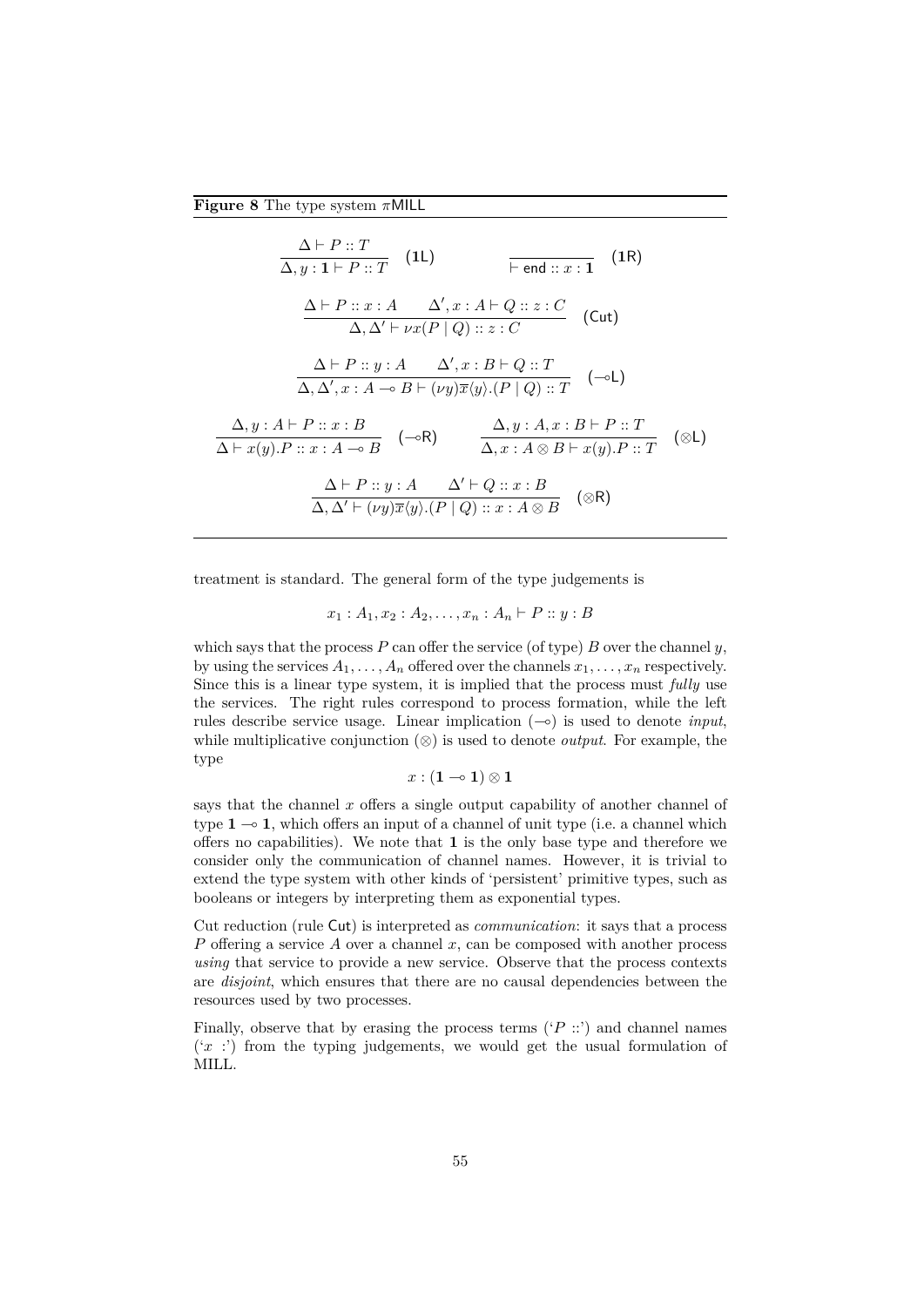**Figure 8** The type system $\pi$MILL

$$\frac{\Delta \vdash P :: T}{\Delta, y : \mathbf{1} \vdash P :: T} \;(\mathsf{1L}) \qquad\qquad \frac{}{\vdash \mathsf{end} :: x : \mathbf{1}} \;(\mathsf{1R})$$

$$\frac{\Delta \vdash P :: x : A \qquad \Delta', x : A \vdash Q :: z : C}{\Delta, \Delta' \vdash \nu x(P \mid Q) :: z : C} \;(\mathsf{Cut})$$

$$\frac{\Delta \vdash P :: y : A \qquad \Delta', x : B \vdash Q :: T}{\Delta, \Delta', x : A \multimap B \vdash (\nu y)\overline{x}\langle y \rangle.(P \mid Q) :: T} \;(\multimap\mathsf{L})$$

$$\frac{\Delta, y : A \vdash P :: x : B}{\Delta \vdash x(y).P :: x : A \multimap B} \;(\multimap\mathsf{R}) \qquad \frac{\Delta, y : A, x : B \vdash P :: T}{\Delta, x : A \otimes B \vdash x(y).P :: T} \;(\otimes\mathsf{L})$$

$$\frac{\Delta \vdash P :: y : A \qquad \Delta' \vdash Q :: x : B}{\Delta, \Delta' \vdash (\nu y)\overline{x}\langle y \rangle.(P \mid Q) :: x : A \otimes B} \;(\otimes\mathsf{R})$$

treatment is standard. The general form of the type judgements is

$$x_1 : A_1, x_2 : A_2, \ldots, x_n : A_n \vdash P :: y : B$$

which says that the process $P$ can offer the service (of type) $B$ over the channel $y$, by using the services $A_1, \ldots, A_n$ offered over the channels $x_1, \ldots, x_n$ respectively. Since this is a linear type system, it is implied that the process must *fully* use the services. The right rules correspond to process formation, while the left rules describe service usage. Linear implication ($\multimap$) is used to denote *input*, while multiplicative conjunction ($\otimes$) is used to denote *output*. For example, the type

$$x : (\mathbf{1} \multimap \mathbf{1}) \otimes \mathbf{1}$$

says that the channel $x$ offers a single output capability of another channel of type $\mathbf{1} \multimap \mathbf{1}$, which offers an input of a channel of unit type (i.e. a channel which offers no capabilities). We note that $\mathbf{1}$ is the only base type and therefore we consider only the communication of channel names. However, it is trivial to extend the type system with other kinds of 'persistent' primitive types, such as booleans or integers by interpreting them as exponential types.

Cut reduction (rule Cut) is interpreted as *communication*: it says that a process $P$ offering a service $A$ over a channel $x$, can be composed with another process *using* that service to provide a new service. Observe that the process contexts are *disjoint*, which ensures that there are no causal dependencies between the resources used by two processes.

Finally, observe that by erasing the process terms ('$P$ ::') and channel names ('$x$ :') from the typing judgements, we would get the usual formulation of MILL.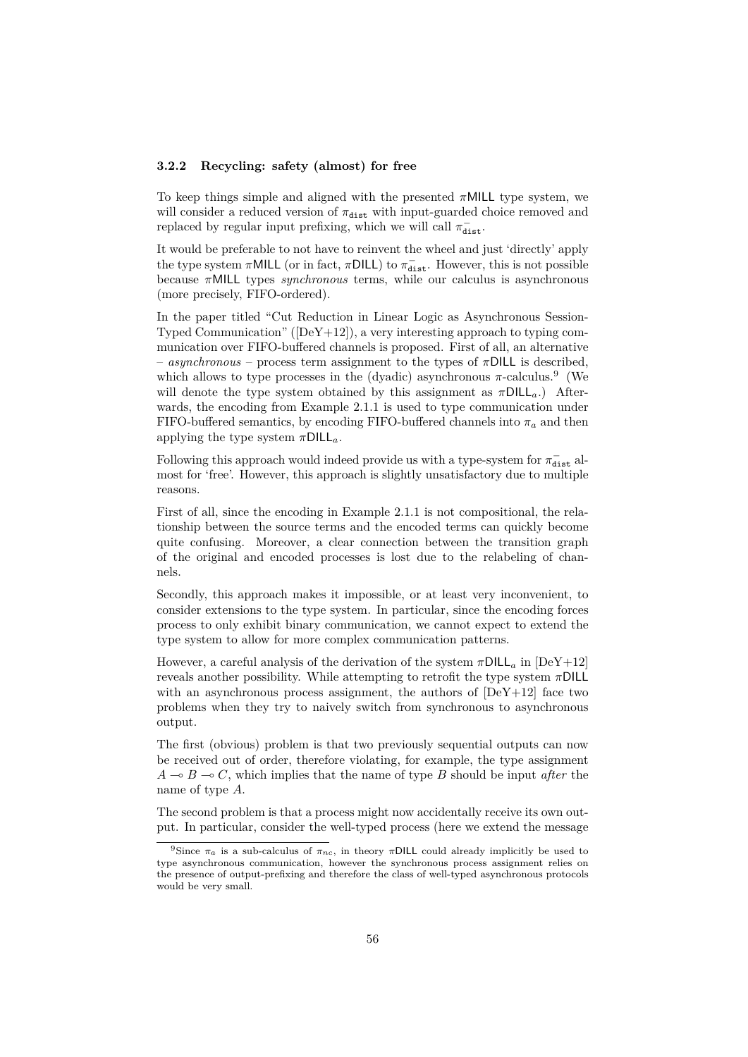### 3.2.2 Recycling: safety (almost) for free

To keep things simple and aligned with the presented $\pi$MILL type system, we will consider a reduced version of $\pi_{\texttt{dist}}$ with input-guarded choice removed and replaced by regular input prefixing, which we will call $\pi^{-}_{\texttt{dist}}$.

It would be preferable to not have to reinvent the wheel and just 'directly' apply the type system $\pi$MILL (or in fact, $\pi$DILL) to $\pi^{-}_{\texttt{dist}}$. However, this is not possible because $\pi$MILL types *synchronous* terms, while our calculus is asynchronous (more precisely, FIFO-ordered).

In the paper titled "Cut Reduction in Linear Logic as Asynchronous Session-Typed Communication" ([DeY+12]), a very interesting approach to typing communication over FIFO-buffered channels is proposed. First of all, an alternative – *asynchronous* – process term assignment to the types of $\pi$DILL is described, which allows to type processes in the (dyadic) asynchronous $\pi$-calculus.[9] (We will denote the type system obtained by this assignment as $\pi\mathsf{DILL}_a$.) Afterwards, the encoding from Example 2.1.1 is used to type communication under FIFO-buffered semantics, by encoding FIFO-buffered channels into $\pi_a$ and then applying the type system $\pi\mathsf{DILL}_a$.

Following this approach would indeed provide us with a type-system for $\pi^{-}_{\texttt{dist}}$ almost for 'free'. However, this approach is slightly unsatisfactory due to multiple reasons.

First of all, since the encoding in Example 2.1.1 is not compositional, the relationship between the source terms and the encoded terms can quickly become quite confusing. Moreover, a clear connection between the transition graph of the original and encoded processes is lost due to the relabeling of channels.

Secondly, this approach makes it impossible, or at least very inconvenient, to consider extensions to the type system. In particular, since the encoding forces process to only exhibit binary communication, we cannot expect to extend the type system to allow for more complex communication patterns.

However, a careful analysis of the derivation of the system $\pi\mathsf{DILL}_a$ in [DeY+12] reveals another possibility. While attempting to retrofit the type system $\pi$DILL with an asynchronous process assignment, the authors of [DeY+12] face two problems when they try to naively switch from synchronous to asynchronous output.

The first (obvious) problem is that two previously sequential outputs can now be received out of order, therefore violating, for example, the type assignment $A \multimap B \multimap C$, which implies that the name of type $B$ should be input *after* the name of type $A$.

The second problem is that a process might now accidentally receive its own output. In particular, consider the well-typed process (here we extend the message

[9] Since $\pi_a$ is a sub-calculus of $\pi_{nc}$, in theory $\pi$DILL could already implicitly be used to type asynchronous communication, however the synchronous process assignment relies on the presence of output-prefixing and therefore the class of well-typed asynchronous protocols would be very small.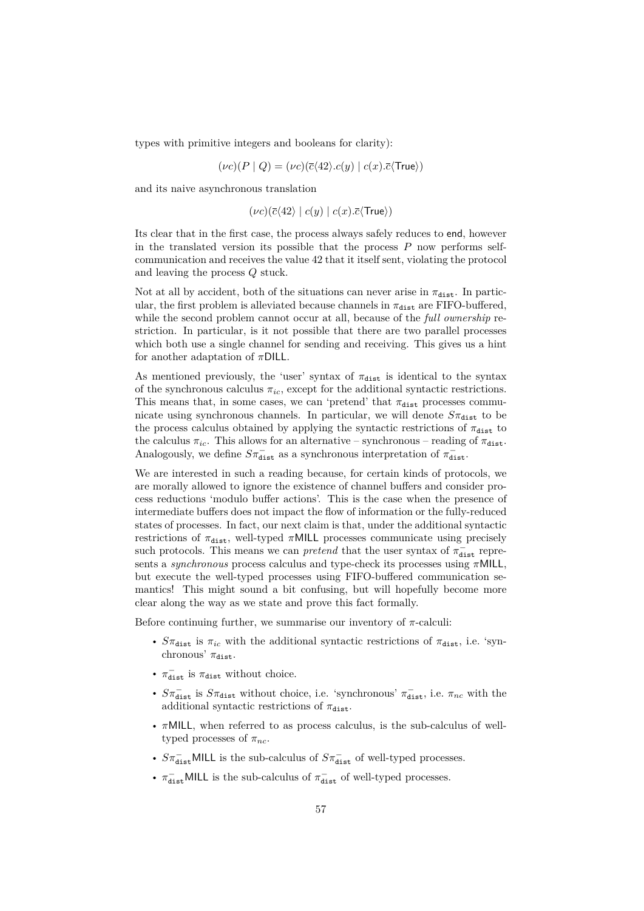types with primitive integers and booleans for clarity):

$$(\nu c)(P \mid Q) = (\nu c)(\overline{c}\langle 42\rangle.c(y) \mid c(x).\overline{c}\langle \mathsf{True}\rangle)$$

and its naive asynchronous translation

$$(\nu c)(\overline{c}\langle 42\rangle \mid c(y) \mid c(x).\overline{c}\langle \mathsf{True}\rangle)$$

Its clear that in the first case, the process always safely reduces to $\mathsf{end}$, however in the translated version its possible that the process $P$ now performs self-communication and receives the value 42 that it itself sent, violating the protocol and leaving the process $Q$ stuck.

Not at all by accident, both of the situations can never arise in $\pi_{\mathtt{dist}}$. In particular, the first problem is alleviated because channels in $\pi_{\mathtt{dist}}$ are FIFO-buffered, while the second problem cannot occur at all, because of the *full ownership* restriction. In particular, is it not possible that there are two parallel processes which both use a single channel for sending and receiving. This gives us a hint for another adaptation of $\pi\mathsf{DILL}$.

As mentioned previously, the 'user' syntax of $\pi_{\mathtt{dist}}$ is identical to the syntax of the synchronous calculus $\pi_{ic}$, except for the additional syntactic restrictions. This means that, in some cases, we can 'pretend' that $\pi_{\mathtt{dist}}$ processes communicate using synchronous channels. In particular, we will denote $S\pi_{\mathtt{dist}}$ to be the process calculus obtained by applying the syntactic restrictions of $\pi_{\mathtt{dist}}$ to the calculus $\pi_{ic}$. This allows for an alternative – synchronous – reading of $\pi_{\mathtt{dist}}$. Analogously, we define $S\pi^{-}_{\mathtt{dist}}$ as a synchronous interpretation of $\pi^{-}_{\mathtt{dist}}$.

We are interested in such a reading because, for certain kinds of protocols, we are morally allowed to ignore the existence of channel buffers and consider process reductions 'modulo buffer actions'. This is the case when the presence of intermediate buffers does not impact the flow of information or the fully-reduced states of processes. In fact, our next claim is that, under the additional syntactic restrictions of $\pi_{\mathtt{dist}}$, well-typed $\pi\mathsf{MILL}$ processes communicate using precisely such protocols. This means we can *pretend* that the user syntax of $\pi^{-}_{\mathtt{dist}}$ represents a *synchronous* process calculus and type-check its processes using $\pi\mathsf{MILL}$, but execute the well-typed processes using FIFO-buffered communication semantics! This might sound a bit confusing, but will hopefully become more clear along the way as we state and prove this fact formally.

Before continuing further, we summarise our inventory of $\pi$-calculi:

- $S\pi_{\mathtt{dist}}$ is $\pi_{ic}$ with the additional syntactic restrictions of $\pi_{\mathtt{dist}}$, i.e. 'synchronous' $\pi_{\mathtt{dist}}$.
- $\pi^{-}_{\mathtt{dist}}$ is $\pi_{\mathtt{dist}}$ without choice.
- $S\pi^{-}_{\mathtt{dist}}$ is $S\pi_{\mathtt{dist}}$ without choice, i.e. 'synchronous' $\pi^{-}_{\mathtt{dist}}$, i.e. $\pi_{nc}$ with the additional syntactic restrictions of $\pi_{\mathtt{dist}}$.
- $\pi\mathsf{MILL}$, when referred to as process calculus, is the sub-calculus of well-typed processes of $\pi_{nc}$.
- $S\pi^{-}_{\mathtt{dist}}\mathsf{MILL}$ is the sub-calculus of $S\pi^{-}_{\mathtt{dist}}$ of well-typed processes.
- $\pi^{-}_{\mathtt{dist}}\mathsf{MILL}$ is the sub-calculus of $\pi^{-}_{\mathtt{dist}}$ of well-typed processes.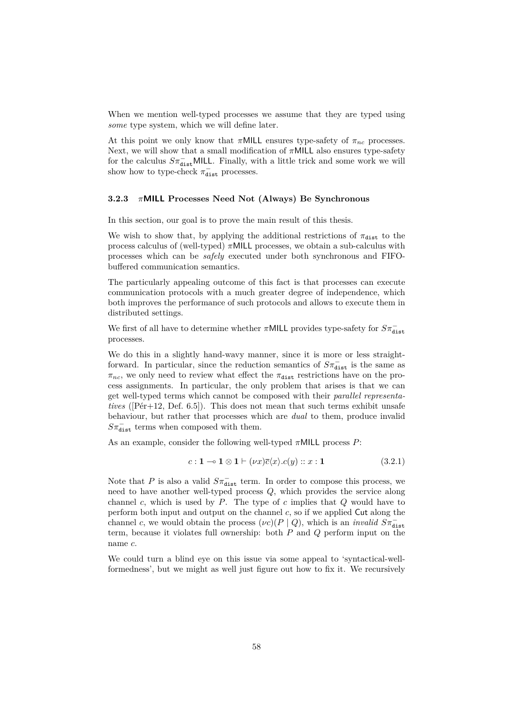When we mention well-typed processes we assume that they are typed using *some* type system, which we will define later.

At this point we only know that $\pi\mathsf{MILL}$ ensures type-safety of $\pi_{nc}$ processes. Next, we will show that a small modification of $\pi\mathsf{MILL}$ also ensures type-safety for the calculus $S\pi^{-}_{\mathtt{dist}}\mathsf{MILL}$. Finally, with a little trick and some work we will show how to type-check $\pi^{-}_{\mathtt{dist}}$ processes.

### 3.2.3 $\pi$MILL Processes Need Not (Always) Be Synchronous

In this section, our goal is to prove the main result of this thesis.

We wish to show that, by applying the additional restrictions of $\pi_{\mathtt{dist}}$ to the process calculus of (well-typed) $\pi\mathsf{MILL}$ processes, we obtain a sub-calculus with processes which can be *safely* executed under both synchronous and FIFO-buffered communication semantics.

The particularly appealing outcome of this fact is that processes can execute communication protocols with a much greater degree of independence, which both improves the performance of such protocols and allows to execute them in distributed settings.

We first of all have to determine whether $\pi\mathsf{MILL}$ provides type-safety for $S\pi^{-}_{\mathtt{dist}}$ processes.

We do this in a slightly hand-wavy manner, since it is more or less straightforward. In particular, since the reduction semantics of $S\pi^{-}_{\mathtt{dist}}$ is the same as $\pi_{nc}$, we only need to review what effect the $\pi_{\mathtt{dist}}$ restrictions have on the process assignments. In particular, the only problem that arises is that we can get well-typed terms which cannot be composed with their *parallel representatives* ([Pér+12, Def. 6.5]). This does not mean that such terms exhibit unsafe behaviour, but rather that processes which are *dual* to them, produce invalid $S\pi^{-}_{\mathtt{dist}}$ terms when composed with them.

As an example, consider the following well-typed $\pi\mathsf{MILL}$ process $P$:

$$c : \mathbf{1} \multimap \mathbf{1} \otimes \mathbf{1} \vdash (\nu x)\overline{c}\langle x\rangle.c(y) :: x : \mathbf{1} \tag{3.2.1}$$

Note that $P$ is also a valid $S\pi^{-}_{\mathtt{dist}}$ term. In order to compose this process, we need to have another well-typed process $Q$, which provides the service along channel $c$, which is used by $P$. The type of $c$ implies that $Q$ would have to perform both input and output on the channel $c$, so if we applied $\mathsf{Cut}$ along the channel $c$, we would obtain the process $(\nu c)(P \mid Q)$, which is an *invalid* $S\pi^{-}_{\mathtt{dist}}$ term, because it violates full ownership: both $P$ and $Q$ perform input on the name $c$.

We could turn a blind eye on this issue via some appeal to 'syntactical-well-formedness', but we might as well just figure out how to fix it. We recursively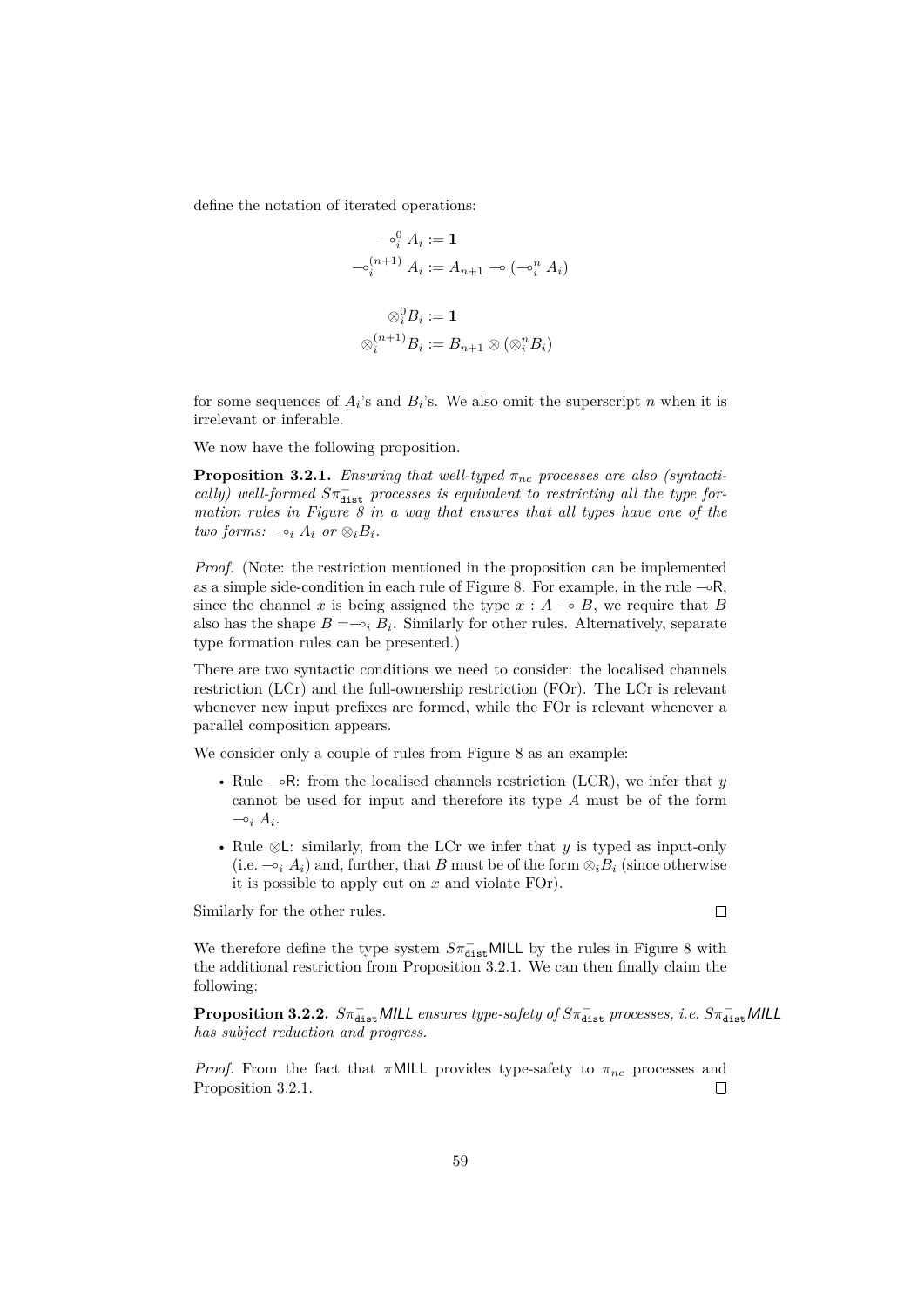define the notation of iterated operations:

$$\multimap_i^0 A_i := \mathbf{1}$$
$$\multimap_i^{(n+1)} A_i := A_{n+1} \multimap (\multimap_i^n A_i)$$

$$\otimes_i^0 B_i := \mathbf{1}$$
$$\otimes_i^{(n+1)} B_i := B_{n+1} \otimes (\otimes_i^n B_i)$$

for some sequences of $A_i$'s and $B_i$'s. We also omit the superscript $n$ when it is irrelevant or inferable.

We now have the following proposition.

**Proposition 3.2.1.** *Ensuring that well-typed $\pi_{nc}$ processes are also (syntactically) well-formed $S\pi^-_{\mathtt{dist}}$ processes is equivalent to restricting all the type formation rules in Figure 8 in a way that ensures that all types have one of the two forms: $\multimap_i A_i$ or $\otimes_i B_i$.*

*Proof.* (Note: the restriction mentioned in the proposition can be implemented as a simple side-condition in each rule of Figure 8. For example, in the rule $\multimap\mathsf{R}$, since the channel $x$ is being assigned the type $x : A \multimap B$, we require that $B$ also has the shape $B = \multimap_i B_i$. Similarly for other rules. Alternatively, separate type formation rules can be presented.)

There are two syntactic conditions we need to consider: the localised channels restriction (LCr) and the full-ownership restriction (FOr). The LCr is relevant whenever new input prefixes are formed, while the FOr is relevant whenever a parallel composition appears.

We consider only a couple of rules from Figure 8 as an example:

- Rule $\multimap\mathsf{R}$: from the localised channels restriction (LCR), we infer that $y$ cannot be used for input and therefore its type $A$ must be of the form $\multimap_i A_i$.
- Rule $\otimes\mathsf{L}$: similarly, from the LCr we infer that $y$ is typed as input-only (i.e. $\multimap_i A_i$) and, further, that $B$ must be of the form $\otimes_i B_i$ (since otherwise it is possible to apply cut on $x$ and violate FOr).

Similarly for the other rules. ∎

We therefore define the type system $S\pi^-_{\mathtt{dist}}\mathsf{MILL}$ by the rules in Figure 8 with the additional restriction from Proposition 3.2.1. We can then finally claim the following:

**Proposition 3.2.2.** *$S\pi^-_{\mathtt{dist}}\mathsf{MILL}$ ensures type-safety of $S\pi^-_{\mathtt{dist}}$ processes, i.e. $S\pi^-_{\mathtt{dist}}\mathsf{MILL}$ has subject reduction and progress.*

*Proof.* From the fact that $\pi\mathsf{MILL}$ provides type-safety to $\pi_{nc}$ processes and Proposition 3.2.1. ∎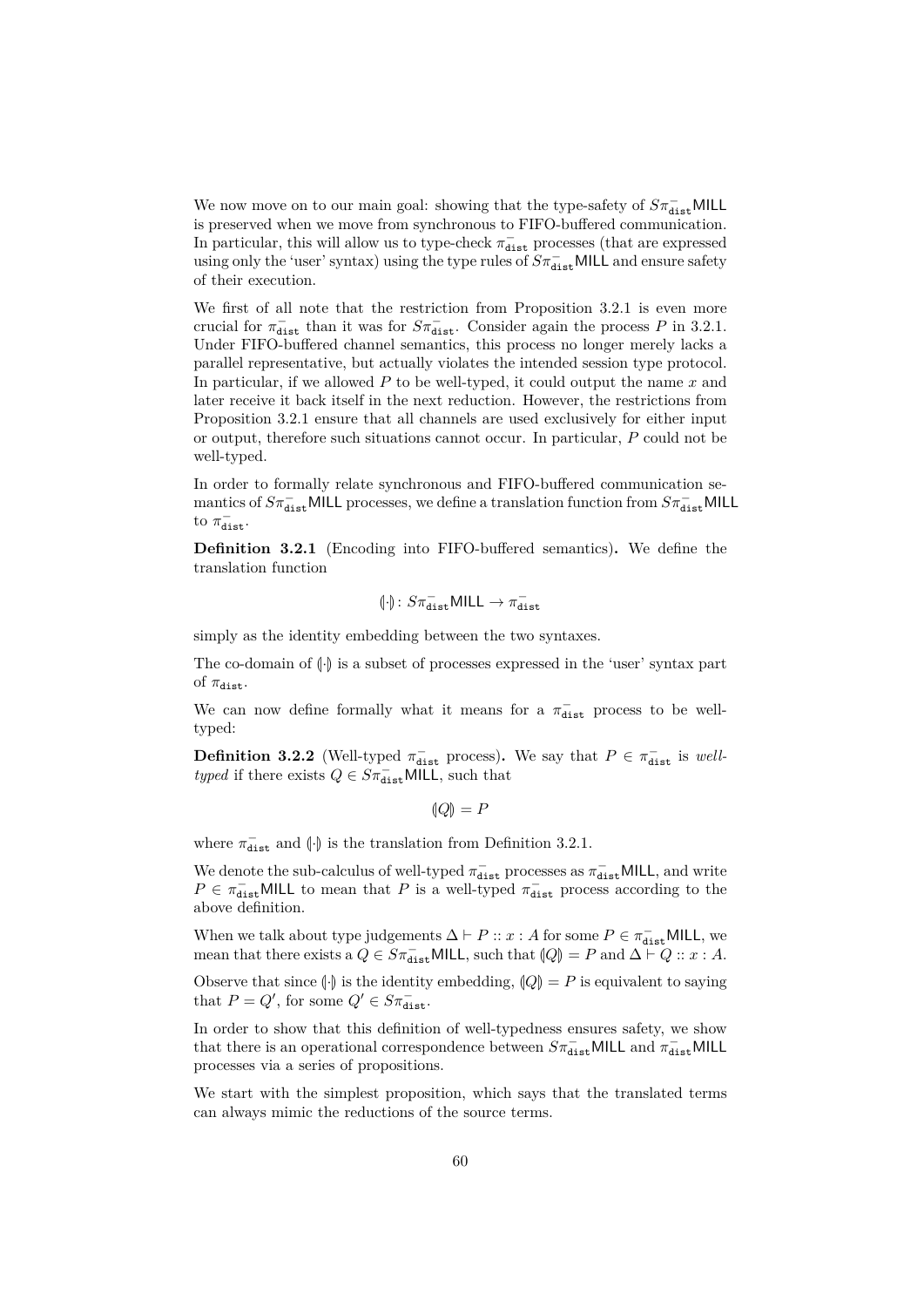We now move on to our main goal: showing that the type-safety of $S\pi^{-}_{\mathtt{dist}}\mathsf{MILL}$ is preserved when we move from synchronous to FIFO-buffered communication. In particular, this will allow us to type-check $\pi^{-}_{\mathtt{dist}}$ processes (that are expressed using only the 'user' syntax) using the type rules of $S\pi^{-}_{\mathtt{dist}}\mathsf{MILL}$ and ensure safety of their execution.

We first of all note that the restriction from Proposition 3.2.1 is even more crucial for $\pi^{-}_{\mathtt{dist}}$ than it was for $S\pi^{-}_{\mathtt{dist}}$. Consider again the process $P$ in 3.2.1. Under FIFO-buffered channel semantics, this process no longer merely lacks a parallel representative, but actually violates the intended session type protocol. In particular, if we allowed $P$ to be well-typed, it could output the name $x$ and later receive it back itself in the next reduction. However, the restrictions from Proposition 3.2.1 ensure that all channels are used exclusively for either input or output, therefore such situations cannot occur. In particular, $P$ could not be well-typed.

In order to formally relate synchronous and FIFO-buffered communication semantics of $S\pi^{-}_{\mathtt{dist}}\mathsf{MILL}$ processes, we define a translation function from $S\pi^{-}_{\mathtt{dist}}\mathsf{MILL}$ to $\pi^{-}_{\mathtt{dist}}$.

**Definition 3.2.1** (Encoding into FIFO-buffered semantics)**.** We define the translation function

$$(\!|\cdot|\!) : S\pi^{-}_{\mathtt{dist}}\mathsf{MILL} \to \pi^{-}_{\mathtt{dist}}$$

simply as the identity embedding between the two syntaxes.

The co-domain of $(\!|\cdot|\!)$ is a subset of processes expressed in the 'user' syntax part of $\pi_{\mathtt{dist}}$.

We can now define formally what it means for a $\pi^{-}_{\mathtt{dist}}$ process to be well-typed:

**Definition 3.2.2** (Well-typed $\pi^{-}_{\mathtt{dist}}$ process)**.** We say that $P \in \pi^{-}_{\mathtt{dist}}$ is *well-typed* if there exists $Q \in S\pi^{-}_{\mathtt{dist}}\mathsf{MILL}$, such that

$$(\!|Q|\!) = P$$

where $\pi^{-}_{\mathtt{dist}}$ and $(\!|\cdot|\!)$ is the translation from Definition 3.2.1.

We denote the sub-calculus of well-typed $\pi^{-}_{\mathtt{dist}}$ processes as $\pi^{-}_{\mathtt{dist}}\mathsf{MILL}$, and write $P \in \pi^{-}_{\mathtt{dist}}\mathsf{MILL}$ to mean that $P$ is a well-typed $\pi^{-}_{\mathtt{dist}}$ process according to the above definition.

When we talk about type judgements $\Delta \vdash P :: x : A$ for some $P \in \pi^{-}_{\mathtt{dist}}\mathsf{MILL}$, we mean that there exists a $Q \in S\pi^{-}_{\mathtt{dist}}\mathsf{MILL}$, such that $(\!|Q|\!) = P$ and $\Delta \vdash Q :: x : A$.

Observe that since $(\!|\cdot|\!)$ is the identity embedding, $(\!|Q|\!) = P$ is equivalent to saying that $P = Q'$, for some $Q' \in S\pi^{-}_{\mathtt{dist}}$.

In order to show that this definition of well-typedness ensures safety, we show that there is an operational correspondence between $S\pi^{-}_{\mathtt{dist}}\mathsf{MILL}$ and $\pi^{-}_{\mathtt{dist}}\mathsf{MILL}$ processes via a series of propositions.

We start with the simplest proposition, which says that the translated terms can always mimic the reductions of the source terms.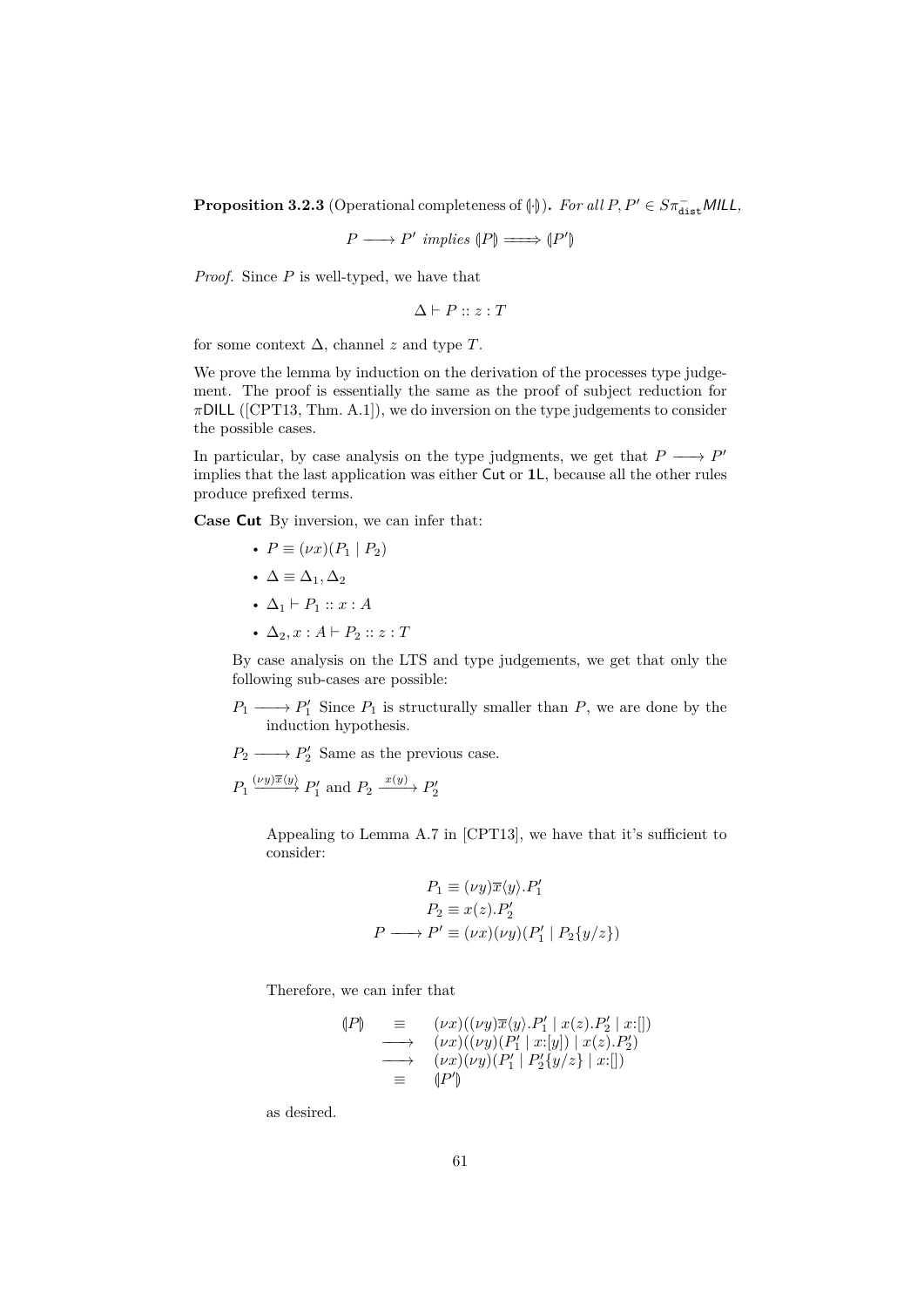**Proposition 3.2.3** (Operational completeness of $(\!|\cdot|\!)$)**.** *For all $P, P' \in S\pi^{-}_{\mathtt{dist}}\mathit{MILL}$,*

$$P \longrightarrow P' \textit{ implies } (\!|P|\!) \Longrightarrow (\!|P'|\!)$$

*Proof.* Since $P$ is well-typed, we have that

$$\Delta \vdash P :: z : T$$

for some context $\Delta$, channel $z$ and type $T$.

We prove the lemma by induction on the derivation of the processes type judgement. The proof is essentially the same as the proof of subject reduction for $\pi$DILL ([CPT13, Thm. A.1]), we do inversion on the type judgements to consider the possible cases.

In particular, by case analysis on the type judgments, we get that $P \longrightarrow P'$ implies that the last application was either Cut or **1L**, because all the other rules produce prefixed terms.

**Case Cut** By inversion, we can infer that:

- $P \equiv (\nu x)(P_1 \mid P_2)$
- $\Delta \equiv \Delta_1, \Delta_2$
- $\Delta_1 \vdash P_1 :: x : A$
- $\Delta_2, x : A \vdash P_2 :: z : T$

By case analysis on the LTS and type judgements, we get that only the following sub-cases are possible:

$P_1 \longrightarrow P_1'$ Since $P_1$ is structurally smaller than $P$, we are done by the induction hypothesis.

$P_2 \longrightarrow P_2'$ Same as the previous case.

$P_1 \xrightarrow{(\nu y)\overline{x}\langle y\rangle} P_1'$ and $P_2 \xrightarrow{x(y)} P_2'$

Appealing to Lemma A.7 in [CPT13], we have that it's sufficient to consider:

$$\begin{aligned} P_1 &\equiv (\nu y)\overline{x}\langle y\rangle.P_1' \\ P_2 &\equiv x(z).P_2' \\ P \longrightarrow P' &\equiv (\nu x)(\nu y)(P_1' \mid P_2\{y/z\}) \end{aligned}$$

Therefore, we can infer that

$$\begin{array}{rcl} (\!|P|\!) & \equiv & (\nu x)((\nu y)\overline{x}\langle y\rangle.P_1' \mid x(z).P_2' \mid x{:}[]) \\ & \longrightarrow & (\nu x)((\nu y)(P_1' \mid x{:}[y]) \mid x(z).P_2') \\ & \longrightarrow & (\nu x)(\nu y)(P_1' \mid P_2'\{y/z\} \mid x{:}[]) \\ & \equiv & (\!|P'|\!) \end{array}$$

as desired.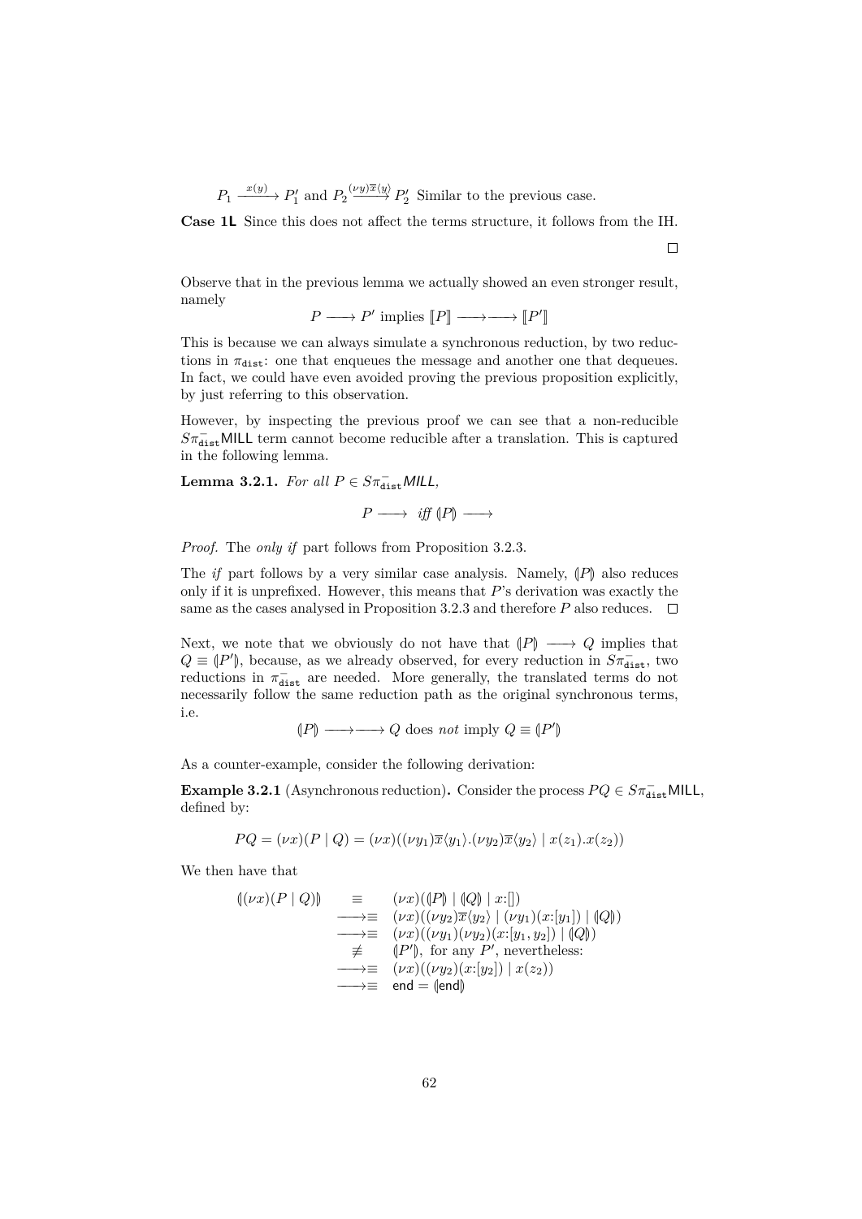$P_1 \xrightarrow{x(y)} P_1'$ and $P_2 \xrightarrow{(\nu y)\overline{x}\langle y\rangle} P_2'$ Similar to the previous case.

**Case 1L** Since this does not affect the terms structure, it follows from the IH.

$\square$

Observe that in the previous lemma we actually showed an even stronger result, namely

$$P \longrightarrow P' \text{ implies } [\![P]\!] \longrightarrow\longrightarrow [\![P']\!]$$

This is because we can always simulate a synchronous reduction, by two reductions in $\pi_{\mathtt{dist}}$: one that enqueues the message and another one that dequeues. In fact, we could have even avoided proving the previous proposition explicitly, by just referring to this observation.

However, by inspecting the previous proof we can see that a non-reducible $S\pi^{-}_{\mathtt{dist}}\mathsf{MILL}$ term cannot become reducible after a translation. This is captured in the following lemma.

**Lemma 3.2.1.** *For all $P \in S\pi^{-}_{\mathtt{dist}}\mathsf{MILL}$,*

$$P \longrightarrow \text{ iff } (\!|P|\!) \longrightarrow$$

*Proof.* The *only if* part follows from Proposition 3.2.3.

The *if* part follows by a very similar case analysis. Namely, $(\!|P|\!)$ also reduces only if it is unprefixed. However, this means that $P$'s derivation was exactly the same as the cases analysed in Proposition 3.2.3 and therefore $P$ also reduces. $\square$

Next, we note that we obviously do not have that $(\!|P|\!) \longrightarrow Q$ implies that $Q \equiv (\!|P'|\!)$, because, as we already observed, for every reduction in $S\pi^{-}_{\mathtt{dist}}$, two reductions in $\pi^{-}_{\mathtt{dist}}$ are needed. More generally, the translated terms do not necessarily follow the same reduction path as the original synchronous terms, i.e.

$$(\!|P|\!) \longrightarrow\longrightarrow Q \text{ does } \textit{not} \text{ imply } Q \equiv (\!|P'|\!)$$

As a counter-example, consider the following derivation:

**Example 3.2.1** (Asynchronous reduction)**.** Consider the process $PQ \in S\pi^{-}_{\mathtt{dist}}\mathsf{MILL}$, defined by:

$$PQ = (\nu x)(P \mid Q) = (\nu x)((\nu y_1)\overline{x}\langle y_1\rangle.(\nu y_2)\overline{x}\langle y_2\rangle \mid x(z_1).x(z_2))$$

We then have that

$$
\begin{array}{rcl}
(\!|(\nu x)(P \mid Q)|\!) & \equiv & (\nu x)((\!|P|\!) \mid (\!|Q|\!) \mid x{:}[]) \\
& \longrightarrow\equiv & (\nu x)((\nu y_2)\overline{x}\langle y_2\rangle \mid (\nu y_1)(x{:}[y_1]) \mid (\!|Q|\!)) \\
& \longrightarrow\equiv & (\nu x)((\nu y_1)(\nu y_2)(x{:}[y_1, y_2]) \mid (\!|Q|\!)) \\
& \not\equiv & (\!|P'|\!), \text{ for any } P', \text{ nevertheless:} \\
& \longrightarrow\equiv & (\nu x)((\nu y_2)(x{:}[y_2]) \mid x(z_2)) \\
& \longrightarrow\equiv & \mathsf{end} = (\!|\mathsf{end}|\!)
\end{array}
$$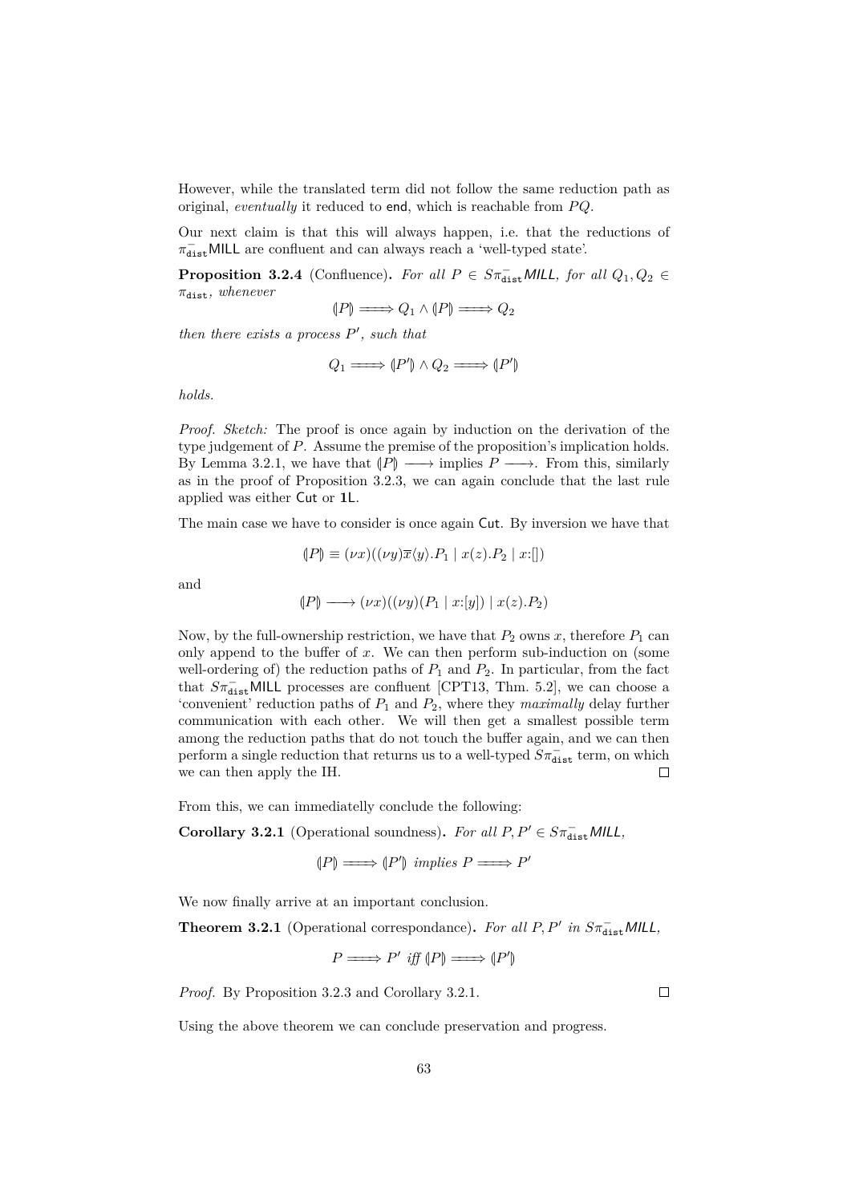However, while the translated term did not follow the same reduction path as original, *eventually* it reduced to $\mathsf{end}$, which is reachable from $PQ$.

Our next claim is that this will always happen, i.e. that the reductions of $\pi^{-}_{\mathtt{dist}}\mathsf{MILL}$ are confluent and can always reach a 'well-typed state'.

**Proposition 3.2.4** (Confluence)**.** *For all $P \in S\pi^{-}_{\mathtt{dist}}\mathit{MILL}$, for all $Q_1, Q_2 \in \pi_{\mathtt{dist}}$, whenever*

$$(\!|P|\!) \Longrightarrow Q_1 \wedge (\!|P|\!) \Longrightarrow Q_2$$

*then there exists a process $P'$, such that*

$$Q_1 \Longrightarrow (\!|P'|\!) \wedge Q_2 \Longrightarrow (\!|P'|\!)$$

*holds.*

*Proof. Sketch:* The proof is once again by induction on the derivation of the type judgement of $P$. Assume the premise of the proposition's implication holds. By Lemma 3.2.1, we have that $(\!|P|\!) \longrightarrow$ implies $P \longrightarrow$. From this, similarly as in the proof of Proposition 3.2.3, we can again conclude that the last rule applied was either $\mathsf{Cut}$ or $\mathbf{1L}$.

The main case we have to consider is once again $\mathsf{Cut}$. By inversion we have that

$$(\!|P|\!) \equiv (\nu x)((\nu y)\overline{x}\langle y\rangle.P_1 \mid x(z).P_2 \mid x{:}[])$$

and

$$(\!|P|\!) \longrightarrow (\nu x)((\nu y)(P_1 \mid x{:}[y]) \mid x(z).P_2)$$

Now, by the full-ownership restriction, we have that $P_2$ owns $x$, therefore $P_1$ can only append to the buffer of $x$. We can then perform sub-induction on (some well-ordering of) the reduction paths of $P_1$ and $P_2$. In particular, from the fact that $S\pi^{-}_{\mathtt{dist}}\mathsf{MILL}$ processes are confluent [CPT13, Thm. 5.2], we can choose a 'convenient' reduction paths of $P_1$ and $P_2$, where they *maximally* delay further communication with each other. We will then get a smallest possible term among the reduction paths that do not touch the buffer again, and we can then perform a single reduction that returns us to a well-typed $S\pi^{-}_{\mathtt{dist}}$ term, on which we can then apply the IH. $\square$

From this, we can immediatelly conclude the following:

**Corollary 3.2.1** (Operational soundness)**.** *For all $P, P' \in S\pi^{-}_{\mathtt{dist}}\mathit{MILL}$,*

$$(\!|P|\!) \Longrightarrow (\!|P'|\!) \text{ implies } P \Longrightarrow P'$$

We now finally arrive at an important conclusion.

**Theorem 3.2.1** (Operational correspondance)**.** *For all $P, P'$ in $S\pi^{-}_{\mathtt{dist}}\mathit{MILL}$,*

$$P \Longrightarrow P' \text{ iff } (\!|P|\!) \Longrightarrow (\!|P'|\!)$$

*Proof.* By Proposition 3.2.3 and Corollary 3.2.1. $\square$

Using the above theorem we can conclude preservation and progress.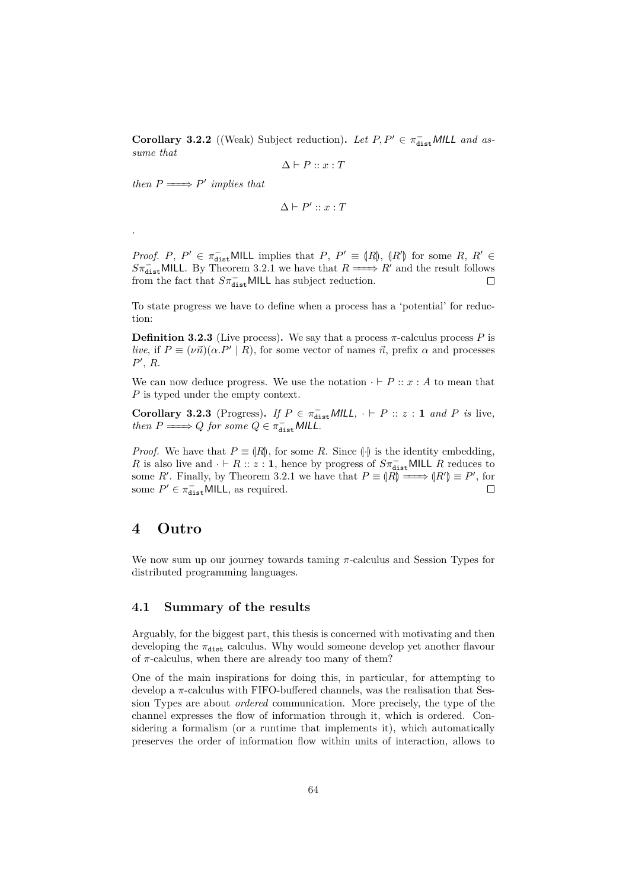**Corollary 3.2.2** ((Weak) Subject reduction)**.** *Let $P, P' \in \pi^{-}_{\mathtt{dist}}\mathsf{MILL}$ and assume that*

$$\Delta \vdash P :: x : T$$

*then $P \Longrightarrow P'$ implies that*

$$\Delta \vdash P' :: x : T$$

.

*Proof.* $P$, $P' \in \pi^{-}_{\mathtt{dist}}\mathsf{MILL}$ implies that $P$, $P' \equiv (\!|R|\!)$, $(\!|R'|\!)$ for some $R$, $R' \in S\pi^{-}_{\mathtt{dist}}\mathsf{MILL}$. By Theorem 3.2.1 we have that $R \Longrightarrow R'$ and the result follows from the fact that $S\pi^{-}_{\mathtt{dist}}\mathsf{MILL}$ has subject reduction. $\square$

To state progress we have to define when a process has a 'potential' for reduction:

**Definition 3.2.3** (Live process)**.** We say that a process $\pi$-calculus process $P$ is *live*, if $P \equiv (\nu\vec{n})(\alpha.P' \mid R)$, for some vector of names $\vec{n}$, prefix $\alpha$ and processes $P'$, $R$.

We can now deduce progress. We use the notation $\cdot \vdash P :: x : A$ to mean that $P$ is typed under the empty context.

**Corollary 3.2.3** (Progress)**.** *If $P \in \pi^{-}_{\mathtt{dist}}\mathsf{MILL}$, $\cdot \vdash P :: z : \mathbf{1}$ and $P$ is* live, *then $P \Longrightarrow Q$ for some $Q \in \pi^{-}_{\mathtt{dist}}\mathsf{MILL}$.*

*Proof.* We have that $P \equiv (\!|R|\!)$, for some $R$. Since $(\!|\cdot|\!)$ is the identity embedding, $R$ is also live and $\cdot \vdash R :: z : \mathbf{1}$, hence by progress of $S\pi^{-}_{\mathtt{dist}}\mathsf{MILL}$ $R$ reduces to some $R'$. Finally, by Theorem 3.2.1 we have that $P \equiv (\!|R|\!) \Longrightarrow (\!|R'|\!) \equiv P'$, for some $P' \in \pi^{-}_{\mathtt{dist}}\mathsf{MILL}$, as required. $\square$

# 4 Outro

We now sum up our journey towards taming $\pi$-calculus and Session Types for distributed programming languages.

## 4.1 Summary of the results

Arguably, for the biggest part, this thesis is concerned with motivating and then developing the $\pi_{\mathtt{dist}}$ calculus. Why would someone develop yet another flavour of $\pi$-calculus, when there are already too many of them?

One of the main inspirations for doing this, in particular, for attempting to develop a $\pi$-calculus with FIFO-buffered channels, was the realisation that Session Types are about *ordered* communication. More precisely, the type of the channel expresses the flow of information through it, which is ordered. Considering a formalism (or a runtime that implements it), which automatically preserves the order of information flow within units of interaction, allows to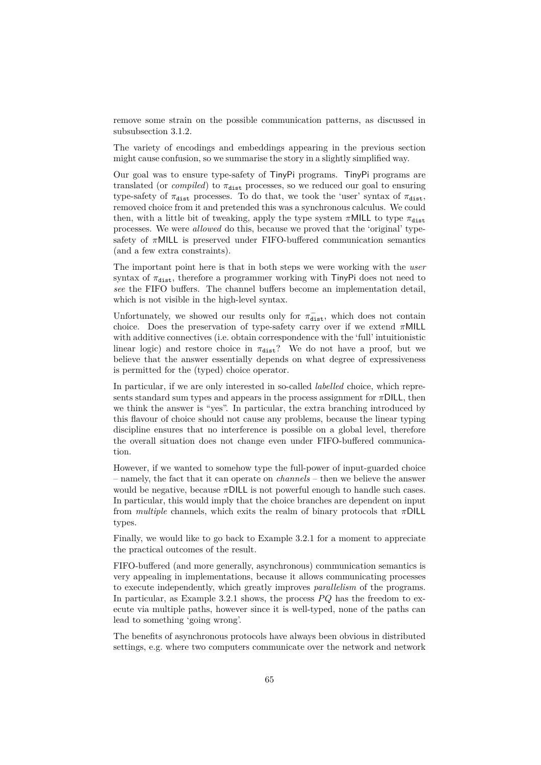remove some strain on the possible communication patterns, as discussed in subsubsection 3.1.2.

The variety of encodings and embeddings appearing in the previous section might cause confusion, so we summarise the story in a slightly simplified way.

Our goal was to ensure type-safety of TinyPi programs. TinyPi programs are translated (or *compiled*) to $\pi_{\mathtt{dist}}$ processes, so we reduced our goal to ensuring type-safety of $\pi_{\mathtt{dist}}$ processes. To do that, we took the 'user' syntax of $\pi_{\mathtt{dist}}$, removed choice from it and pretended this was a synchronous calculus. We could then, with a little bit of tweaking, apply the type system $\pi$MILL to type $\pi_{\mathtt{dist}}$ processes. We were *allowed* do this, because we proved that the 'original' type-safety of $\pi$MILL is preserved under FIFO-buffered communication semantics (and a few extra constraints).

The important point here is that in both steps we were working with the *user* syntax of $\pi_{\mathtt{dist}}$, therefore a programmer working with TinyPi does not need to *see* the FIFO buffers. The channel buffers become an implementation detail, which is not visible in the high-level syntax.

Unfortunately, we showed our results only for $\pi^{-}_{\mathtt{dist}}$, which does not contain choice. Does the preservation of type-safety carry over if we extend $\pi$MILL with additive connectives (i.e. obtain correspondence with the 'full' intuitionistic linear logic) and restore choice in $\pi_{\mathtt{dist}}$? We do not have a proof, but we believe that the answer essentially depends on what degree of expressiveness is permitted for the (typed) choice operator.

In particular, if we are only interested in so-called *labelled* choice, which represents standard sum types and appears in the process assignment for $\pi$DILL, then we think the answer is "yes". In particular, the extra branching introduced by this flavour of choice should not cause any problems, because the linear typing discipline ensures that no interference is possible on a global level, therefore the overall situation does not change even under FIFO-buffered communication.

However, if we wanted to somehow type the full-power of input-guarded choice – namely, the fact that it can operate on *channels* – then we believe the answer would be negative, because $\pi$DILL is not powerful enough to handle such cases. In particular, this would imply that the choice branches are dependent on input from *multiple* channels, which exits the realm of binary protocols that $\pi$DILL types.

Finally, we would like to go back to Example 3.2.1 for a moment to appreciate the practical outcomes of the result.

FIFO-buffered (and more generally, asynchronous) communication semantics is very appealing in implementations, because it allows communicating processes to execute independently, which greatly improves *parallelism* of the programs. In particular, as Example 3.2.1 shows, the process $PQ$ has the freedom to execute via multiple paths, however since it is well-typed, none of the paths can lead to something 'going wrong'.

The benefits of asynchronous protocols have always been obvious in distributed settings, e.g. where two computers communicate over the network and network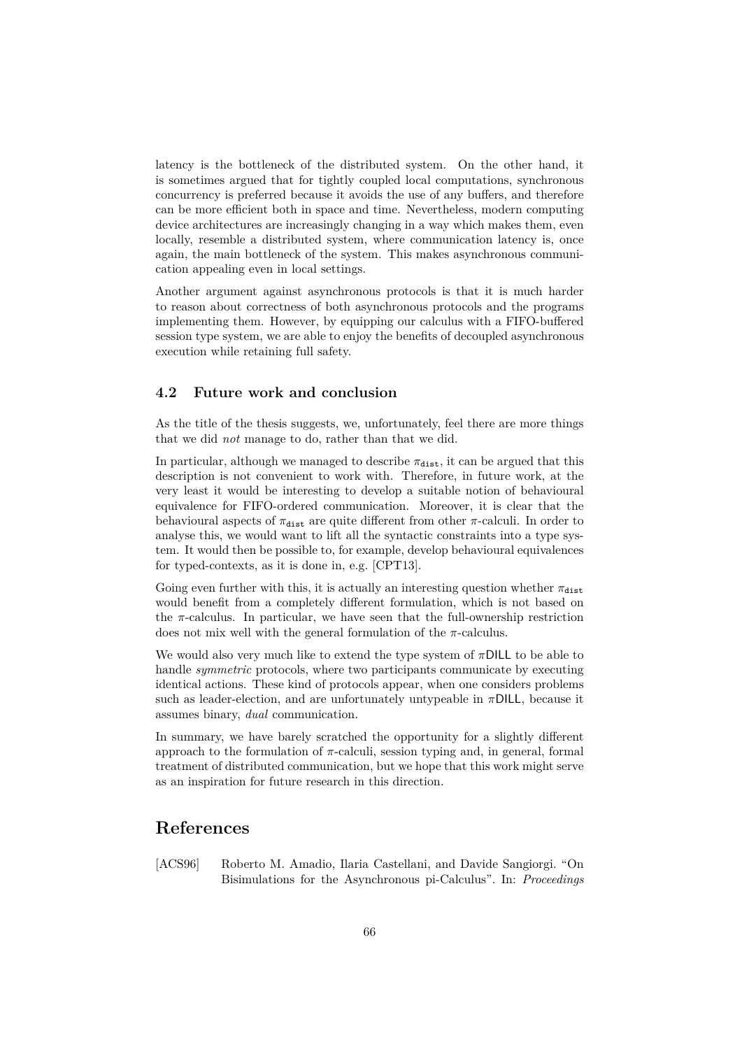latency is the bottleneck of the distributed system. On the other hand, it is sometimes argued that for tightly coupled local computations, synchronous concurrency is preferred because it avoids the use of any buffers, and therefore can be more efficient both in space and time. Nevertheless, modern computing device architectures are increasingly changing in a way which makes them, even locally, resemble a distributed system, where communication latency is, once again, the main bottleneck of the system. This makes asynchronous communication appealing even in local settings.

Another argument against asynchronous protocols is that it is much harder to reason about correctness of both asynchronous protocols and the programs implementing them. However, by equipping our calculus with a FIFO-buffered session type system, we are able to enjoy the benefits of decoupled asynchronous execution while retaining full safety.

### 4.2 Future work and conclusion

As the title of the thesis suggests, we, unfortunately, feel there are more things that we did *not* manage to do, rather than that we did.

In particular, although we managed to describe $\pi_{\texttt{dist}}$, it can be argued that this description is not convenient to work with. Therefore, in future work, at the very least it would be interesting to develop a suitable notion of behavioural equivalence for FIFO-ordered communication. Moreover, it is clear that the behavioural aspects of $\pi_{\texttt{dist}}$ are quite different from other $\pi$-calculi. In order to analyse this, we would want to lift all the syntactic constraints into a type system. It would then be possible to, for example, develop behavioural equivalences for typed-contexts, as it is done in, e.g. [CPT13].

Going even further with this, it is actually an interesting question whether $\pi_{\texttt{dist}}$ would benefit from a completely different formulation, which is not based on the $\pi$-calculus. In particular, we have seen that the full-ownership restriction does not mix well with the general formulation of the $\pi$-calculus.

We would also very much like to extend the type system of $\pi\mathsf{DILL}$ to be able to handle *symmetric* protocols, where two participants communicate by executing identical actions. These kind of protocols appear, when one considers problems such as leader-election, and are unfortunately untypeable in $\pi\mathsf{DILL}$, because it assumes binary, *dual* communication.

In summary, we have barely scratched the opportunity for a slightly different approach to the formulation of $\pi$-calculi, session typing and, in general, formal treatment of distributed communication, but we hope that this work might serve as an inspiration for future research in this direction.

## References

[ACS96] Roberto M. Amadio, Ilaria Castellani, and Davide Sangiorgi. "On Bisimulations for the Asynchronous pi-Calculus". In: *Proceedings*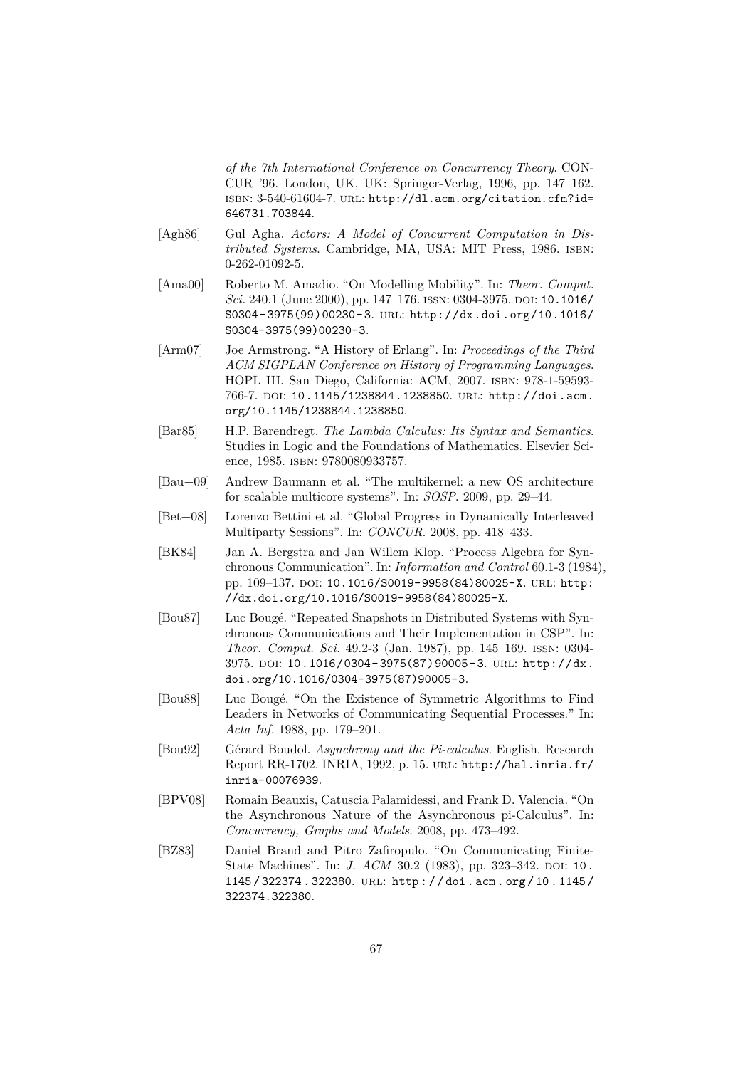*of the 7th International Conference on Concurrency Theory*. CONCUR '96. London, UK, UK: Springer-Verlag, 1996, pp. 147–162. ISBN: 3-540-61604-7. URL: http://dl.acm.org/citation.cfm?id=646731.703844.

[Agh86] Gul Agha. *Actors: A Model of Concurrent Computation in Distributed Systems*. Cambridge, MA, USA: MIT Press, 1986. ISBN: 0-262-01092-5.

[Ama00] Roberto M. Amadio. "On Modelling Mobility". In: *Theor. Comput. Sci.* 240.1 (June 2000), pp. 147–176. ISSN: 0304-3975. DOI: 10.1016/S0304-3975(99)00230-3. URL: http://dx.doi.org/10.1016/S0304-3975(99)00230-3.

[Arm07] Joe Armstrong. "A History of Erlang". In: *Proceedings of the Third ACM SIGPLAN Conference on History of Programming Languages*. HOPL III. San Diego, California: ACM, 2007. ISBN: 978-1-59593-766-7. DOI: 10.1145/1238844.1238850. URL: http://doi.acm.org/10.1145/1238844.1238850.

[Bar85] H.P. Barendregt. *The Lambda Calculus: Its Syntax and Semantics*. Studies in Logic and the Foundations of Mathematics. Elsevier Science, 1985. ISBN: 9780080933757.

[Bau+09] Andrew Baumann et al. "The multikernel: a new OS architecture for scalable multicore systems". In: *SOSP*. 2009, pp. 29–44.

[Bet+08] Lorenzo Bettini et al. "Global Progress in Dynamically Interleaved Multiparty Sessions". In: *CONCUR*. 2008, pp. 418–433.

[BK84] Jan A. Bergstra and Jan Willem Klop. "Process Algebra for Synchronous Communication". In: *Information and Control* 60.1-3 (1984), pp. 109–137. DOI: 10.1016/S0019-9958(84)80025-X. URL: http://dx.doi.org/10.1016/S0019-9958(84)80025-X.

[Bou87] Luc Bougé. "Repeated Snapshots in Distributed Systems with Synchronous Communications and Their Implementation in CSP". In: *Theor. Comput. Sci.* 49.2-3 (Jan. 1987), pp. 145–169. ISSN: 0304-3975. DOI: 10.1016/0304-3975(87)90005-3. URL: http://dx.doi.org/10.1016/0304-3975(87)90005-3.

[Bou88] Luc Bougé. "On the Existence of Symmetric Algorithms to Find Leaders in Networks of Communicating Sequential Processes." In: *Acta Inf.* 1988, pp. 179–201.

[Bou92] Gérard Boudol. *Asynchrony and the Pi-calculus*. English. Research Report RR-1702. INRIA, 1992, p. 15. URL: http://hal.inria.fr/inria-00076939.

[BPV08] Romain Beauxis, Catuscia Palamidessi, and Frank D. Valencia. "On the Asynchronous Nature of the Asynchronous pi-Calculus". In: *Concurrency, Graphs and Models*. 2008, pp. 473–492.

[BZ83] Daniel Brand and Pitro Zafiropulo. "On Communicating Finite-State Machines". In: *J. ACM* 30.2 (1983), pp. 323–342. DOI: 10.1145/322374.322380. URL: http://doi.acm.org/10.1145/322374.322380.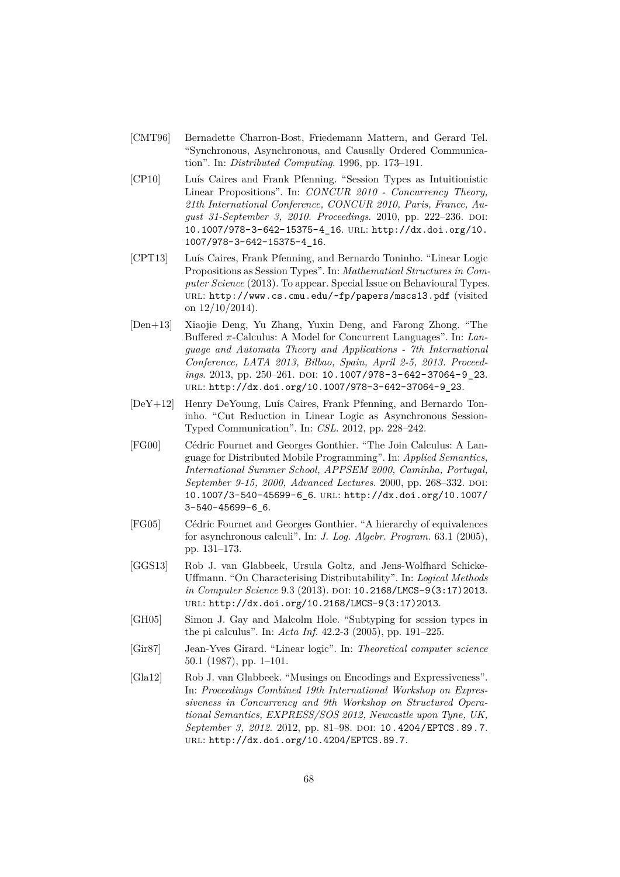[CMT96] Bernadette Charron-Bost, Friedemann Mattern, and Gerard Tel. “Synchronous, Asynchronous, and Causally Ordered Communication”. In: *Distributed Computing*. 1996, pp. 173–191.

[CP10] Luís Caires and Frank Pfenning. “Session Types as Intuitionistic Linear Propositions”. In: *CONCUR 2010 - Concurrency Theory, 21th International Conference, CONCUR 2010, Paris, France, August 31-September 3, 2010. Proceedings*. 2010, pp. 222–236. DOI: 10.1007/978-3-642-15375-4_16. URL: http://dx.doi.org/10.1007/978-3-642-15375-4_16.

[CPT13] Luís Caires, Frank Pfenning, and Bernardo Toninho. “Linear Logic Propositions as Session Types”. In: *Mathematical Structures in Computer Science* (2013). To appear. Special Issue on Behavioural Types. URL: http://www.cs.cmu.edu/~fp/papers/mscs13.pdf (visited on 12/10/2014).

[Den+13] Xiaojie Deng, Yu Zhang, Yuxin Deng, and Farong Zhong. “The Buffered $\pi$-Calculus: A Model for Concurrent Languages”. In: *Language and Automata Theory and Applications - 7th International Conference, LATA 2013, Bilbao, Spain, April 2-5, 2013. Proceedings*. 2013, pp. 250–261. DOI: 10.1007/978-3-642-37064-9_23. URL: http://dx.doi.org/10.1007/978-3-642-37064-9_23.

[DeY+12] Henry DeYoung, Luís Caires, Frank Pfenning, and Bernardo Toninho. “Cut Reduction in Linear Logic as Asynchronous Session-Typed Communication”. In: *CSL*. 2012, pp. 228–242.

[FG00] Cédric Fournet and Georges Gonthier. “The Join Calculus: A Language for Distributed Mobile Programming”. In: *Applied Semantics, International Summer School, APPSEM 2000, Caminha, Portugal, September 9-15, 2000, Advanced Lectures*. 2000, pp. 268–332. DOI: 10.1007/3-540-45699-6_6. URL: http://dx.doi.org/10.1007/3-540-45699-6_6.

[FG05] Cédric Fournet and Georges Gonthier. “A hierarchy of equivalences for asynchronous calculi”. In: *J. Log. Algebr. Program.* 63.1 (2005), pp. 131–173.

[GGS13] Rob J. van Glabbeek, Ursula Goltz, and Jens-Wolfhard Schicke-Uffmann. “On Characterising Distributability”. In: *Logical Methods in Computer Science* 9.3 (2013). DOI: 10.2168/LMCS-9(3:17)2013. URL: http://dx.doi.org/10.2168/LMCS-9(3:17)2013.

[GH05] Simon J. Gay and Malcolm Hole. “Subtyping for session types in the pi calculus”. In: *Acta Inf.* 42.2-3 (2005), pp. 191–225.

[Gir87] Jean-Yves Girard. “Linear logic”. In: *Theoretical computer science* 50.1 (1987), pp. 1–101.

[Gla12] Rob J. van Glabbeek. “Musings on Encodings and Expressiveness”. In: *Proceedings Combined 19th International Workshop on Expressiveness in Concurrency and 9th Workshop on Structured Operational Semantics, EXPRESS/SOS 2012, Newcastle upon Tyne, UK, September 3, 2012*. 2012, pp. 81–98. DOI: 10.4204/EPTCS.89.7. URL: http://dx.doi.org/10.4204/EPTCS.89.7.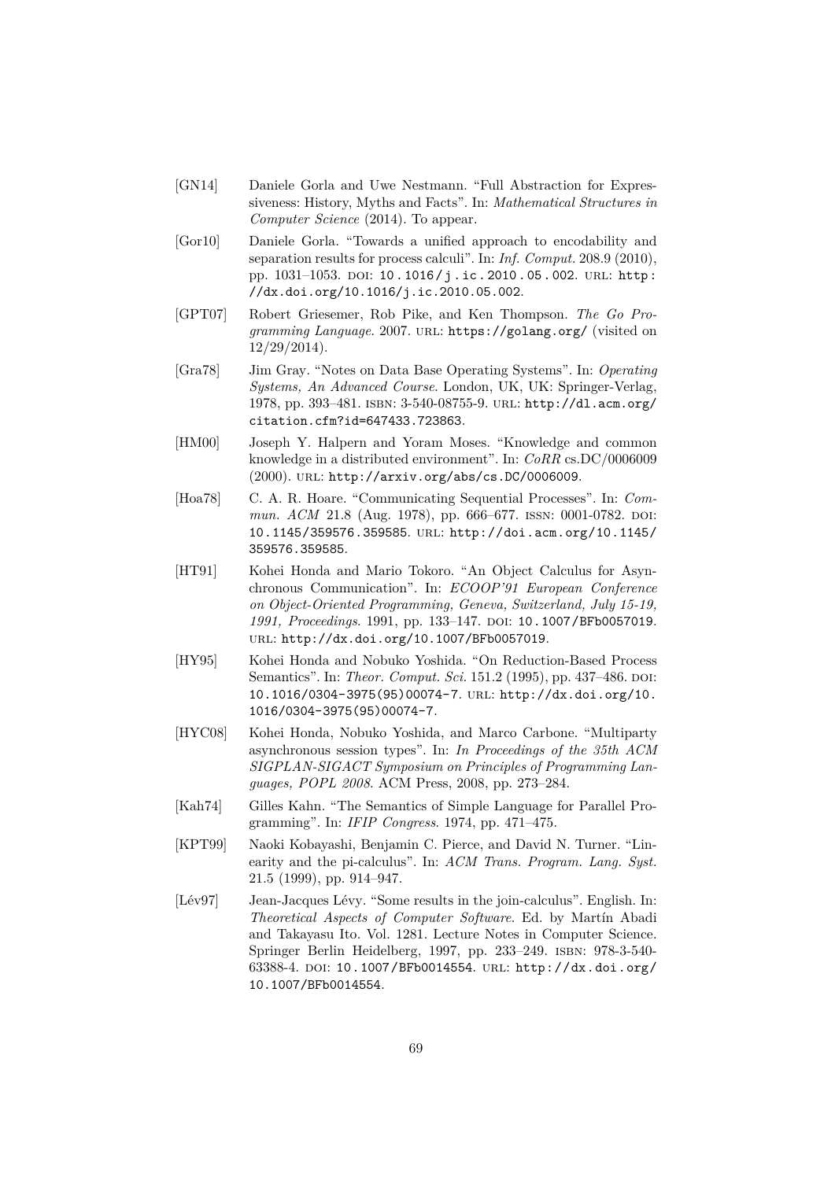[GN14] Daniele Gorla and Uwe Nestmann. "Full Abstraction for Expressiveness: History, Myths and Facts". In: *Mathematical Structures in Computer Science* (2014). To appear.

[Gor10] Daniele Gorla. "Towards a unified approach to encodability and separation results for process calculi". In: *Inf. Comput.* 208.9 (2010), pp. 1031–1053. DOI: 10.1016/j.ic.2010.05.002. URL: http://dx.doi.org/10.1016/j.ic.2010.05.002.

[GPT07] Robert Griesemer, Rob Pike, and Ken Thompson. *The Go Programming Language*. 2007. URL: https://golang.org/ (visited on 12/29/2014).

[Gra78] Jim Gray. "Notes on Data Base Operating Systems". In: *Operating Systems, An Advanced Course*. London, UK, UK: Springer-Verlag, 1978, pp. 393–481. ISBN: 3-540-08755-9. URL: http://dl.acm.org/citation.cfm?id=647433.723863.

[HM00] Joseph Y. Halpern and Yoram Moses. "Knowledge and common knowledge in a distributed environment". In: *CoRR* cs.DC/0006009 (2000). URL: http://arxiv.org/abs/cs.DC/0006009.

[Hoa78] C. A. R. Hoare. "Communicating Sequential Processes". In: *Commun. ACM* 21.8 (Aug. 1978), pp. 666–677. ISSN: 0001-0782. DOI: 10.1145/359576.359585. URL: http://doi.acm.org/10.1145/359576.359585.

[HT91] Kohei Honda and Mario Tokoro. "An Object Calculus for Asynchronous Communication". In: *ECOOP'91 European Conference on Object-Oriented Programming, Geneva, Switzerland, July 15-19, 1991, Proceedings*. 1991, pp. 133–147. DOI: 10.1007/BFb0057019. URL: http://dx.doi.org/10.1007/BFb0057019.

[HY95] Kohei Honda and Nobuko Yoshida. "On Reduction-Based Process Semantics". In: *Theor. Comput. Sci.* 151.2 (1995), pp. 437–486. DOI: 10.1016/0304-3975(95)00074-7. URL: http://dx.doi.org/10.1016/0304-3975(95)00074-7.

[HYC08] Kohei Honda, Nobuko Yoshida, and Marco Carbone. "Multiparty asynchronous session types". In: *In Proceedings of the 35th ACM SIGPLAN-SIGACT Symposium on Principles of Programming Languages, POPL 2008*. ACM Press, 2008, pp. 273–284.

[Kah74] Gilles Kahn. "The Semantics of Simple Language for Parallel Programming". In: *IFIP Congress*. 1974, pp. 471–475.

[KPT99] Naoki Kobayashi, Benjamin C. Pierce, and David N. Turner. "Linearity and the pi-calculus". In: *ACM Trans. Program. Lang. Syst.* 21.5 (1999), pp. 914–947.

[Lév97] Jean-Jacques Lévy. "Some results in the join-calculus". English. In: *Theoretical Aspects of Computer Software*. Ed. by Martín Abadi and Takayasu Ito. Vol. 1281. Lecture Notes in Computer Science. Springer Berlin Heidelberg, 1997, pp. 233–249. ISBN: 978-3-540-63388-4. DOI: 10.1007/BFb0014554. URL: http://dx.doi.org/10.1007/BFb0014554.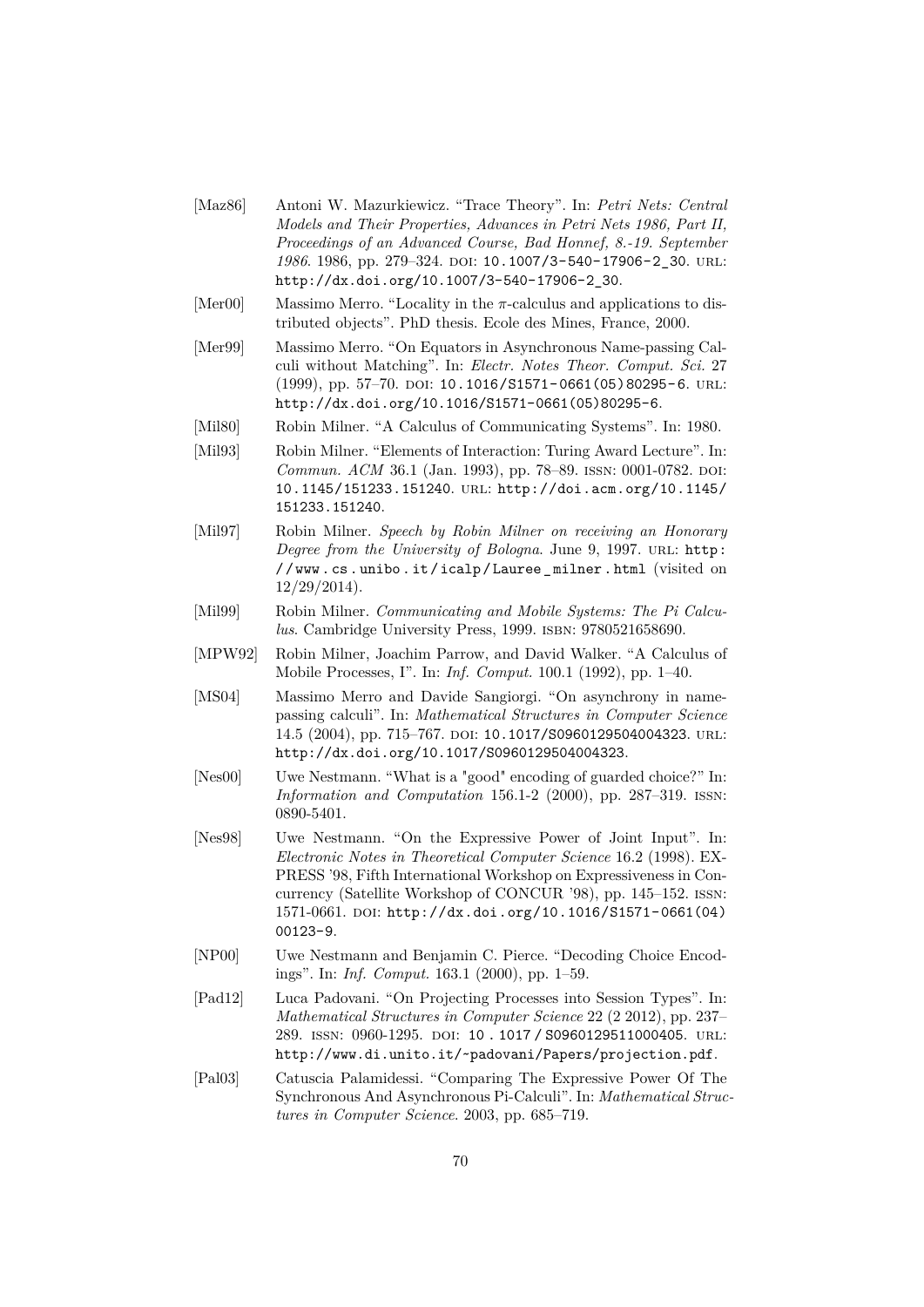[Maz86] Antoni W. Mazurkiewicz. “Trace Theory”. In: *Petri Nets: Central Models and Their Properties, Advances in Petri Nets 1986, Part II, Proceedings of an Advanced Course, Bad Honnef, 8.-19. September 1986*. 1986, pp. 279–324. DOI: 10.1007/3-540-17906-2_30. URL: http://dx.doi.org/10.1007/3-540-17906-2_30.

[Mer00] Massimo Merro. “Locality in the $\pi$-calculus and applications to distributed objects”. PhD thesis. Ecole des Mines, France, 2000.

[Mer99] Massimo Merro. “On Equators in Asynchronous Name-passing Calculi without Matching”. In: *Electr. Notes Theor. Comput. Sci.* 27 (1999), pp. 57–70. DOI: 10.1016/S1571-0661(05)80295-6. URL: http://dx.doi.org/10.1016/S1571-0661(05)80295-6.

[Mil80] Robin Milner. “A Calculus of Communicating Systems”. In: 1980.

[Mil93] Robin Milner. “Elements of Interaction: Turing Award Lecture”. In: *Commun. ACM* 36.1 (Jan. 1993), pp. 78–89. ISSN: 0001-0782. DOI: 10.1145/151233.151240. URL: http://doi.acm.org/10.1145/151233.151240.

[Mil97] Robin Milner. *Speech by Robin Milner on receiving an Honorary Degree from the University of Bologna*. June 9, 1997. URL: http://www.cs.unibo.it/icalp/Lauree_milner.html (visited on 12/29/2014).

[Mil99] Robin Milner. *Communicating and Mobile Systems: The Pi Calculus*. Cambridge University Press, 1999. ISBN: 9780521658690.

[MPW92] Robin Milner, Joachim Parrow, and David Walker. “A Calculus of Mobile Processes, I”. In: *Inf. Comput.* 100.1 (1992), pp. 1–40.

[MS04] Massimo Merro and Davide Sangiorgi. “On asynchrony in name-passing calculi”. In: *Mathematical Structures in Computer Science* 14.5 (2004), pp. 715–767. DOI: 10.1017/S0960129504004323. URL: http://dx.doi.org/10.1017/S0960129504004323.

[Nes00] Uwe Nestmann. “What is a "good" encoding of guarded choice?” In: *Information and Computation* 156.1-2 (2000), pp. 287–319. ISSN: 0890-5401.

[Nes98] Uwe Nestmann. “On the Expressive Power of Joint Input”. In: *Electronic Notes in Theoretical Computer Science* 16.2 (1998). EXPRESS '98, Fifth International Workshop on Expressiveness in Concurrency (Satellite Workshop of CONCUR '98), pp. 145–152. ISSN: 1571-0661. DOI: http://dx.doi.org/10.1016/S1571-0661(04)00123-9.

[NP00] Uwe Nestmann and Benjamin C. Pierce. “Decoding Choice Encodings”. In: *Inf. Comput.* 163.1 (2000), pp. 1–59.

[Pad12] Luca Padovani. “On Projecting Processes into Session Types”. In: *Mathematical Structures in Computer Science* 22 (2 2012), pp. 237–289. ISSN: 0960-1295. DOI: 10.1017/S0960129511000405. URL: http://www.di.unito.it/~padovani/Papers/projection.pdf.

[Pal03] Catuscia Palamidessi. “Comparing The Expressive Power Of The Synchronous And Asynchronous Pi-Calculi”. In: *Mathematical Structures in Computer Science*. 2003, pp. 685–719.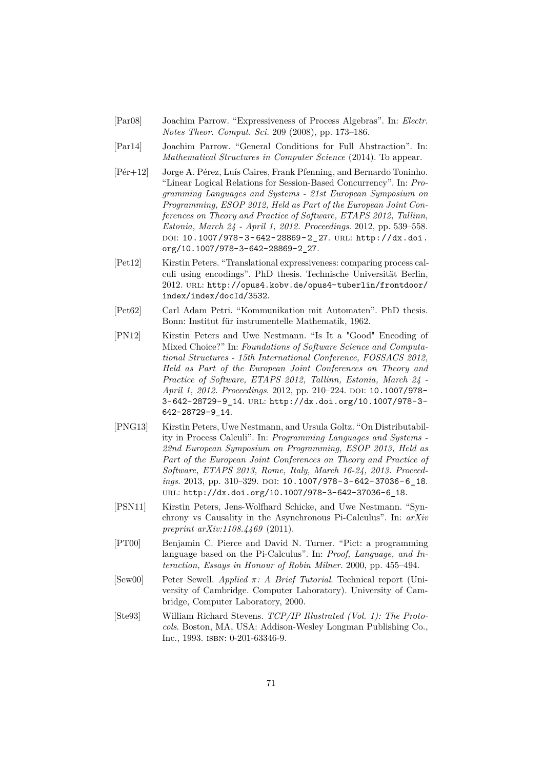[Par08] Joachim Parrow. "Expressiveness of Process Algebras". In: *Electr. Notes Theor. Comput. Sci.* 209 (2008), pp. 173–186.

[Par14] Joachim Parrow. "General Conditions for Full Abstraction". In: *Mathematical Structures in Computer Science* (2014). To appear.

[Pér+12] Jorge A. Pérez, Luís Caires, Frank Pfenning, and Bernardo Toninho. "Linear Logical Relations for Session-Based Concurrency". In: *Programming Languages and Systems - 21st European Symposium on Programming, ESOP 2012, Held as Part of the European Joint Conferences on Theory and Practice of Software, ETAPS 2012, Tallinn, Estonia, March 24 - April 1, 2012. Proceedings*. 2012, pp. 539–558. DOI: 10.1007/978-3-642-28869-2_27. URL: http://dx.doi.org/10.1007/978-3-642-28869-2_27.

[Pet12] Kirstin Peters. "Translational expressiveness: comparing process calculi using encodings". PhD thesis. Technische Universität Berlin, 2012. URL: http://opus4.kobv.de/opus4-tuberlin/frontdoor/index/index/docId/3532.

[Pet62] Carl Adam Petri. "Kommunikation mit Automaten". PhD thesis. Bonn: Institut für instrumentelle Mathematik, 1962.

[PN12] Kirstin Peters and Uwe Nestmann. "Is It a "Good" Encoding of Mixed Choice?" In: *Foundations of Software Science and Computational Structures - 15th International Conference, FOSSACS 2012, Held as Part of the European Joint Conferences on Theory and Practice of Software, ETAPS 2012, Tallinn, Estonia, March 24 - April 1, 2012. Proceedings*. 2012, pp. 210–224. DOI: 10.1007/978-3-642-28729-9_14. URL: http://dx.doi.org/10.1007/978-3-642-28729-9_14.

[PNG13] Kirstin Peters, Uwe Nestmann, and Ursula Goltz. "On Distributability in Process Calculi". In: *Programming Languages and Systems - 22nd European Symposium on Programming, ESOP 2013, Held as Part of the European Joint Conferences on Theory and Practice of Software, ETAPS 2013, Rome, Italy, March 16-24, 2013. Proceedings*. 2013, pp. 310–329. DOI: 10.1007/978-3-642-37036-6_18. URL: http://dx.doi.org/10.1007/978-3-642-37036-6_18.

[PSN11] Kirstin Peters, Jens-Wolfhard Schicke, and Uwe Nestmann. "Synchrony vs Causality in the Asynchronous Pi-Calculus". In: *arXiv preprint arXiv:1108.4469* (2011).

[PT00] Benjamin C. Pierce and David N. Turner. "Pict: a programming language based on the Pi-Calculus". In: *Proof, Language, and Interaction, Essays in Honour of Robin Milner*. 2000, pp. 455–494.

[Sew00] Peter Sewell. *Applied π: A Brief Tutorial*. Technical report (University of Cambridge. Computer Laboratory). University of Cambridge, Computer Laboratory, 2000.

[Ste93] William Richard Stevens. *TCP/IP Illustrated (Vol. 1): The Protocols*. Boston, MA, USA: Addison-Wesley Longman Publishing Co., Inc., 1993. ISBN: 0-201-63346-9.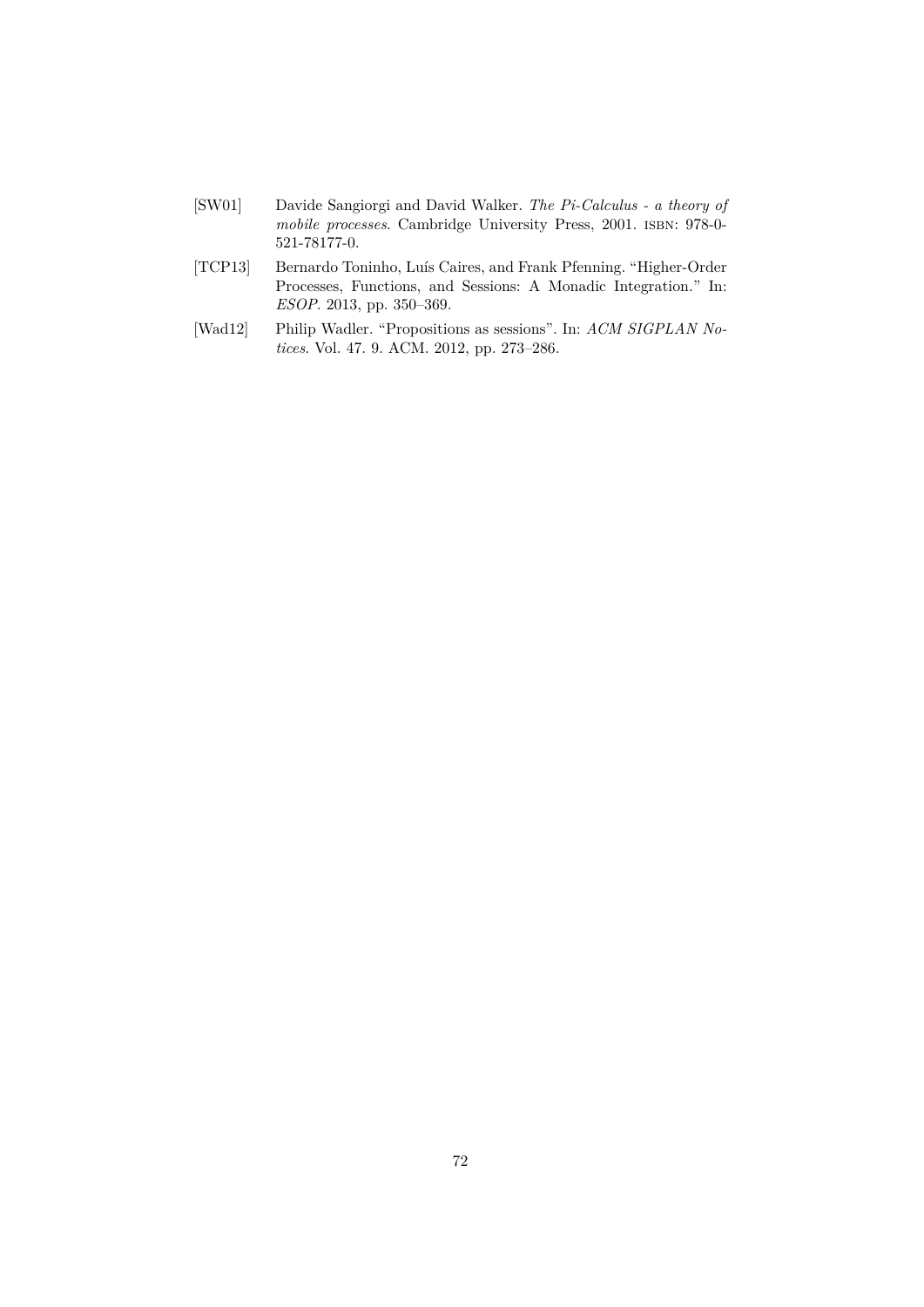[SW01] Davide Sangiorgi and David Walker. *The Pi-Calculus - a theory of mobile processes*. Cambridge University Press, 2001. ISBN: 978-0-521-78177-0.

[TCP13] Bernardo Toninho, Luís Caires, and Frank Pfenning. “Higher-Order Processes, Functions, and Sessions: A Monadic Integration.” In: *ESOP*. 2013, pp. 350–369.

[Wad12] Philip Wadler. “Propositions as sessions”. In: *ACM SIGPLAN Notices*. Vol. 47. 9. ACM. 2012, pp. 273–286.